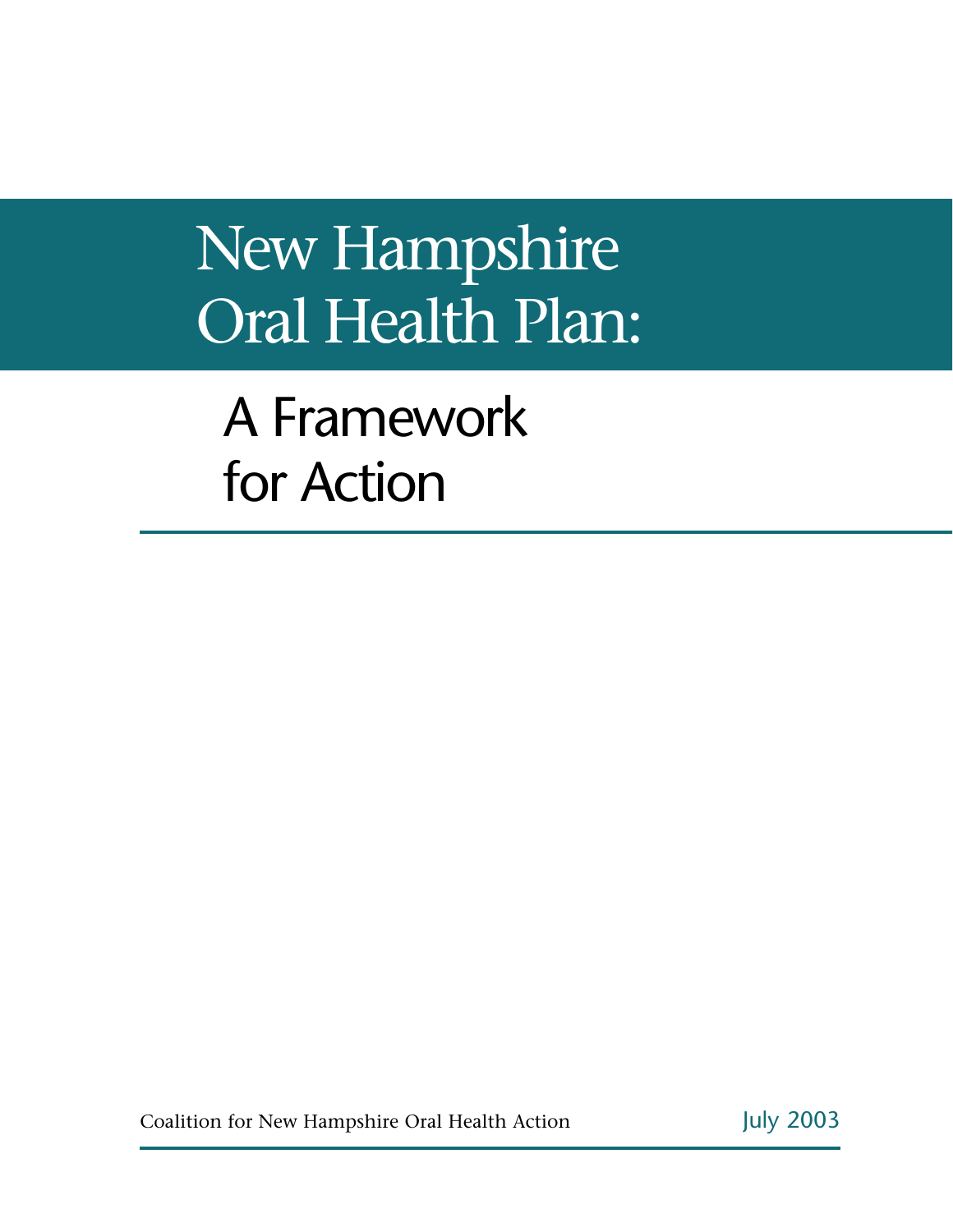# New Hampshire Oral Health Plan:

## A Framework for Action

Coalition for New Hampshire Oral Health Action

July 2003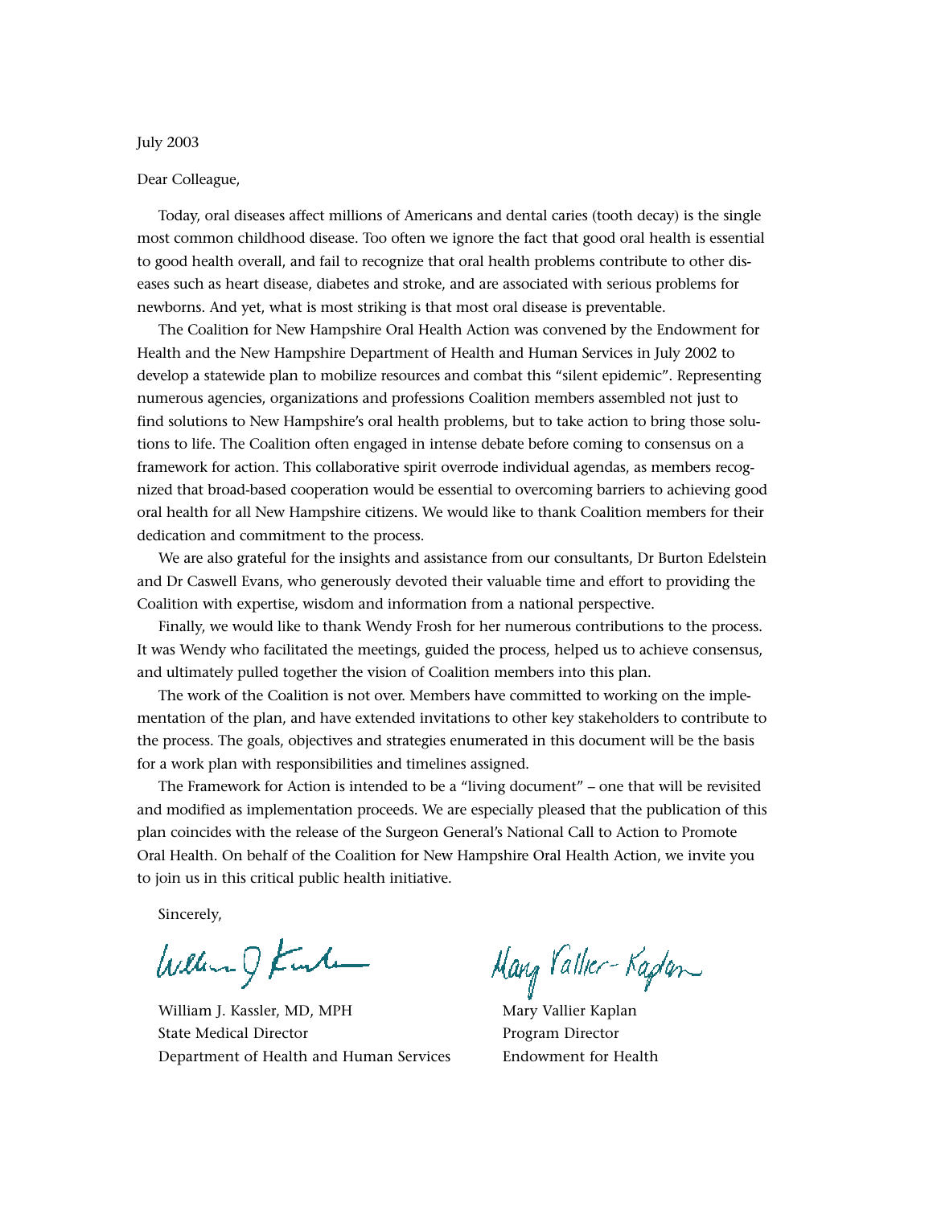July 2003

Dear Colleague,

Today, oral diseases affect millions of Americans and dental caries (tooth decay) is the single most common childhood disease. Too often we ignore the fact that good oral health is essential to good health overall, and fail to recognize that oral health problems contribute to other diseases such as heart disease, diabetes and stroke, and are associated with serious problems for newborns. And yet, what is most striking is that most oral disease is preventable.

The Coalition for New Hampshire Oral Health Action was convened by the Endowment for Health and the New Hampshire Department of Health and Human Services in July 2002 to develop a statewide plan to mobilize resources and combat this "silent epidemic". Representing numerous agencies, organizations and professions Coalition members assembled not just to find solutions to New Hampshire's oral health problems, but to take action to bring those solutions to life. The Coalition often engaged in intense debate before coming to consensus on a framework for action. This collaborative spirit overrode individual agendas, as members recognized that broad-based cooperation would be essential to overcoming barriers to achieving good oral health for all New Hampshire citizens. We would like to thank Coalition members for their dedication and commitment to the process.

We are also grateful for the insights and assistance from our consultants, Dr Burton Edelstein and Dr Caswell Evans, who generously devoted their valuable time and effort to providing the Coalition with expertise, wisdom and information from a national perspective.

Finally, we would like to thank Wendy Frosh for her numerous contributions to the process. It was Wendy who facilitated the meetings, guided the process, helped us to achieve consensus, and ultimately pulled together the vision of Coalition members into this plan.

The work of the Coalition is not over. Members have committed to working on the implementation of the plan, and have extended invitations to other key stakeholders to contribute to the process. The goals, objectives and strategies enumerated in this document will be the basis for a work plan with responsibilities and timelines assigned.

The Framework for Action is intended to be a "living document" – one that will be revisited and modified as implementation proceeds. We are especially pleased that the publication of this plan coincides with the release of the Surgeon General's National Call to Action to Promote Oral Health. On behalf of the Coalition for New Hampshire Oral Health Action, we invite you to join us in this critical public health initiative.

Sincerely,

William J. Kassler, MD, MPH
State Medical Director
Department of Health and Human Services

Mary Vallier Kaplan
Program Director
Endowment for Health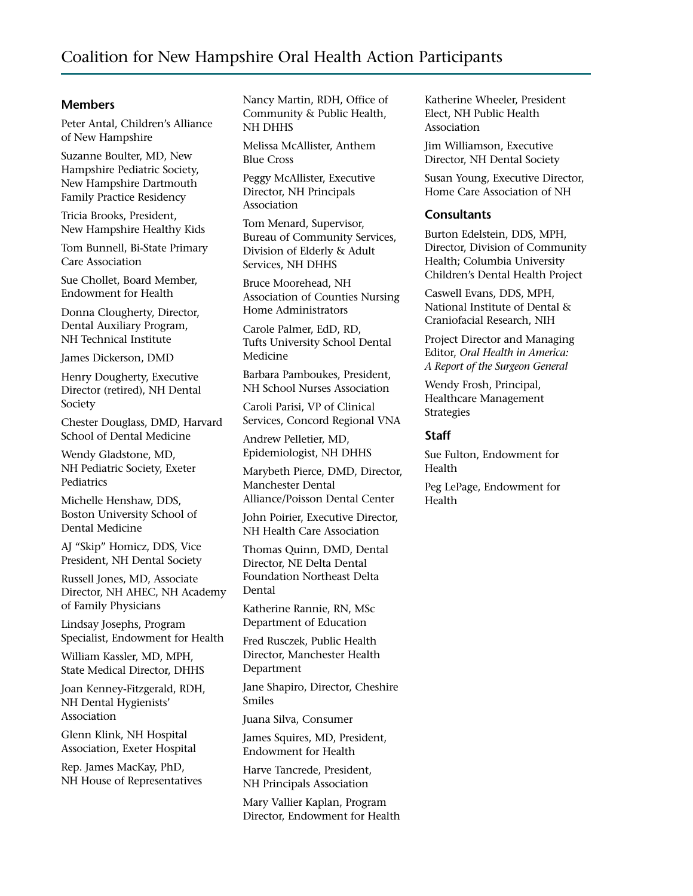# Coalition for New Hampshire Oral Health Action Participants

## Members

Peter Antal, Children's Alliance of New Hampshire

Suzanne Boulter, MD, New Hampshire Pediatric Society, New Hampshire Dartmouth Family Practice Residency

Tricia Brooks, President, New Hampshire Healthy Kids

Tom Bunnell, Bi-State Primary Care Association

Sue Chollet, Board Member, Endowment for Health

Donna Clougherty, Director, Dental Auxiliary Program, NH Technical Institute

James Dickerson, DMD

Henry Dougherty, Executive Director (retired), NH Dental Society

Chester Douglass, DMD, Harvard School of Dental Medicine

Wendy Gladstone, MD, NH Pediatric Society, Exeter Pediatrics

Michelle Henshaw, DDS, Boston University School of Dental Medicine

AJ "Skip" Homicz, DDS, Vice President, NH Dental Society

Russell Jones, MD, Associate Director, NH AHEC, NH Academy of Family Physicians

Lindsay Josephs, Program Specialist, Endowment for Health

William Kassler, MD, MPH, State Medical Director, DHHS

Joan Kenney-Fitzgerald, RDH, NH Dental Hygienists' Association

Glenn Klink, NH Hospital Association, Exeter Hospital

Rep. James MacKay, PhD, NH House of Representatives

Nancy Martin, RDH, Office of Community & Public Health, NH DHHS

Melissa McAllister, Anthem Blue Cross

Peggy McAllister, Executive Director, NH Principals Association

Tom Menard, Supervisor, Bureau of Community Services, Division of Elderly & Adult Services, NH DHHS

Bruce Moorehead, NH Association of Counties Nursing Home Administrators

Carole Palmer, EdD, RD, Tufts University School Dental Medicine

Barbara Pamboukes, President, NH School Nurses Association

Caroli Parisi, VP of Clinical Services, Concord Regional VNA

Andrew Pelletier, MD, Epidemiologist, NH DHHS

Marybeth Pierce, DMD, Director, Manchester Dental Alliance/Poisson Dental Center

John Poirier, Executive Director, NH Health Care Association

Thomas Quinn, DMD, Dental Director, NE Delta Dental Foundation Northeast Delta Dental

Katherine Rannie, RN, MSc Department of Education

Fred Rusczek, Public Health Director, Manchester Health Department

Jane Shapiro, Director, Cheshire Smiles

Juana Silva, Consumer

James Squires, MD, President, Endowment for Health

Harve Tancrede, President, NH Principals Association

Mary Vallier Kaplan, Program Director, Endowment for Health

Katherine Wheeler, President Elect, NH Public Health Association

Jim Williamson, Executive Director, NH Dental Society

Susan Young, Executive Director, Home Care Association of NH

## Consultants

Burton Edelstein, DDS, MPH, Director, Division of Community Health; Columbia University Children's Dental Health Project

Caswell Evans, DDS, MPH, National Institute of Dental & Craniofacial Research, NIH

Project Director and Managing Editor, *Oral Health in America: A Report of the Surgeon General*

Wendy Frosh, Principal, Healthcare Management Strategies

## Staff

Sue Fulton, Endowment for Health

Peg LePage, Endowment for Health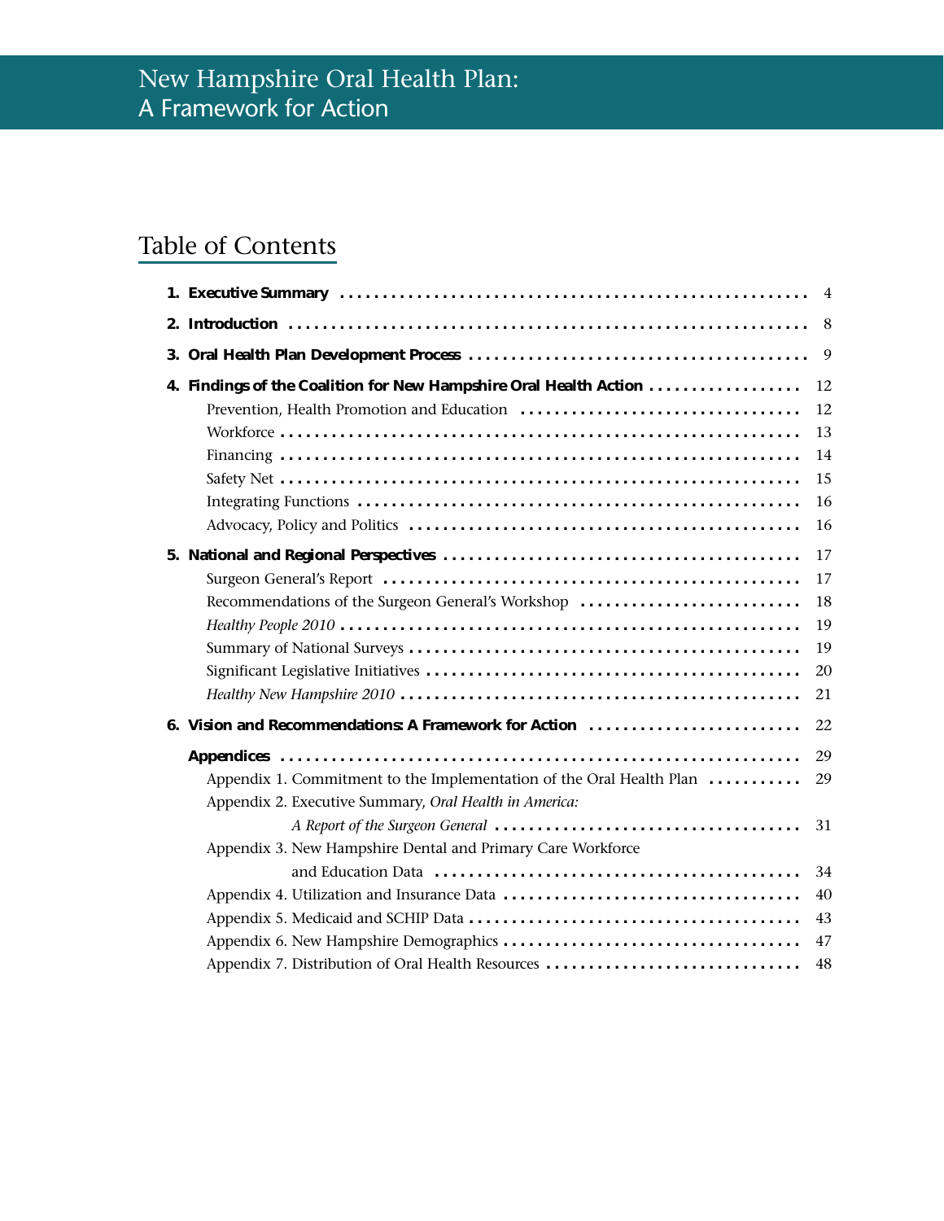# New Hampshire Oral Health Plan: A Framework for Action

## Table of Contents

**1. Executive Summary** .......... 4

**2. Introduction** .......... 8

**3. Oral Health Plan Development Process** .......... 9

**4. Findings of the Coalition for New Hampshire Oral Health Action** .......... 12

- Prevention, Health Promotion and Education .......... 12
- Workforce .......... 13
- Financing .......... 14
- Safety Net .......... 15
- Integrating Functions .......... 16
- Advocacy, Policy and Politics .......... 16

**5. National and Regional Perspectives** .......... 17

- Surgeon General's Report .......... 17
- Recommendations of the Surgeon General's Workshop .......... 18
- *Healthy People 2010* .......... 19
- Summary of National Surveys .......... 19
- Significant Legislative Initiatives .......... 20
- *Healthy New Hampshire 2010* .......... 21

**6. Vision and Recommendations: A Framework for Action** .......... 22

**Appendices** .......... 29

- Appendix 1. Commitment to the Implementation of the Oral Health Plan .......... 29
- Appendix 2. Executive Summary, *Oral Health in America: A Report of the Surgeon General* .......... 31
- Appendix 3. New Hampshire Dental and Primary Care Workforce and Education Data .......... 34
- Appendix 4. Utilization and Insurance Data .......... 40
- Appendix 5. Medicaid and SCHIP Data .......... 43
- Appendix 6. New Hampshire Demographics .......... 47
- Appendix 7. Distribution of Oral Health Resources .......... 48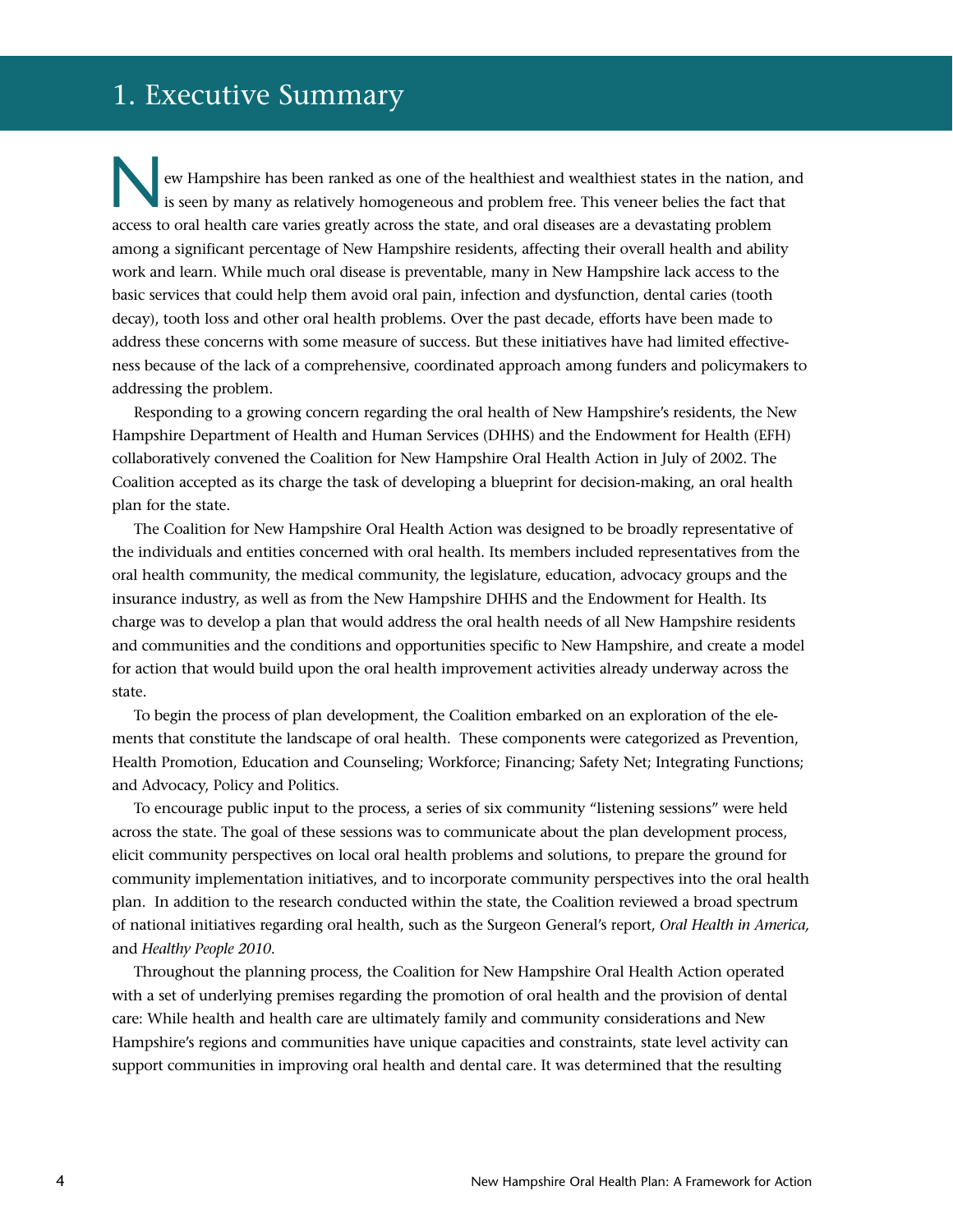# 1. Executive Summary

New Hampshire has been ranked as one of the healthiest and wealthiest states in the nation, and is seen by many as relatively homogeneous and problem free. This veneer belies the fact that access to oral health care varies greatly across the state, and oral diseases are a devastating problem among a significant percentage of New Hampshire residents, affecting their overall health and ability work and learn. While much oral disease is preventable, many in New Hampshire lack access to the basic services that could help them avoid oral pain, infection and dysfunction, dental caries (tooth decay), tooth loss and other oral health problems. Over the past decade, efforts have been made to address these concerns with some measure of success. But these initiatives have had limited effectiveness because of the lack of a comprehensive, coordinated approach among funders and policymakers to addressing the problem.

Responding to a growing concern regarding the oral health of New Hampshire's residents, the New Hampshire Department of Health and Human Services (DHHS) and the Endowment for Health (EFH) collaboratively convened the Coalition for New Hampshire Oral Health Action in July of 2002. The Coalition accepted as its charge the task of developing a blueprint for decision-making, an oral health plan for the state.

The Coalition for New Hampshire Oral Health Action was designed to be broadly representative of the individuals and entities concerned with oral health. Its members included representatives from the oral health community, the medical community, the legislature, education, advocacy groups and the insurance industry, as well as from the New Hampshire DHHS and the Endowment for Health. Its charge was to develop a plan that would address the oral health needs of all New Hampshire residents and communities and the conditions and opportunities specific to New Hampshire, and create a model for action that would build upon the oral health improvement activities already underway across the state.

To begin the process of plan development, the Coalition embarked on an exploration of the elements that constitute the landscape of oral health. These components were categorized as Prevention, Health Promotion, Education and Counseling; Workforce; Financing; Safety Net; Integrating Functions; and Advocacy, Policy and Politics.

To encourage public input to the process, a series of six community "listening sessions" were held across the state. The goal of these sessions was to communicate about the plan development process, elicit community perspectives on local oral health problems and solutions, to prepare the ground for community implementation initiatives, and to incorporate community perspectives into the oral health plan. In addition to the research conducted within the state, the Coalition reviewed a broad spectrum of national initiatives regarding oral health, such as the Surgeon General's report, *Oral Health in America,* and *Healthy People 2010*.

Throughout the planning process, the Coalition for New Hampshire Oral Health Action operated with a set of underlying premises regarding the promotion of oral health and the provision of dental care: While health and health care are ultimately family and community considerations and New Hampshire's regions and communities have unique capacities and constraints, state level activity can support communities in improving oral health and dental care. It was determined that the resulting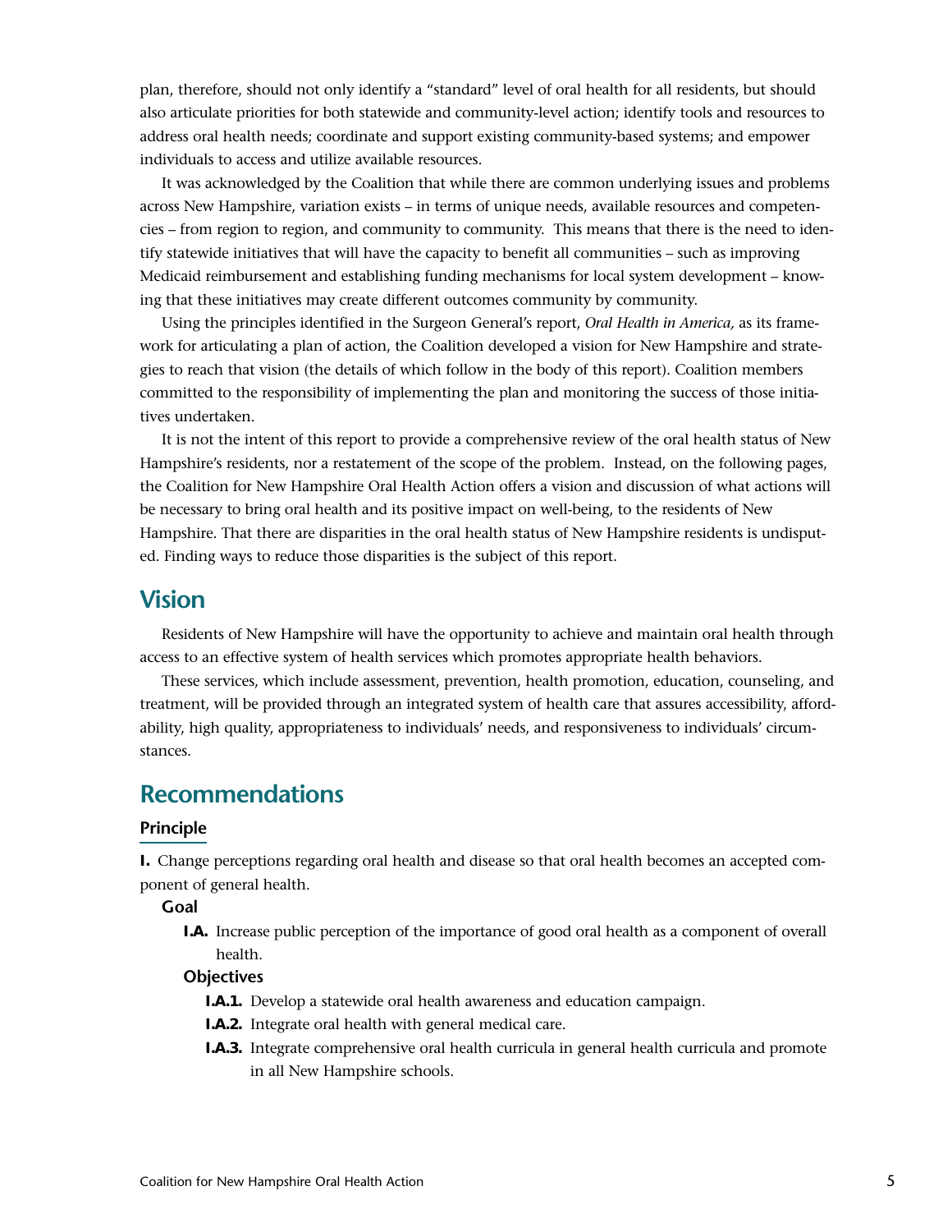plan, therefore, should not only identify a "standard" level of oral health for all residents, but should also articulate priorities for both statewide and community-level action; identify tools and resources to address oral health needs; coordinate and support existing community-based systems; and empower individuals to access and utilize available resources.

It was acknowledged by the Coalition that while there are common underlying issues and problems across New Hampshire, variation exists – in terms of unique needs, available resources and competencies – from region to region, and community to community. This means that there is the need to identify statewide initiatives that will have the capacity to benefit all communities – such as improving Medicaid reimbursement and establishing funding mechanisms for local system development – knowing that these initiatives may create different outcomes community by community.

Using the principles identified in the Surgeon General's report, *Oral Health in America,* as its framework for articulating a plan of action, the Coalition developed a vision for New Hampshire and strategies to reach that vision (the details of which follow in the body of this report). Coalition members committed to the responsibility of implementing the plan and monitoring the success of those initiatives undertaken.

It is not the intent of this report to provide a comprehensive review of the oral health status of New Hampshire's residents, nor a restatement of the scope of the problem. Instead, on the following pages, the Coalition for New Hampshire Oral Health Action offers a vision and discussion of what actions will be necessary to bring oral health and its positive impact on well-being, to the residents of New Hampshire. That there are disparities in the oral health status of New Hampshire residents is undisputed. Finding ways to reduce those disparities is the subject of this report.

## Vision

Residents of New Hampshire will have the opportunity to achieve and maintain oral health through access to an effective system of health services which promotes appropriate health behaviors.

These services, which include assessment, prevention, health promotion, education, counseling, and treatment, will be provided through an integrated system of health care that assures accessibility, affordability, high quality, appropriateness to individuals' needs, and responsiveness to individuals' circumstances.

## Recommendations

### Principle

**I.** Change perceptions regarding oral health and disease so that oral health becomes an accepted component of general health.

**Goal**

- **I.A.** Increase public perception of the importance of good oral health as a component of overall health.

**Objectives**

- **I.A.1.** Develop a statewide oral health awareness and education campaign.
- **I.A.2.** Integrate oral health with general medical care.
- **I.A.3.** Integrate comprehensive oral health curricula in general health curricula and promote in all New Hampshire schools.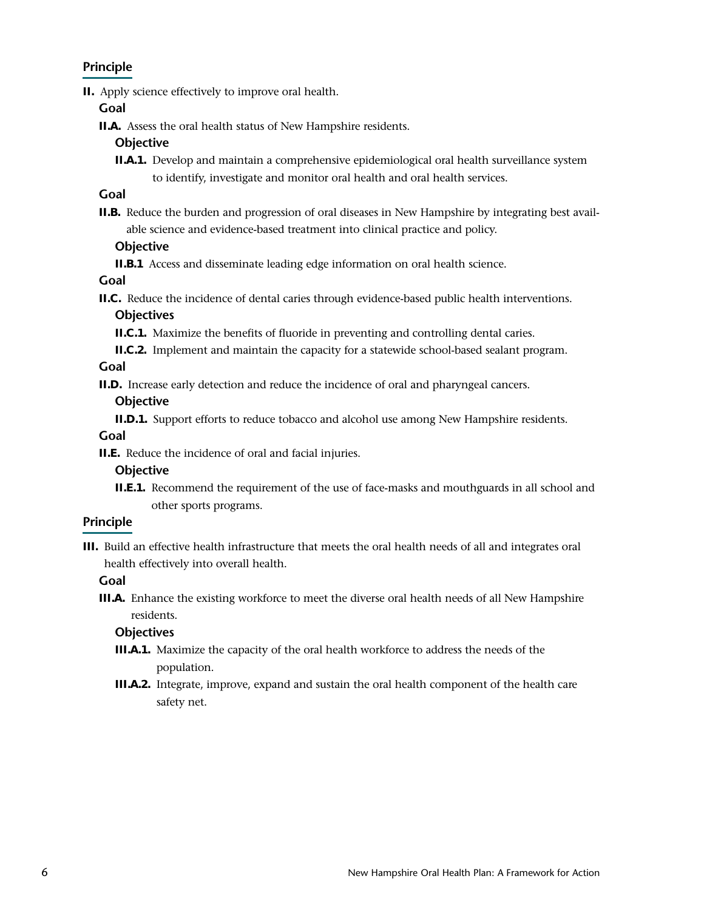### Principle

**II.** Apply science effectively to improve oral health.

**Goal**

**II.A.** Assess the oral health status of New Hampshire residents.

**Objective**

**II.A.1.** Develop and maintain a comprehensive epidemiological oral health surveillance system to identify, investigate and monitor oral health and oral health services.

**Goal**

**II.B.** Reduce the burden and progression of oral diseases in New Hampshire by integrating best available science and evidence-based treatment into clinical practice and policy.

**Objective**

**II.B.1** Access and disseminate leading edge information on oral health science.

**Goal**

**II.C.** Reduce the incidence of dental caries through evidence-based public health interventions.

**Objectives**

**II.C.1.** Maximize the benefits of fluoride in preventing and controlling dental caries.

**II.C.2.** Implement and maintain the capacity for a statewide school-based sealant program.

**Goal**

**II.D.** Increase early detection and reduce the incidence of oral and pharyngeal cancers.

**Objective**

**II.D.1.** Support efforts to reduce tobacco and alcohol use among New Hampshire residents.

**Goal**

**II.E.** Reduce the incidence of oral and facial injuries.

**Objective**

**II.E.1.** Recommend the requirement of the use of face-masks and mouthguards in all school and other sports programs.

### Principle

**III.** Build an effective health infrastructure that meets the oral health needs of all and integrates oral health effectively into overall health.

**Goal**

**III.A.** Enhance the existing workforce to meet the diverse oral health needs of all New Hampshire residents.

**Objectives**

**III.A.1.** Maximize the capacity of the oral health workforce to address the needs of the population.

**III.A.2.** Integrate, improve, expand and sustain the oral health component of the health care safety net.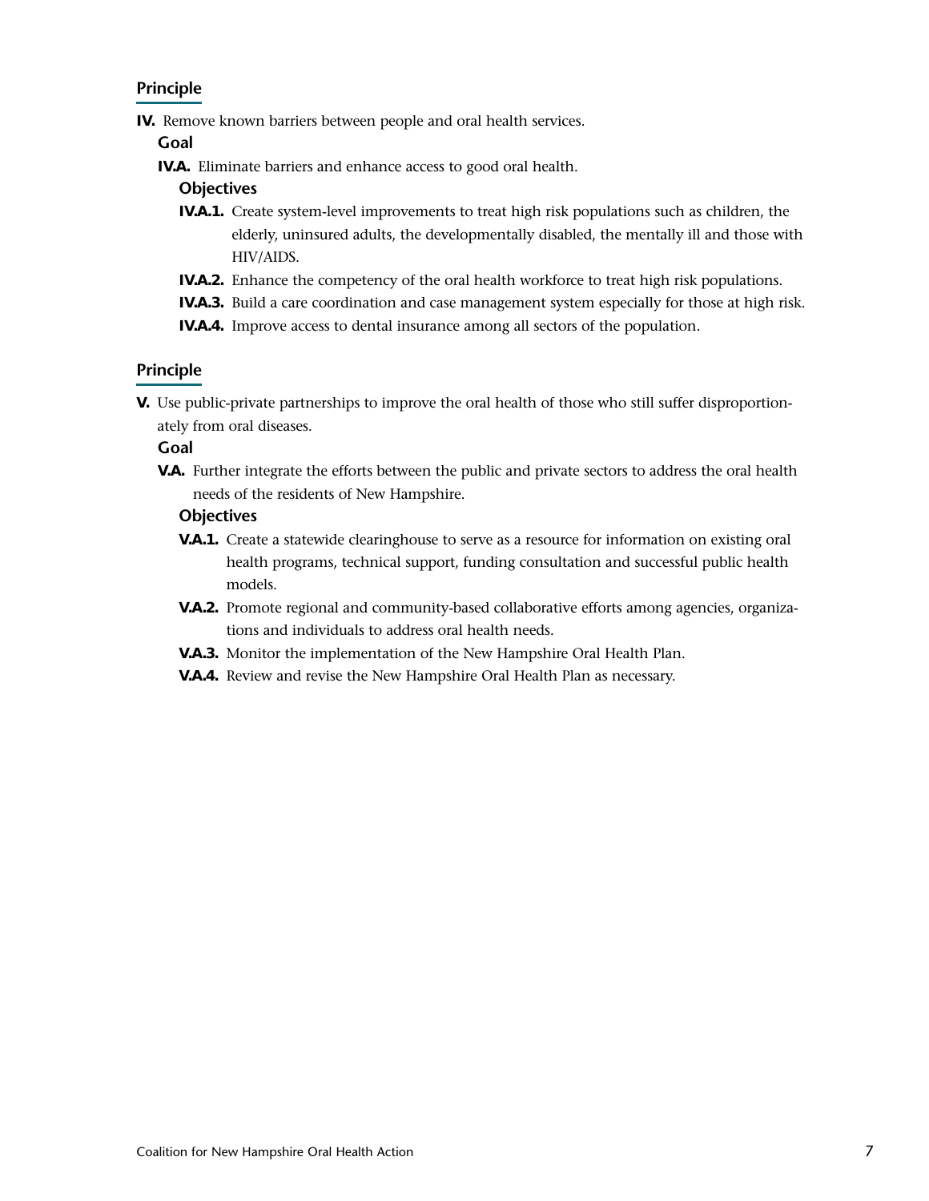### Principle

**IV.** Remove known barriers between people and oral health services.

**Goal**

**IV.A.** Eliminate barriers and enhance access to good oral health.

**Objectives**

- **IV.A.1.** Create system-level improvements to treat high risk populations such as children, the elderly, uninsured adults, the developmentally disabled, the mentally ill and those with HIV/AIDS.
- **IV.A.2.** Enhance the competency of the oral health workforce to treat high risk populations.
- **IV.A.3.** Build a care coordination and case management system especially for those at high risk.
- **IV.A.4.** Improve access to dental insurance among all sectors of the population.

### Principle

**V.** Use public-private partnerships to improve the oral health of those who still suffer disproportionately from oral diseases.

**Goal**

**V.A.** Further integrate the efforts between the public and private sectors to address the oral health needs of the residents of New Hampshire.

**Objectives**

- **V.A.1.** Create a statewide clearinghouse to serve as a resource for information on existing oral health programs, technical support, funding consultation and successful public health models.
- **V.A.2.** Promote regional and community-based collaborative efforts among agencies, organizations and individuals to address oral health needs.
- **V.A.3.** Monitor the implementation of the New Hampshire Oral Health Plan.
- **V.A.4.** Review and revise the New Hampshire Oral Health Plan as necessary.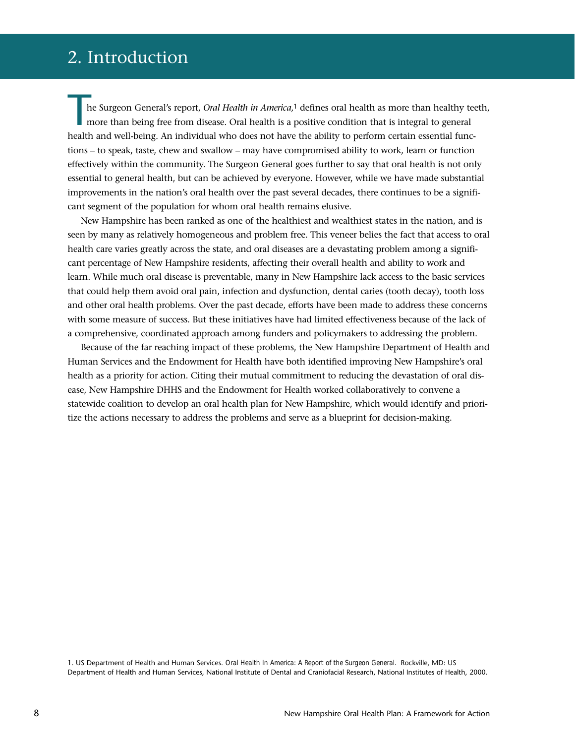# 2. Introduction

The Surgeon General's report, *Oral Health in America,*[1] defines oral health as more than healthy teeth, more than being free from disease. Oral health is a positive condition that is integral to general health and well-being. An individual who does not have the ability to perform certain essential functions – to speak, taste, chew and swallow – may have compromised ability to work, learn or function effectively within the community. The Surgeon General goes further to say that oral health is not only essential to general health, but can be achieved by everyone. However, while we have made substantial improvements in the nation's oral health over the past several decades, there continues to be a significant segment of the population for whom oral health remains elusive.

New Hampshire has been ranked as one of the healthiest and wealthiest states in the nation, and is seen by many as relatively homogeneous and problem free. This veneer belies the fact that access to oral health care varies greatly across the state, and oral diseases are a devastating problem among a significant percentage of New Hampshire residents, affecting their overall health and ability to work and learn. While much oral disease is preventable, many in New Hampshire lack access to the basic services that could help them avoid oral pain, infection and dysfunction, dental caries (tooth decay), tooth loss and other oral health problems. Over the past decade, efforts have been made to address these concerns with some measure of success. But these initiatives have had limited effectiveness because of the lack of a comprehensive, coordinated approach among funders and policymakers to addressing the problem.

Because of the far reaching impact of these problems, the New Hampshire Department of Health and Human Services and the Endowment for Health have both identified improving New Hampshire's oral health as a priority for action. Citing their mutual commitment to reducing the devastation of oral disease, New Hampshire DHHS and the Endowment for Health worked collaboratively to convene a statewide coalition to develop an oral health plan for New Hampshire, which would identify and prioritize the actions necessary to address the problems and serve as a blueprint for decision-making.

1. US Department of Health and Human Services. *Oral Health In America: A Report of the Surgeon General.* Rockville, MD: US Department of Health and Human Services, National Institute of Dental and Craniofacial Research, National Institutes of Health, 2000.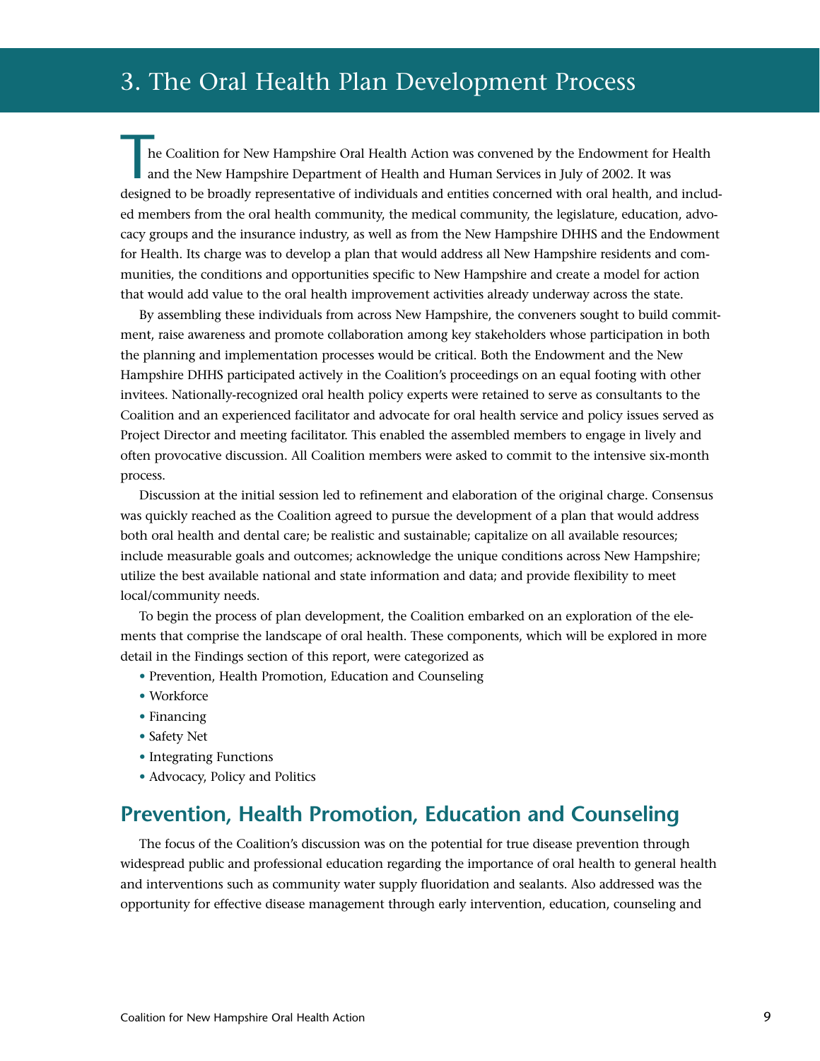# 3. The Oral Health Plan Development Process

The Coalition for New Hampshire Oral Health Action was convened by the Endowment for Health and the New Hampshire Department of Health and Human Services in July of 2002. It was designed to be broadly representative of individuals and entities concerned with oral health, and included members from the oral health community, the medical community, the legislature, education, advocacy groups and the insurance industry, as well as from the New Hampshire DHHS and the Endowment for Health. Its charge was to develop a plan that would address all New Hampshire residents and communities, the conditions and opportunities specific to New Hampshire and create a model for action that would add value to the oral health improvement activities already underway across the state.

By assembling these individuals from across New Hampshire, the conveners sought to build commitment, raise awareness and promote collaboration among key stakeholders whose participation in both the planning and implementation processes would be critical. Both the Endowment and the New Hampshire DHHS participated actively in the Coalition's proceedings on an equal footing with other invitees. Nationally-recognized oral health policy experts were retained to serve as consultants to the Coalition and an experienced facilitator and advocate for oral health service and policy issues served as Project Director and meeting facilitator. This enabled the assembled members to engage in lively and often provocative discussion. All Coalition members were asked to commit to the intensive six-month process.

Discussion at the initial session led to refinement and elaboration of the original charge. Consensus was quickly reached as the Coalition agreed to pursue the development of a plan that would address both oral health and dental care; be realistic and sustainable; capitalize on all available resources; include measurable goals and outcomes; acknowledge the unique conditions across New Hampshire; utilize the best available national and state information and data; and provide flexibility to meet local/community needs.

To begin the process of plan development, the Coalition embarked on an exploration of the elements that comprise the landscape of oral health. These components, which will be explored in more detail in the Findings section of this report, were categorized as

- Prevention, Health Promotion, Education and Counseling
- Workforce
- Financing
- Safety Net
- Integrating Functions
- Advocacy, Policy and Politics

## Prevention, Health Promotion, Education and Counseling

The focus of the Coalition's discussion was on the potential for true disease prevention through widespread public and professional education regarding the importance of oral health to general health and interventions such as community water supply fluoridation and sealants. Also addressed was the opportunity for effective disease management through early intervention, education, counseling and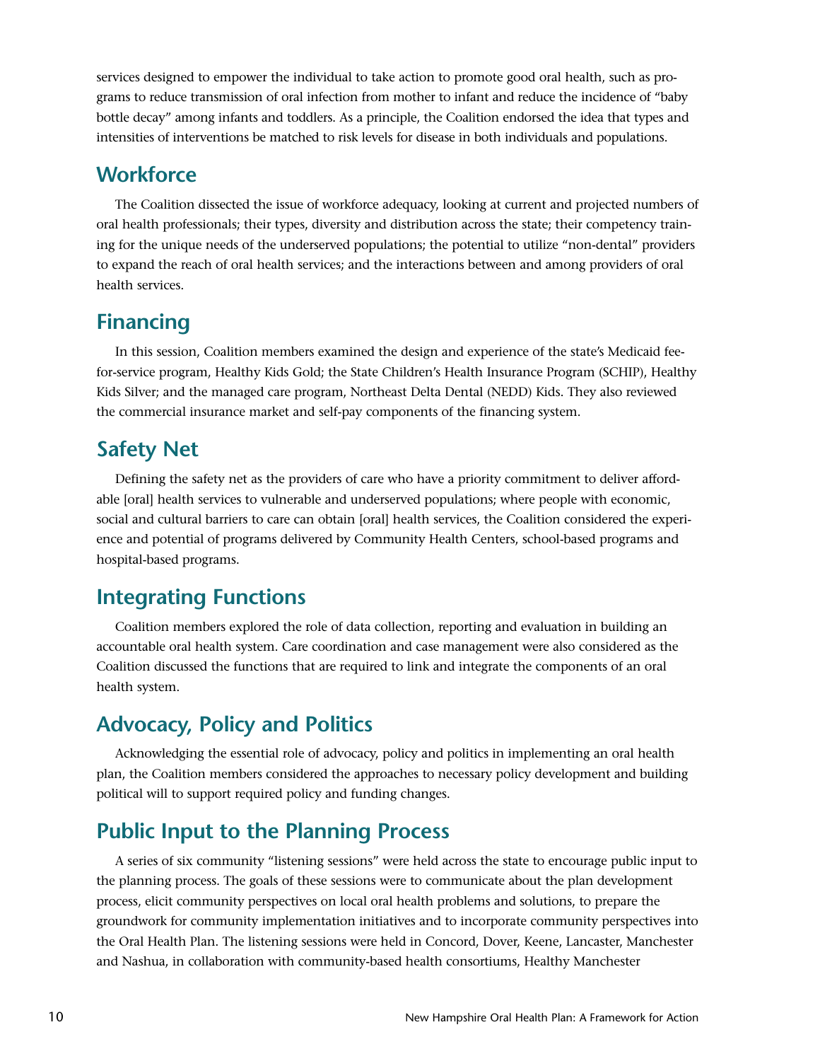services designed to empower the individual to take action to promote good oral health, such as programs to reduce transmission of oral infection from mother to infant and reduce the incidence of "baby bottle decay" among infants and toddlers. As a principle, the Coalition endorsed the idea that types and intensities of interventions be matched to risk levels for disease in both individuals and populations.

## Workforce

The Coalition dissected the issue of workforce adequacy, looking at current and projected numbers of oral health professionals; their types, diversity and distribution across the state; their competency training for the unique needs of the underserved populations; the potential to utilize "non-dental" providers to expand the reach of oral health services; and the interactions between and among providers of oral health services.

## Financing

In this session, Coalition members examined the design and experience of the state's Medicaid fee-for-service program, Healthy Kids Gold; the State Children's Health Insurance Program (SCHIP), Healthy Kids Silver; and the managed care program, Northeast Delta Dental (NEDD) Kids. They also reviewed the commercial insurance market and self-pay components of the financing system.

## Safety Net

Defining the safety net as the providers of care who have a priority commitment to deliver affordable [oral] health services to vulnerable and underserved populations; where people with economic, social and cultural barriers to care can obtain [oral] health services, the Coalition considered the experience and potential of programs delivered by Community Health Centers, school-based programs and hospital-based programs.

## Integrating Functions

Coalition members explored the role of data collection, reporting and evaluation in building an accountable oral health system. Care coordination and case management were also considered as the Coalition discussed the functions that are required to link and integrate the components of an oral health system.

## Advocacy, Policy and Politics

Acknowledging the essential role of advocacy, policy and politics in implementing an oral health plan, the Coalition members considered the approaches to necessary policy development and building political will to support required policy and funding changes.

## Public Input to the Planning Process

A series of six community "listening sessions" were held across the state to encourage public input to the planning process. The goals of these sessions were to communicate about the plan development process, elicit community perspectives on local oral health problems and solutions, to prepare the groundwork for community implementation initiatives and to incorporate community perspectives into the Oral Health Plan. The listening sessions were held in Concord, Dover, Keene, Lancaster, Manchester and Nashua, in collaboration with community-based health consortiums, Healthy Manchester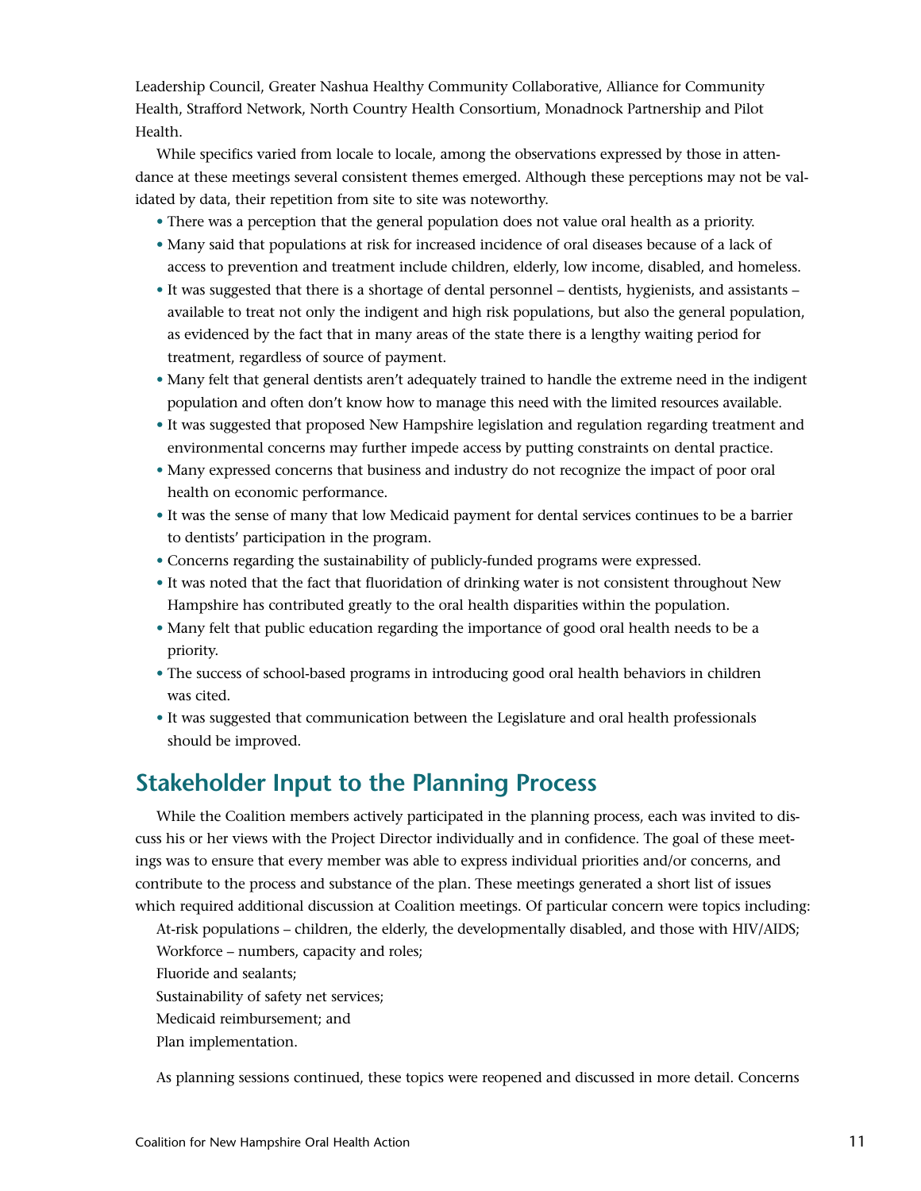Leadership Council, Greater Nashua Healthy Community Collaborative, Alliance for Community Health, Strafford Network, North Country Health Consortium, Monadnock Partnership and Pilot Health.

While specifics varied from locale to locale, among the observations expressed by those in attendance at these meetings several consistent themes emerged. Although these perceptions may not be validated by data, their repetition from site to site was noteworthy.

- There was a perception that the general population does not value oral health as a priority.
- Many said that populations at risk for increased incidence of oral diseases because of a lack of access to prevention and treatment include children, elderly, low income, disabled, and homeless.
- It was suggested that there is a shortage of dental personnel – dentists, hygienists, and assistants – available to treat not only the indigent and high risk populations, but also the general population, as evidenced by the fact that in many areas of the state there is a lengthy waiting period for treatment, regardless of source of payment.
- Many felt that general dentists aren't adequately trained to handle the extreme need in the indigent population and often don't know how to manage this need with the limited resources available.
- It was suggested that proposed New Hampshire legislation and regulation regarding treatment and environmental concerns may further impede access by putting constraints on dental practice.
- Many expressed concerns that business and industry do not recognize the impact of poor oral health on economic performance.
- It was the sense of many that low Medicaid payment for dental services continues to be a barrier to dentists' participation in the program.
- Concerns regarding the sustainability of publicly-funded programs were expressed.
- It was noted that the fact that fluoridation of drinking water is not consistent throughout New Hampshire has contributed greatly to the oral health disparities within the population.
- Many felt that public education regarding the importance of good oral health needs to be a priority.
- The success of school-based programs in introducing good oral health behaviors in children was cited.
- It was suggested that communication between the Legislature and oral health professionals should be improved.

## Stakeholder Input to the Planning Process

While the Coalition members actively participated in the planning process, each was invited to discuss his or her views with the Project Director individually and in confidence. The goal of these meetings was to ensure that every member was able to express individual priorities and/or concerns, and contribute to the process and substance of the plan. These meetings generated a short list of issues which required additional discussion at Coalition meetings. Of particular concern were topics including:

At-risk populations – children, the elderly, the developmentally disabled, and those with HIV/AIDS;
Workforce – numbers, capacity and roles;
Fluoride and sealants;
Sustainability of safety net services;
Medicaid reimbursement; and
Plan implementation.

As planning sessions continued, these topics were reopened and discussed in more detail. Concerns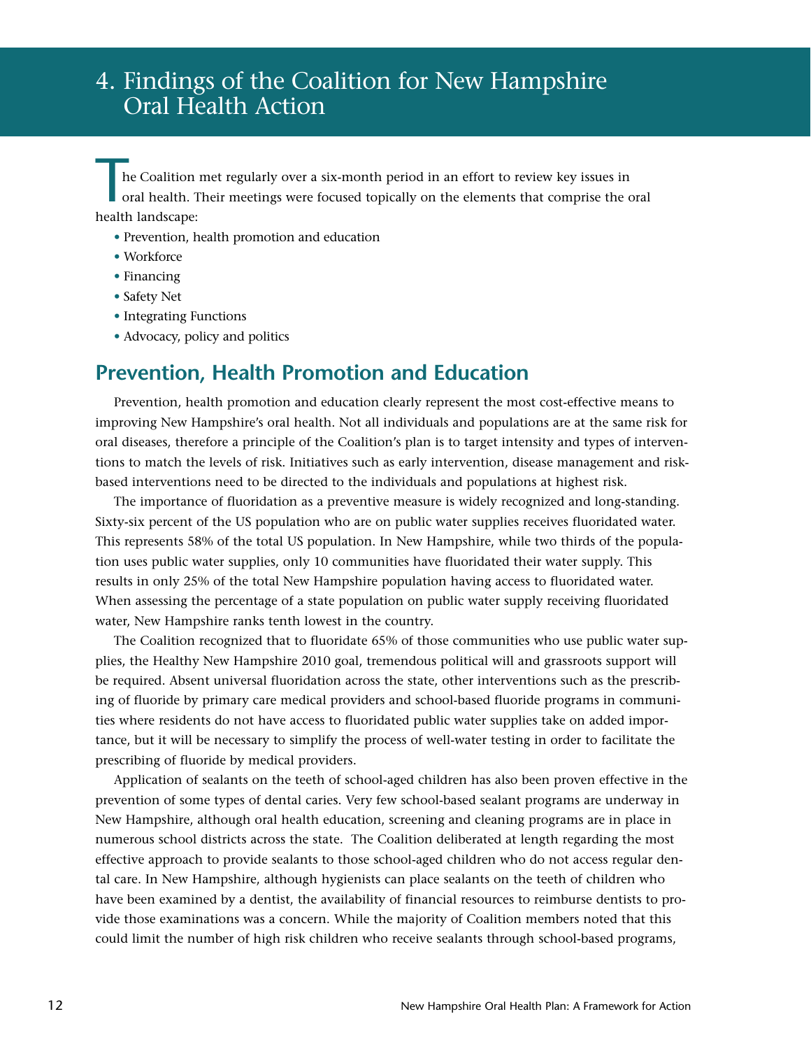# 4. Findings of the Coalition for New Hampshire Oral Health Action

The Coalition met regularly over a six-month period in an effort to review key issues in oral health. Their meetings were focused topically on the elements that comprise the oral health landscape:

- Prevention, health promotion and education
- Workforce
- Financing
- Safety Net
- Integrating Functions
- Advocacy, policy and politics

## Prevention, Health Promotion and Education

Prevention, health promotion and education clearly represent the most cost-effective means to improving New Hampshire's oral health. Not all individuals and populations are at the same risk for oral diseases, therefore a principle of the Coalition's plan is to target intensity and types of interventions to match the levels of risk. Initiatives such as early intervention, disease management and risk-based interventions need to be directed to the individuals and populations at highest risk.

The importance of fluoridation as a preventive measure is widely recognized and long-standing. Sixty-six percent of the US population who are on public water supplies receives fluoridated water. This represents 58% of the total US population. In New Hampshire, while two thirds of the population uses public water supplies, only 10 communities have fluoridated their water supply. This results in only 25% of the total New Hampshire population having access to fluoridated water. When assessing the percentage of a state population on public water supply receiving fluoridated water, New Hampshire ranks tenth lowest in the country.

The Coalition recognized that to fluoridate 65% of those communities who use public water supplies, the Healthy New Hampshire 2010 goal, tremendous political will and grassroots support will be required. Absent universal fluoridation across the state, other interventions such as the prescribing of fluoride by primary care medical providers and school-based fluoride programs in communities where residents do not have access to fluoridated public water supplies take on added importance, but it will be necessary to simplify the process of well-water testing in order to facilitate the prescribing of fluoride by medical providers.

Application of sealants on the teeth of school-aged children has also been proven effective in the prevention of some types of dental caries. Very few school-based sealant programs are underway in New Hampshire, although oral health education, screening and cleaning programs are in place in numerous school districts across the state. The Coalition deliberated at length regarding the most effective approach to provide sealants to those school-aged children who do not access regular dental care. In New Hampshire, although hygienists can place sealants on the teeth of children who have been examined by a dentist, the availability of financial resources to reimburse dentists to provide those examinations was a concern. While the majority of Coalition members noted that this could limit the number of high risk children who receive sealants through school-based programs,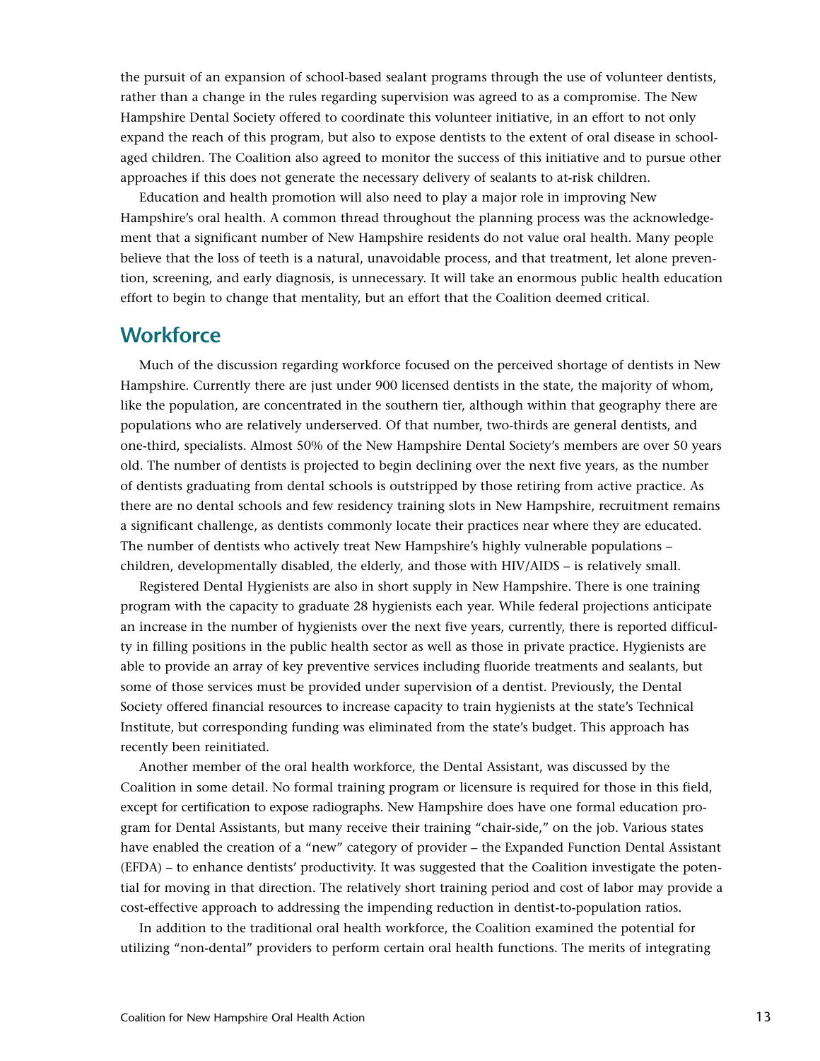the pursuit of an expansion of school-based sealant programs through the use of volunteer dentists, rather than a change in the rules regarding supervision was agreed to as a compromise. The New Hampshire Dental Society offered to coordinate this volunteer initiative, in an effort to not only expand the reach of this program, but also to expose dentists to the extent of oral disease in school-aged children. The Coalition also agreed to monitor the success of this initiative and to pursue other approaches if this does not generate the necessary delivery of sealants to at-risk children.

Education and health promotion will also need to play a major role in improving New Hampshire's oral health. A common thread throughout the planning process was the acknowledgement that a significant number of New Hampshire residents do not value oral health. Many people believe that the loss of teeth is a natural, unavoidable process, and that treatment, let alone prevention, screening, and early diagnosis, is unnecessary. It will take an enormous public health education effort to begin to change that mentality, but an effort that the Coalition deemed critical.

## Workforce

Much of the discussion regarding workforce focused on the perceived shortage of dentists in New Hampshire. Currently there are just under 900 licensed dentists in the state, the majority of whom, like the population, are concentrated in the southern tier, although within that geography there are populations who are relatively underserved. Of that number, two-thirds are general dentists, and one-third, specialists. Almost 50% of the New Hampshire Dental Society's members are over 50 years old. The number of dentists is projected to begin declining over the next five years, as the number of dentists graduating from dental schools is outstripped by those retiring from active practice. As there are no dental schools and few residency training slots in New Hampshire, recruitment remains a significant challenge, as dentists commonly locate their practices near where they are educated. The number of dentists who actively treat New Hampshire's highly vulnerable populations – children, developmentally disabled, the elderly, and those with HIV/AIDS – is relatively small.

Registered Dental Hygienists are also in short supply in New Hampshire. There is one training program with the capacity to graduate 28 hygienists each year. While federal projections anticipate an increase in the number of hygienists over the next five years, currently, there is reported difficulty in filling positions in the public health sector as well as those in private practice. Hygienists are able to provide an array of key preventive services including fluoride treatments and sealants, but some of those services must be provided under supervision of a dentist. Previously, the Dental Society offered financial resources to increase capacity to train hygienists at the state's Technical Institute, but corresponding funding was eliminated from the state's budget. This approach has recently been reinitiated.

Another member of the oral health workforce, the Dental Assistant, was discussed by the Coalition in some detail. No formal training program or licensure is required for those in this field, except for certification to expose radiographs. New Hampshire does have one formal education program for Dental Assistants, but many receive their training "chair-side," on the job. Various states have enabled the creation of a "new" category of provider – the Expanded Function Dental Assistant (EFDA) – to enhance dentists' productivity. It was suggested that the Coalition investigate the potential for moving in that direction. The relatively short training period and cost of labor may provide a cost-effective approach to addressing the impending reduction in dentist-to-population ratios.

In addition to the traditional oral health workforce, the Coalition examined the potential for utilizing "non-dental" providers to perform certain oral health functions. The merits of integrating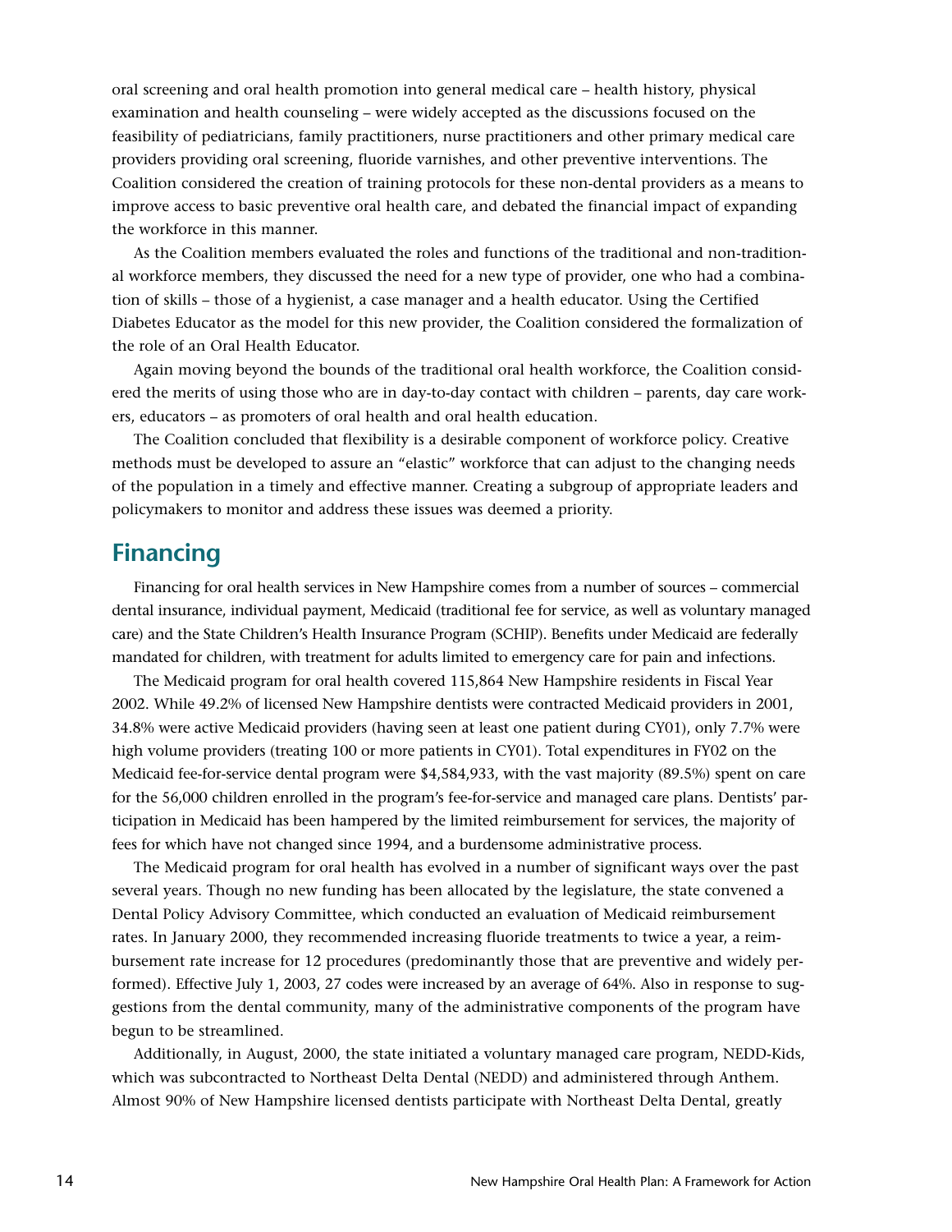oral screening and oral health promotion into general medical care – health history, physical examination and health counseling – were widely accepted as the discussions focused on the feasibility of pediatricians, family practitioners, nurse practitioners and other primary medical care providers providing oral screening, fluoride varnishes, and other preventive interventions. The Coalition considered the creation of training protocols for these non-dental providers as a means to improve access to basic preventive oral health care, and debated the financial impact of expanding the workforce in this manner.

As the Coalition members evaluated the roles and functions of the traditional and non-traditional workforce members, they discussed the need for a new type of provider, one who had a combination of skills – those of a hygienist, a case manager and a health educator. Using the Certified Diabetes Educator as the model for this new provider, the Coalition considered the formalization of the role of an Oral Health Educator.

Again moving beyond the bounds of the traditional oral health workforce, the Coalition considered the merits of using those who are in day-to-day contact with children – parents, day care workers, educators – as promoters of oral health and oral health education.

The Coalition concluded that flexibility is a desirable component of workforce policy. Creative methods must be developed to assure an "elastic" workforce that can adjust to the changing needs of the population in a timely and effective manner. Creating a subgroup of appropriate leaders and policymakers to monitor and address these issues was deemed a priority.

## Financing

Financing for oral health services in New Hampshire comes from a number of sources – commercial dental insurance, individual payment, Medicaid (traditional fee for service, as well as voluntary managed care) and the State Children's Health Insurance Program (SCHIP). Benefits under Medicaid are federally mandated for children, with treatment for adults limited to emergency care for pain and infections.

The Medicaid program for oral health covered 115,864 New Hampshire residents in Fiscal Year 2002. While 49.2% of licensed New Hampshire dentists were contracted Medicaid providers in 2001, 34.8% were active Medicaid providers (having seen at least one patient during CY01), only 7.7% were high volume providers (treating 100 or more patients in CY01). Total expenditures in FY02 on the Medicaid fee-for-service dental program were $4,584,933, with the vast majority (89.5%) spent on care for the 56,000 children enrolled in the program's fee-for-service and managed care plans. Dentists' participation in Medicaid has been hampered by the limited reimbursement for services, the majority of fees for which have not changed since 1994, and a burdensome administrative process.

The Medicaid program for oral health has evolved in a number of significant ways over the past several years. Though no new funding has been allocated by the legislature, the state convened a Dental Policy Advisory Committee, which conducted an evaluation of Medicaid reimbursement rates. In January 2000, they recommended increasing fluoride treatments to twice a year, a reimbursement rate increase for 12 procedures (predominantly those that are preventive and widely performed). Effective July 1, 2003, 27 codes were increased by an average of 64%. Also in response to suggestions from the dental community, many of the administrative components of the program have begun to be streamlined.

Additionally, in August, 2000, the state initiated a voluntary managed care program, NEDD-Kids, which was subcontracted to Northeast Delta Dental (NEDD) and administered through Anthem. Almost 90% of New Hampshire licensed dentists participate with Northeast Delta Dental, greatly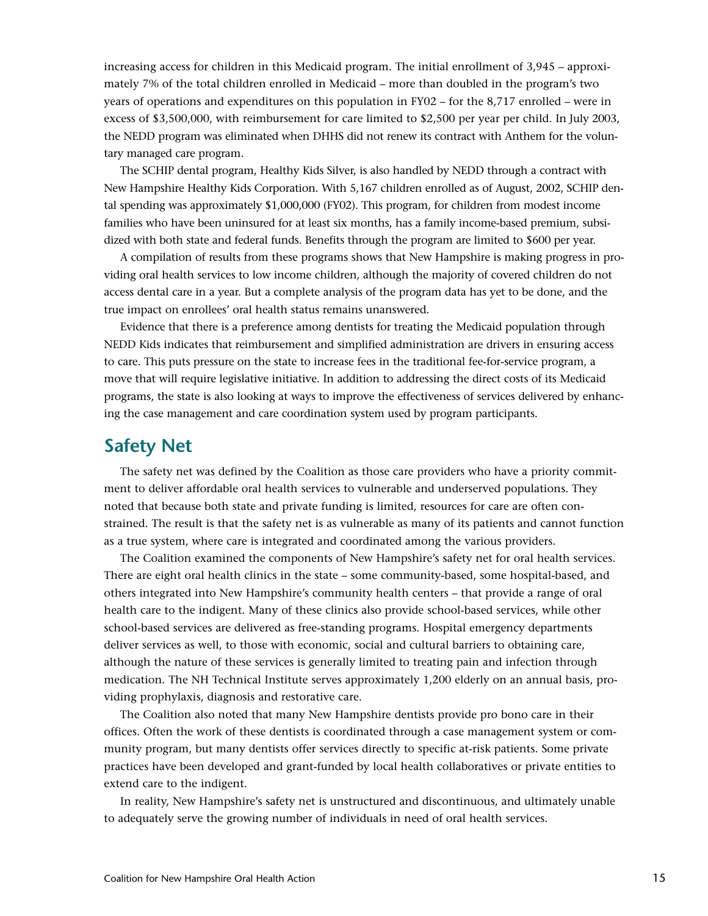increasing access for children in this Medicaid program. The initial enrollment of 3,945 – approximately 7% of the total children enrolled in Medicaid – more than doubled in the program's two years of operations and expenditures on this population in FY02 – for the 8,717 enrolled – were in excess of $3,500,000, with reimbursement for care limited to $2,500 per year per child. In July 2003, the NEDD program was eliminated when DHHS did not renew its contract with Anthem for the voluntary managed care program.

The SCHIP dental program, Healthy Kids Silver, is also handled by NEDD through a contract with New Hampshire Healthy Kids Corporation. With 5,167 children enrolled as of August, 2002, SCHIP dental spending was approximately $1,000,000 (FY02). This program, for children from modest income families who have been uninsured for at least six months, has a family income-based premium, subsidized with both state and federal funds. Benefits through the program are limited to $600 per year.

A compilation of results from these programs shows that New Hampshire is making progress in providing oral health services to low income children, although the majority of covered children do not access dental care in a year. But a complete analysis of the program data has yet to be done, and the true impact on enrollees' oral health status remains unanswered.

Evidence that there is a preference among dentists for treating the Medicaid population through NEDD Kids indicates that reimbursement and simplified administration are drivers in ensuring access to care. This puts pressure on the state to increase fees in the traditional fee-for-service program, a move that will require legislative initiative. In addition to addressing the direct costs of its Medicaid programs, the state is also looking at ways to improve the effectiveness of services delivered by enhancing the case management and care coordination system used by program participants.

## Safety Net

The safety net was defined by the Coalition as those care providers who have a priority commitment to deliver affordable oral health services to vulnerable and underserved populations. They noted that because both state and private funding is limited, resources for care are often constrained. The result is that the safety net is as vulnerable as many of its patients and cannot function as a true system, where care is integrated and coordinated among the various providers.

The Coalition examined the components of New Hampshire's safety net for oral health services. There are eight oral health clinics in the state – some community-based, some hospital-based, and others integrated into New Hampshire's community health centers – that provide a range of oral health care to the indigent. Many of these clinics also provide school-based services, while other school-based services are delivered as free-standing programs. Hospital emergency departments deliver services as well, to those with economic, social and cultural barriers to obtaining care, although the nature of these services is generally limited to treating pain and infection through medication. The NH Technical Institute serves approximately 1,200 elderly on an annual basis, providing prophylaxis, diagnosis and restorative care.

The Coalition also noted that many New Hampshire dentists provide pro bono care in their offices. Often the work of these dentists is coordinated through a case management system or community program, but many dentists offer services directly to specific at-risk patients. Some private practices have been developed and grant-funded by local health collaboratives or private entities to extend care to the indigent.

In reality, New Hampshire's safety net is unstructured and discontinuous, and ultimately unable to adequately serve the growing number of individuals in need of oral health services.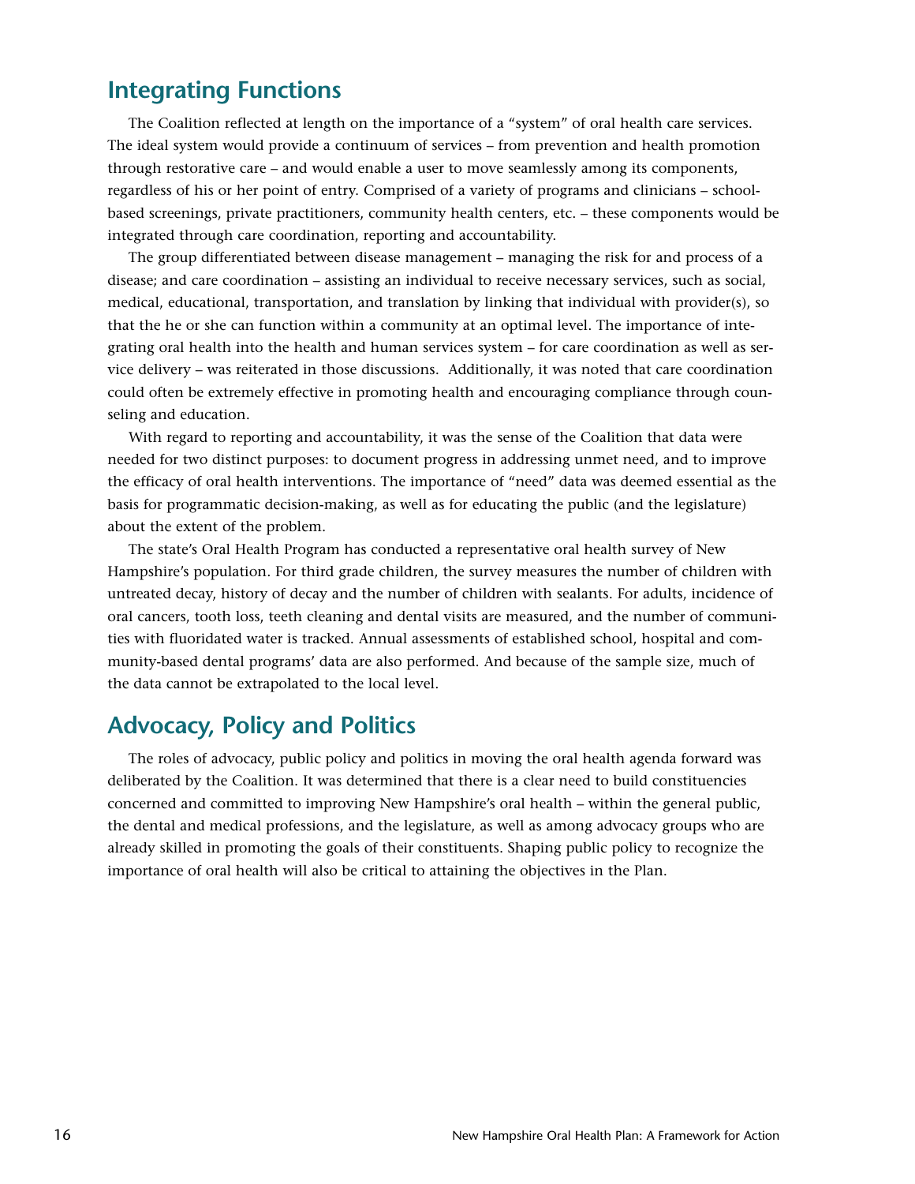## Integrating Functions

The Coalition reflected at length on the importance of a "system" of oral health care services. The ideal system would provide a continuum of services – from prevention and health promotion through restorative care – and would enable a user to move seamlessly among its components, regardless of his or her point of entry. Comprised of a variety of programs and clinicians – school-based screenings, private practitioners, community health centers, etc. – these components would be integrated through care coordination, reporting and accountability.

The group differentiated between disease management – managing the risk for and process of a disease; and care coordination – assisting an individual to receive necessary services, such as social, medical, educational, transportation, and translation by linking that individual with provider(s), so that the he or she can function within a community at an optimal level. The importance of integrating oral health into the health and human services system – for care coordination as well as service delivery – was reiterated in those discussions. Additionally, it was noted that care coordination could often be extremely effective in promoting health and encouraging compliance through counseling and education.

With regard to reporting and accountability, it was the sense of the Coalition that data were needed for two distinct purposes: to document progress in addressing unmet need, and to improve the efficacy of oral health interventions. The importance of "need" data was deemed essential as the basis for programmatic decision-making, as well as for educating the public (and the legislature) about the extent of the problem.

The state's Oral Health Program has conducted a representative oral health survey of New Hampshire's population. For third grade children, the survey measures the number of children with untreated decay, history of decay and the number of children with sealants. For adults, incidence of oral cancers, tooth loss, teeth cleaning and dental visits are measured, and the number of communities with fluoridated water is tracked. Annual assessments of established school, hospital and community-based dental programs' data are also performed. And because of the sample size, much of the data cannot be extrapolated to the local level.

## Advocacy, Policy and Politics

The roles of advocacy, public policy and politics in moving the oral health agenda forward was deliberated by the Coalition. It was determined that there is a clear need to build constituencies concerned and committed to improving New Hampshire's oral health – within the general public, the dental and medical professions, and the legislature, as well as among advocacy groups who are already skilled in promoting the goals of their constituents. Shaping public policy to recognize the importance of oral health will also be critical to attaining the objectives in the Plan.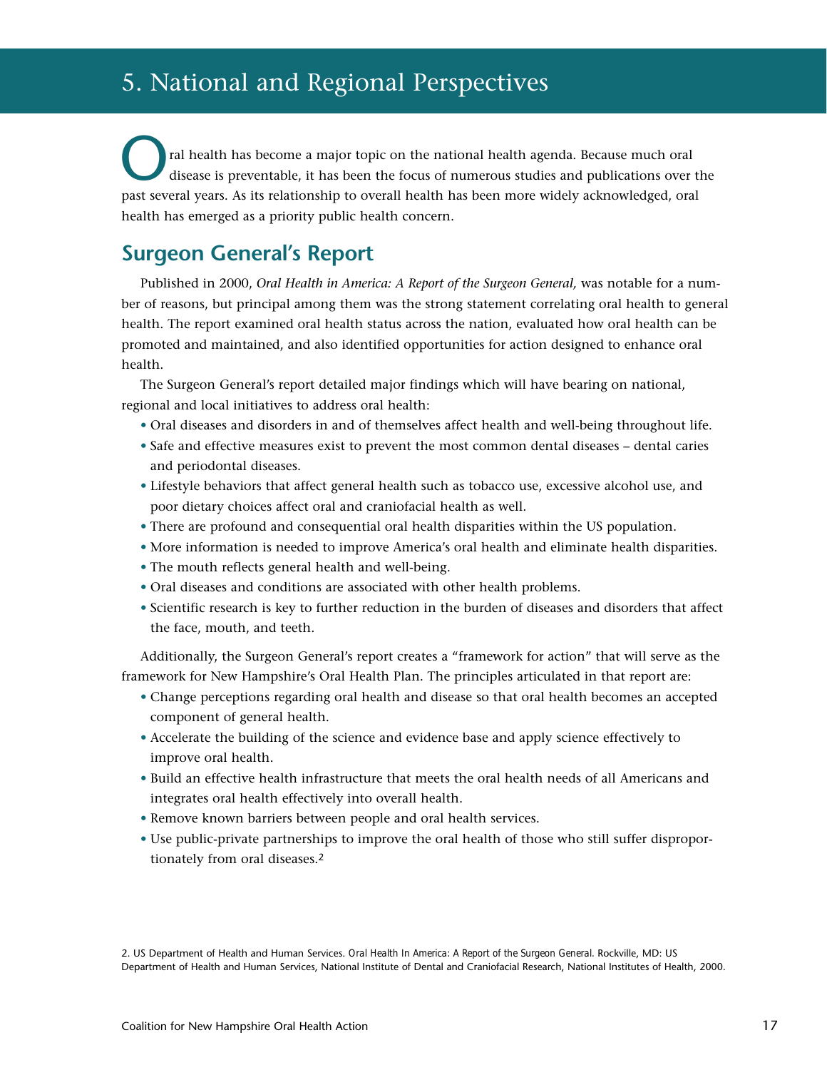# 5. National and Regional Perspectives

Oral health has become a major topic on the national health agenda. Because much oral disease is preventable, it has been the focus of numerous studies and publications over the past several years. As its relationship to overall health has been more widely acknowledged, oral health has emerged as a priority public health concern.

## Surgeon General's Report

Published in 2000, *Oral Health in America: A Report of the Surgeon General,* was notable for a number of reasons, but principal among them was the strong statement correlating oral health to general health. The report examined oral health status across the nation, evaluated how oral health can be promoted and maintained, and also identified opportunities for action designed to enhance oral health.

The Surgeon General's report detailed major findings which will have bearing on national, regional and local initiatives to address oral health:

- Oral diseases and disorders in and of themselves affect health and well-being throughout life.
- Safe and effective measures exist to prevent the most common dental diseases – dental caries and periodontal diseases.
- Lifestyle behaviors that affect general health such as tobacco use, excessive alcohol use, and poor dietary choices affect oral and craniofacial health as well.
- There are profound and consequential oral health disparities within the US population.
- More information is needed to improve America's oral health and eliminate health disparities.
- The mouth reflects general health and well-being.
- Oral diseases and conditions are associated with other health problems.
- Scientific research is key to further reduction in the burden of diseases and disorders that affect the face, mouth, and teeth.

Additionally, the Surgeon General's report creates a "framework for action" that will serve as the framework for New Hampshire's Oral Health Plan. The principles articulated in that report are:

- Change perceptions regarding oral health and disease so that oral health becomes an accepted component of general health.
- Accelerate the building of the science and evidence base and apply science effectively to improve oral health.
- Build an effective health infrastructure that meets the oral health needs of all Americans and integrates oral health effectively into overall health.
- Remove known barriers between people and oral health services.
- Use public-private partnerships to improve the oral health of those who still suffer disproportionately from oral diseases.[2]

2. US Department of Health and Human Services. *Oral Health In America: A Report of the Surgeon General.* Rockville, MD: US Department of Health and Human Services, National Institute of Dental and Craniofacial Research, National Institutes of Health, 2000.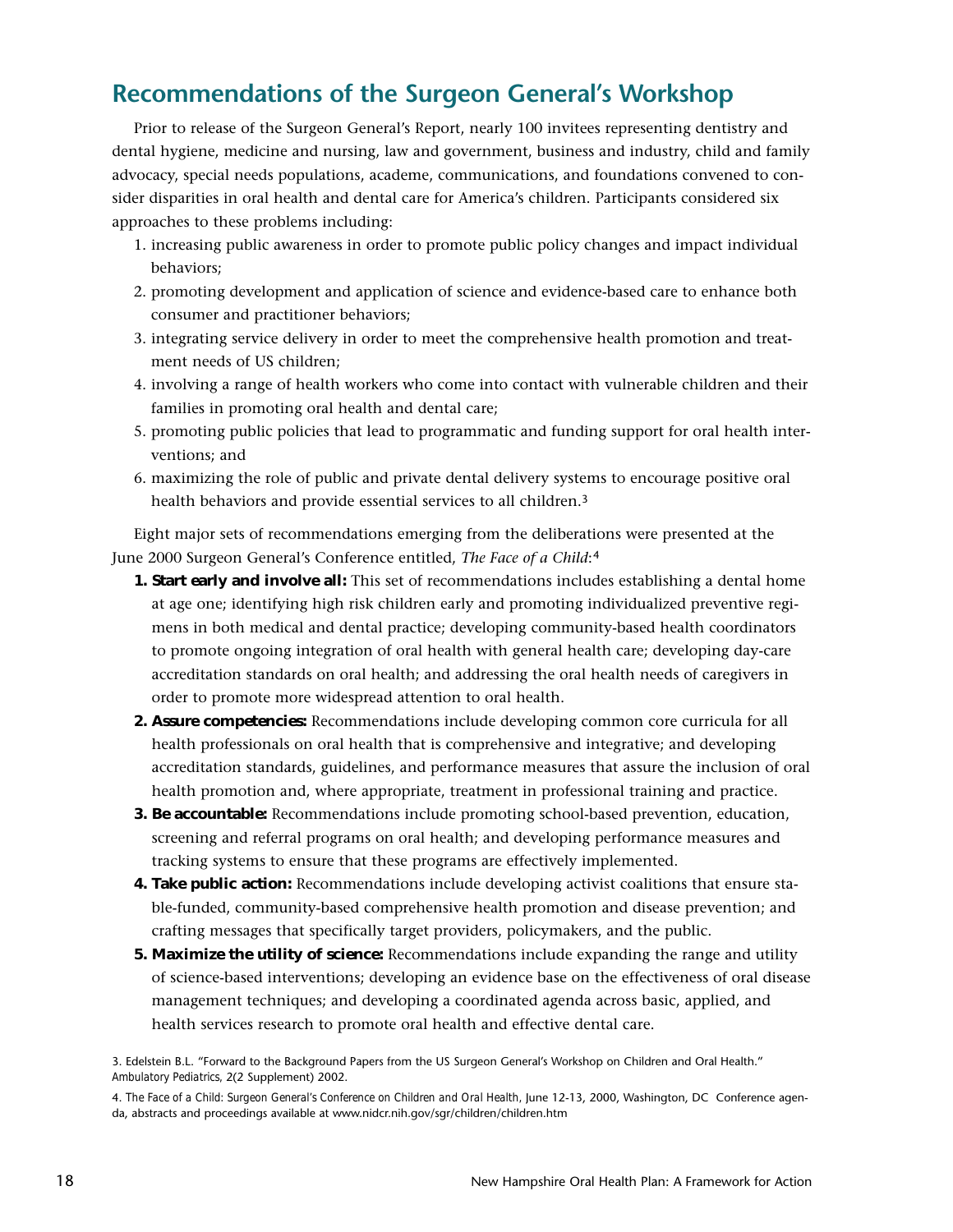## Recommendations of the Surgeon General's Workshop

Prior to release of the Surgeon General's Report, nearly 100 invitees representing dentistry and dental hygiene, medicine and nursing, law and government, business and industry, child and family advocacy, special needs populations, academe, communications, and foundations convened to consider disparities in oral health and dental care for America's children. Participants considered six approaches to these problems including:

1. increasing public awareness in order to promote public policy changes and impact individual behaviors;
2. promoting development and application of science and evidence-based care to enhance both consumer and practitioner behaviors;
3. integrating service delivery in order to meet the comprehensive health promotion and treatment needs of US children;
4. involving a range of health workers who come into contact with vulnerable children and their families in promoting oral health and dental care;
5. promoting public policies that lead to programmatic and funding support for oral health interventions; and
6. maximizing the role of public and private dental delivery systems to encourage positive oral health behaviors and provide essential services to all children.[3]

Eight major sets of recommendations emerging from the deliberations were presented at the June 2000 Surgeon General's Conference entitled, *The Face of a Child:*[4]

1. **Start early and involve all:** This set of recommendations includes establishing a dental home at age one; identifying high risk children early and promoting individualized preventive regimens in both medical and dental practice; developing community-based health coordinators to promote ongoing integration of oral health with general health care; developing day-care accreditation standards on oral health; and addressing the oral health needs of caregivers in order to promote more widespread attention to oral health.
2. **Assure competencies:** Recommendations include developing common core curricula for all health professionals on oral health that is comprehensive and integrative; and developing accreditation standards, guidelines, and performance measures that assure the inclusion of oral health promotion and, where appropriate, treatment in professional training and practice.
3. **Be accountable:** Recommendations include promoting school-based prevention, education, screening and referral programs on oral health; and developing performance measures and tracking systems to ensure that these programs are effectively implemented.
4. **Take public action:** Recommendations include developing activist coalitions that ensure stable-funded, community-based comprehensive health promotion and disease prevention; and crafting messages that specifically target providers, policymakers, and the public.
5. **Maximize the utility of science:** Recommendations include expanding the range and utility of science-based interventions; developing an evidence base on the effectiveness of oral disease management techniques; and developing a coordinated agenda across basic, applied, and health services research to promote oral health and effective dental care.

3. Edelstein B.L. "Forward to the Background Papers from the US Surgeon General's Workshop on Children and Oral Health." Ambulatory Pediatrics, 2(2 Supplement) 2002.

4. The Face of a Child: Surgeon General's Conference on Children and Oral Health, June 12-13, 2000, Washington, DC Conference agenda, abstracts and proceedings available at www.nidcr.nih.gov/sgr/children/children.htm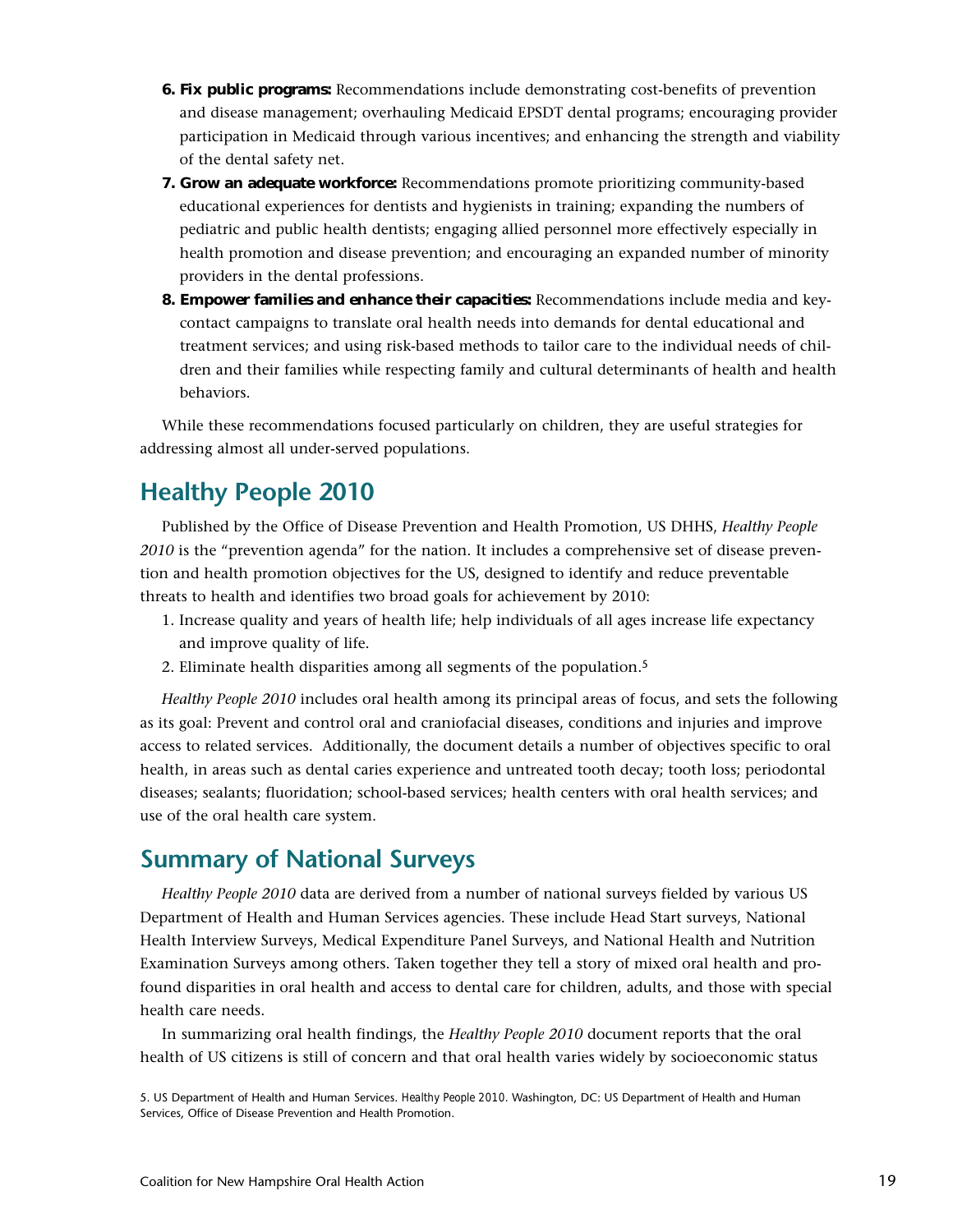6. **Fix public programs:** Recommendations include demonstrating cost-benefits of prevention and disease management; overhauling Medicaid EPSDT dental programs; encouraging provider participation in Medicaid through various incentives; and enhancing the strength and viability of the dental safety net.
7. **Grow an adequate workforce:** Recommendations promote prioritizing community-based educational experiences for dentists and hygienists in training; expanding the numbers of pediatric and public health dentists; engaging allied personnel more effectively especially in health promotion and disease prevention; and encouraging an expanded number of minority providers in the dental professions.
8. **Empower families and enhance their capacities:** Recommendations include media and key-contact campaigns to translate oral health needs into demands for dental educational and treatment services; and using risk-based methods to tailor care to the individual needs of children and their families while respecting family and cultural determinants of health and health behaviors.

While these recommendations focused particularly on children, they are useful strategies for addressing almost all under-served populations.

## Healthy People 2010

Published by the Office of Disease Prevention and Health Promotion, US DHHS, *Healthy People 2010* is the "prevention agenda" for the nation. It includes a comprehensive set of disease prevention and health promotion objectives for the US, designed to identify and reduce preventable threats to health and identifies two broad goals for achievement by 2010:

1. Increase quality and years of health life; help individuals of all ages increase life expectancy and improve quality of life.
2. Eliminate health disparities among all segments of the population.[5]

*Healthy People 2010* includes oral health among its principal areas of focus, and sets the following as its goal: Prevent and control oral and craniofacial diseases, conditions and injuries and improve access to related services. Additionally, the document details a number of objectives specific to oral health, in areas such as dental caries experience and untreated tooth decay; tooth loss; periodontal diseases; sealants; fluoridation; school-based services; health centers with oral health services; and use of the oral health care system.

## Summary of National Surveys

*Healthy People 2010* data are derived from a number of national surveys fielded by various US Department of Health and Human Services agencies. These include Head Start surveys, National Health Interview Surveys, Medical Expenditure Panel Surveys, and National Health and Nutrition Examination Surveys among others. Taken together they tell a story of mixed oral health and profound disparities in oral health and access to dental care for children, adults, and those with special health care needs.

In summarizing oral health findings, the *Healthy People 2010* document reports that the oral health of US citizens is still of concern and that oral health varies widely by socioeconomic status

5. US Department of Health and Human Services. *Healthy People 2010*. Washington, DC: US Department of Health and Human Services, Office of Disease Prevention and Health Promotion.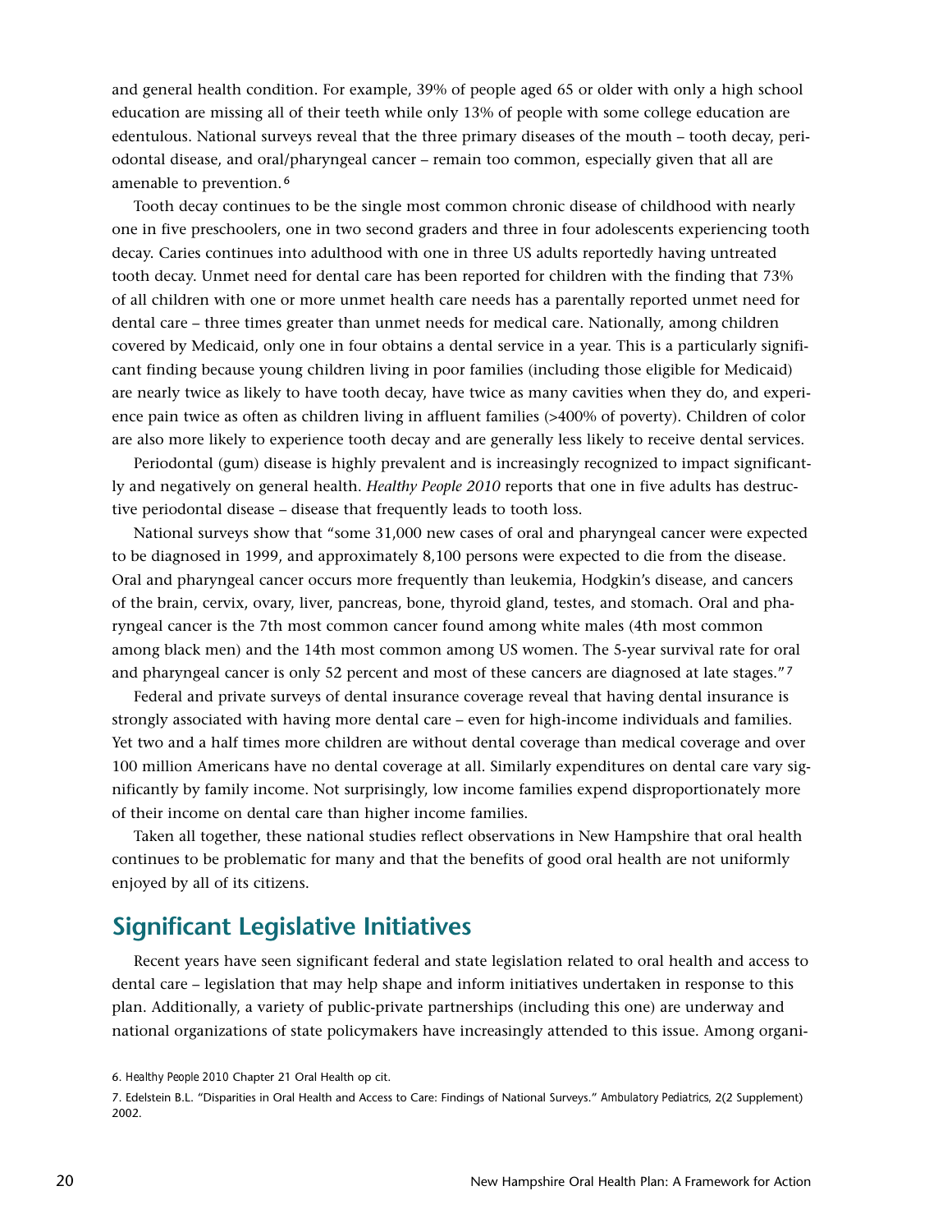and general health condition. For example, 39% of people aged 65 or older with only a high school education are missing all of their teeth while only 13% of people with some college education are edentulous. National surveys reveal that the three primary diseases of the mouth – tooth decay, periodontal disease, and oral/pharyngeal cancer – remain too common, especially given that all are amenable to prevention.[6]

Tooth decay continues to be the single most common chronic disease of childhood with nearly one in five preschoolers, one in two second graders and three in four adolescents experiencing tooth decay. Caries continues into adulthood with one in three US adults reportedly having untreated tooth decay. Unmet need for dental care has been reported for children with the finding that 73% of all children with one or more unmet health care needs has a parentally reported unmet need for dental care – three times greater than unmet needs for medical care. Nationally, among children covered by Medicaid, only one in four obtains a dental service in a year. This is a particularly significant finding because young children living in poor families (including those eligible for Medicaid) are nearly twice as likely to have tooth decay, have twice as many cavities when they do, and experience pain twice as often as children living in affluent families (>400% of poverty). Children of color are also more likely to experience tooth decay and are generally less likely to receive dental services.

Periodontal (gum) disease is highly prevalent and is increasingly recognized to impact significantly and negatively on general health. *Healthy People 2010* reports that one in five adults has destructive periodontal disease – disease that frequently leads to tooth loss.

National surveys show that "some 31,000 new cases of oral and pharyngeal cancer were expected to be diagnosed in 1999, and approximately 8,100 persons were expected to die from the disease. Oral and pharyngeal cancer occurs more frequently than leukemia, Hodgkin's disease, and cancers of the brain, cervix, ovary, liver, pancreas, bone, thyroid gland, testes, and stomach. Oral and pharyngeal cancer is the 7th most common cancer found among white males (4th most common among black men) and the 14th most common among US women. The 5-year survival rate for oral and pharyngeal cancer is only 52 percent and most of these cancers are diagnosed at late stages."[7]

Federal and private surveys of dental insurance coverage reveal that having dental insurance is strongly associated with having more dental care – even for high-income individuals and families. Yet two and a half times more children are without dental coverage than medical coverage and over 100 million Americans have no dental coverage at all. Similarly expenditures on dental care vary significantly by family income. Not surprisingly, low income families expend disproportionately more of their income on dental care than higher income families.

Taken all together, these national studies reflect observations in New Hampshire that oral health continues to be problematic for many and that the benefits of good oral health are not uniformly enjoyed by all of its citizens.

## Significant Legislative Initiatives

Recent years have seen significant federal and state legislation related to oral health and access to dental care – legislation that may help shape and inform initiatives undertaken in response to this plan. Additionally, a variety of public-private partnerships (including this one) are underway and national organizations of state policymakers have increasingly attended to this issue. Among organi-

6. *Healthy People 2010* Chapter 21 Oral Health op cit.

7. Edelstein B.L. "Disparities in Oral Health and Access to Care: Findings of National Surveys." *Ambulatory Pediatrics*, 2(2 Supplement) 2002.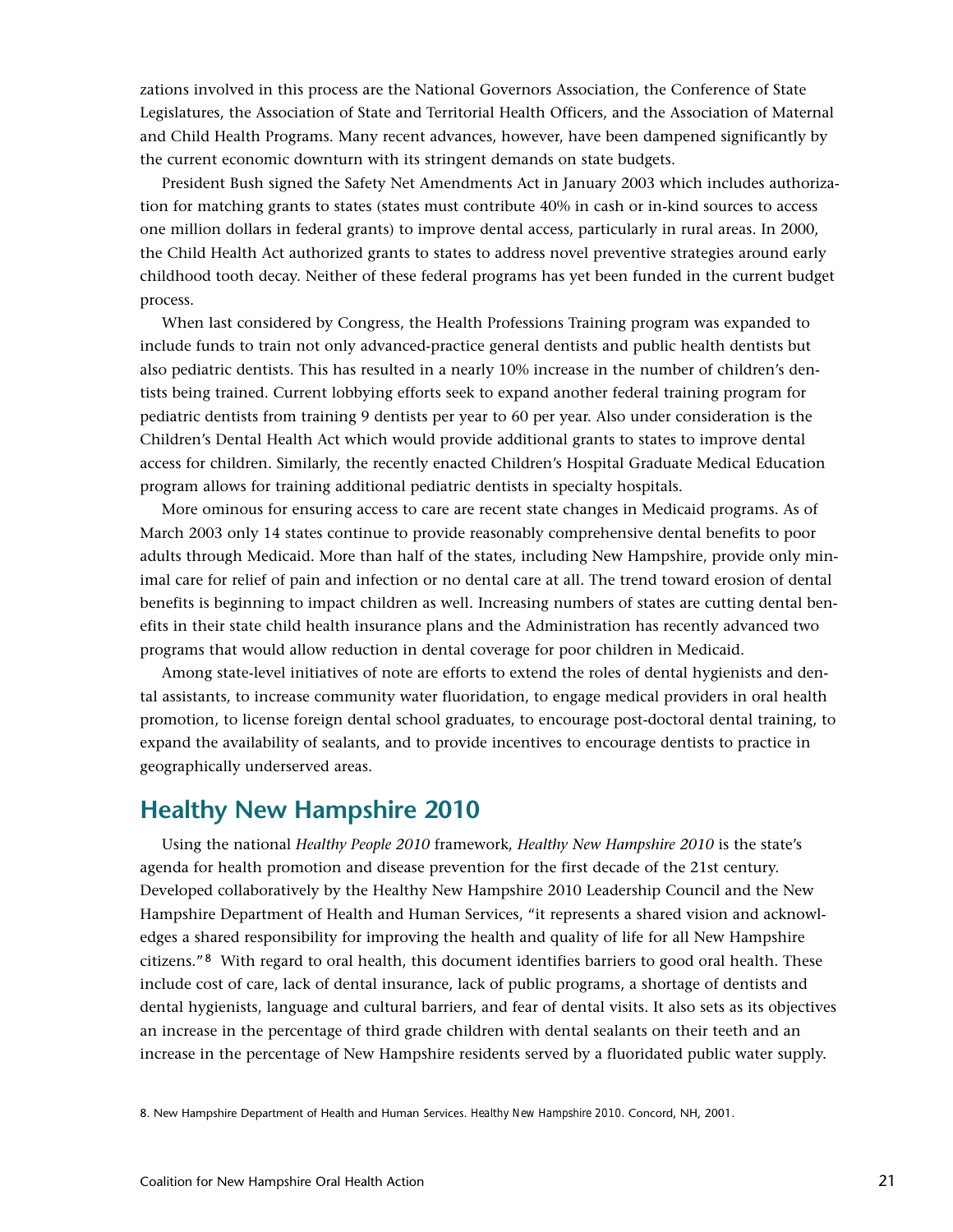zations involved in this process are the National Governors Association, the Conference of State Legislatures, the Association of State and Territorial Health Officers, and the Association of Maternal and Child Health Programs. Many recent advances, however, have been dampened significantly by the current economic downturn with its stringent demands on state budgets.

President Bush signed the Safety Net Amendments Act in January 2003 which includes authorization for matching grants to states (states must contribute 40% in cash or in-kind sources to access one million dollars in federal grants) to improve dental access, particularly in rural areas. In 2000, the Child Health Act authorized grants to states to address novel preventive strategies around early childhood tooth decay. Neither of these federal programs has yet been funded in the current budget process.

When last considered by Congress, the Health Professions Training program was expanded to include funds to train not only advanced-practice general dentists and public health dentists but also pediatric dentists. This has resulted in a nearly 10% increase in the number of children's dentists being trained. Current lobbying efforts seek to expand another federal training program for pediatric dentists from training 9 dentists per year to 60 per year. Also under consideration is the Children's Dental Health Act which would provide additional grants to states to improve dental access for children. Similarly, the recently enacted Children's Hospital Graduate Medical Education program allows for training additional pediatric dentists in specialty hospitals.

More ominous for ensuring access to care are recent state changes in Medicaid programs. As of March 2003 only 14 states continue to provide reasonably comprehensive dental benefits to poor adults through Medicaid. More than half of the states, including New Hampshire, provide only minimal care for relief of pain and infection or no dental care at all. The trend toward erosion of dental benefits is beginning to impact children as well. Increasing numbers of states are cutting dental benefits in their state child health insurance plans and the Administration has recently advanced two programs that would allow reduction in dental coverage for poor children in Medicaid.

Among state-level initiatives of note are efforts to extend the roles of dental hygienists and dental assistants, to increase community water fluoridation, to engage medical providers in oral health promotion, to license foreign dental school graduates, to encourage post-doctoral dental training, to expand the availability of sealants, and to provide incentives to encourage dentists to practice in geographically underserved areas.

## Healthy New Hampshire 2010

Using the national *Healthy People 2010* framework, *Healthy New Hampshire 2010* is the state's agenda for health promotion and disease prevention for the first decade of the 21st century. Developed collaboratively by the Healthy New Hampshire 2010 Leadership Council and the New Hampshire Department of Health and Human Services, "it represents a shared vision and acknowledges a shared responsibility for improving the health and quality of life for all New Hampshire citizens."[8] With regard to oral health, this document identifies barriers to good oral health. These include cost of care, lack of dental insurance, lack of public programs, a shortage of dentists and dental hygienists, language and cultural barriers, and fear of dental visits. It also sets as its objectives an increase in the percentage of third grade children with dental sealants on their teeth and an increase in the percentage of New Hampshire residents served by a fluoridated public water supply.

8. New Hampshire Department of Health and Human Services. *Healthy New Hampshire 2010*. Concord, NH, 2001.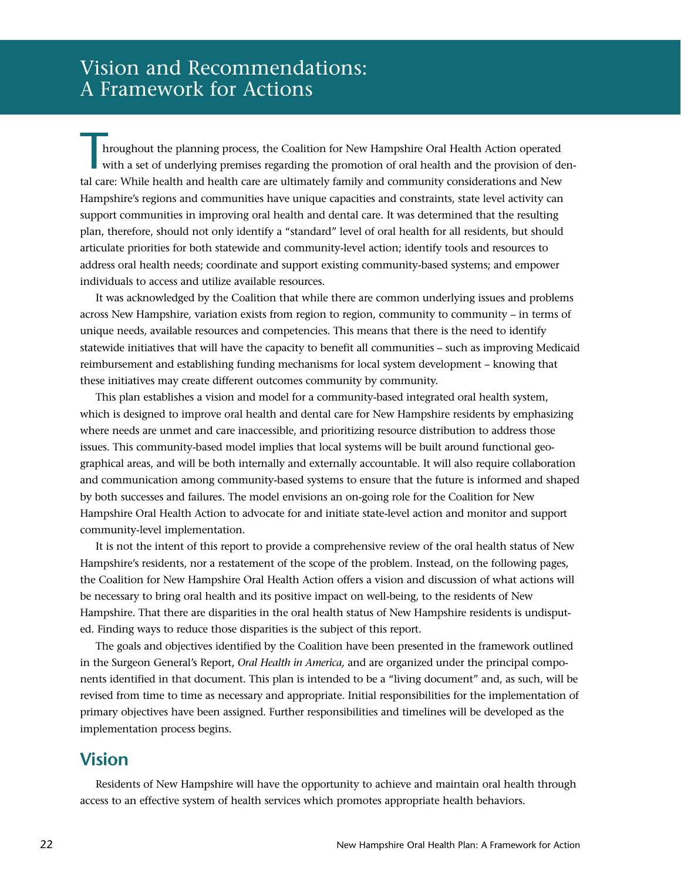# Vision and Recommendations: A Framework for Actions

Throughout the planning process, the Coalition for New Hampshire Oral Health Action operated with a set of underlying premises regarding the promotion of oral health and the provision of dental care: While health and health care are ultimately family and community considerations and New Hampshire's regions and communities have unique capacities and constraints, state level activity can support communities in improving oral health and dental care. It was determined that the resulting plan, therefore, should not only identify a "standard" level of oral health for all residents, but should articulate priorities for both statewide and community-level action; identify tools and resources to address oral health needs; coordinate and support existing community-based systems; and empower individuals to access and utilize available resources.

It was acknowledged by the Coalition that while there are common underlying issues and problems across New Hampshire, variation exists from region to region, community to community – in terms of unique needs, available resources and competencies. This means that there is the need to identify statewide initiatives that will have the capacity to benefit all communities – such as improving Medicaid reimbursement and establishing funding mechanisms for local system development – knowing that these initiatives may create different outcomes community by community.

This plan establishes a vision and model for a community-based integrated oral health system, which is designed to improve oral health and dental care for New Hampshire residents by emphasizing where needs are unmet and care inaccessible, and prioritizing resource distribution to address those issues. This community-based model implies that local systems will be built around functional geographical areas, and will be both internally and externally accountable. It will also require collaboration and communication among community-based systems to ensure that the future is informed and shaped by both successes and failures. The model envisions an on-going role for the Coalition for New Hampshire Oral Health Action to advocate for and initiate state-level action and monitor and support community-level implementation.

It is not the intent of this report to provide a comprehensive review of the oral health status of New Hampshire's residents, nor a restatement of the scope of the problem. Instead, on the following pages, the Coalition for New Hampshire Oral Health Action offers a vision and discussion of what actions will be necessary to bring oral health and its positive impact on well-being, to the residents of New Hampshire. That there are disparities in the oral health status of New Hampshire residents is undisputed. Finding ways to reduce those disparities is the subject of this report.

The goals and objectives identified by the Coalition have been presented in the framework outlined in the Surgeon General's Report, *Oral Health in America,* and are organized under the principal components identified in that document. This plan is intended to be a "living document" and, as such, will be revised from time to time as necessary and appropriate. Initial responsibilities for the implementation of primary objectives have been assigned. Further responsibilities and timelines will be developed as the implementation process begins.

## Vision

Residents of New Hampshire will have the opportunity to achieve and maintain oral health through access to an effective system of health services which promotes appropriate health behaviors.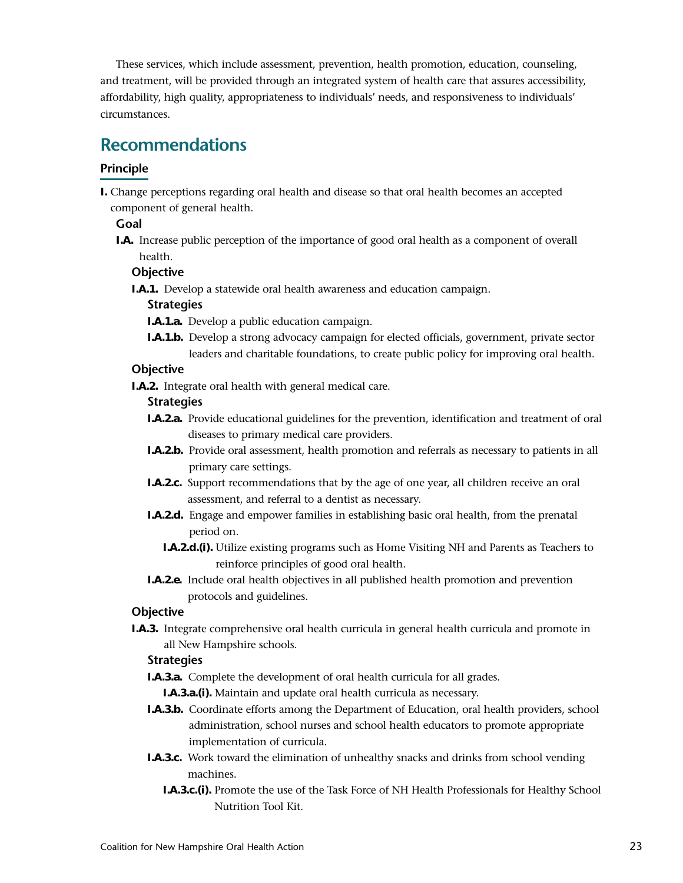These services, which include assessment, prevention, health promotion, education, counseling, and treatment, will be provided through an integrated system of health care that assures accessibility, affordability, high quality, appropriateness to individuals' needs, and responsiveness to individuals' circumstances.

## Recommendations

### Principle

**I.** Change perceptions regarding oral health and disease so that oral health becomes an accepted component of general health.

#### Goal

**I.A.** Increase public perception of the importance of good oral health as a component of overall health.

##### Objective

**I.A.1.** Develop a statewide oral health awareness and education campaign.

**Strategies**

- **I.A.1.a.** Develop a public education campaign.
- **I.A.1.b.** Develop a strong advocacy campaign for elected officials, government, private sector leaders and charitable foundations, to create public policy for improving oral health.

##### Objective

**I.A.2.** Integrate oral health with general medical care.

**Strategies**

- **I.A.2.a.** Provide educational guidelines for the prevention, identification and treatment of oral diseases to primary medical care providers.
- **I.A.2.b.** Provide oral assessment, health promotion and referrals as necessary to patients in all primary care settings.
- **I.A.2.c.** Support recommendations that by the age of one year, all children receive an oral assessment, and referral to a dentist as necessary.
- **I.A.2.d.** Engage and empower families in establishing basic oral health, from the prenatal period on.
  - **I.A.2.d.(i).** Utilize existing programs such as Home Visiting NH and Parents as Teachers to reinforce principles of good oral health.
- **I.A.2.e.** Include oral health objectives in all published health promotion and prevention protocols and guidelines.

##### Objective

**I.A.3.** Integrate comprehensive oral health curricula in general health curricula and promote in all New Hampshire schools.

**Strategies**

- **I.A.3.a.** Complete the development of oral health curricula for all grades.
  - **I.A.3.a.(i).** Maintain and update oral health curricula as necessary.
- **I.A.3.b.** Coordinate efforts among the Department of Education, oral health providers, school administration, school nurses and school health educators to promote appropriate implementation of curricula.
- **I.A.3.c.** Work toward the elimination of unhealthy snacks and drinks from school vending machines.
  - **I.A.3.c.(i).** Promote the use of the Task Force of NH Health Professionals for Healthy School Nutrition Tool Kit.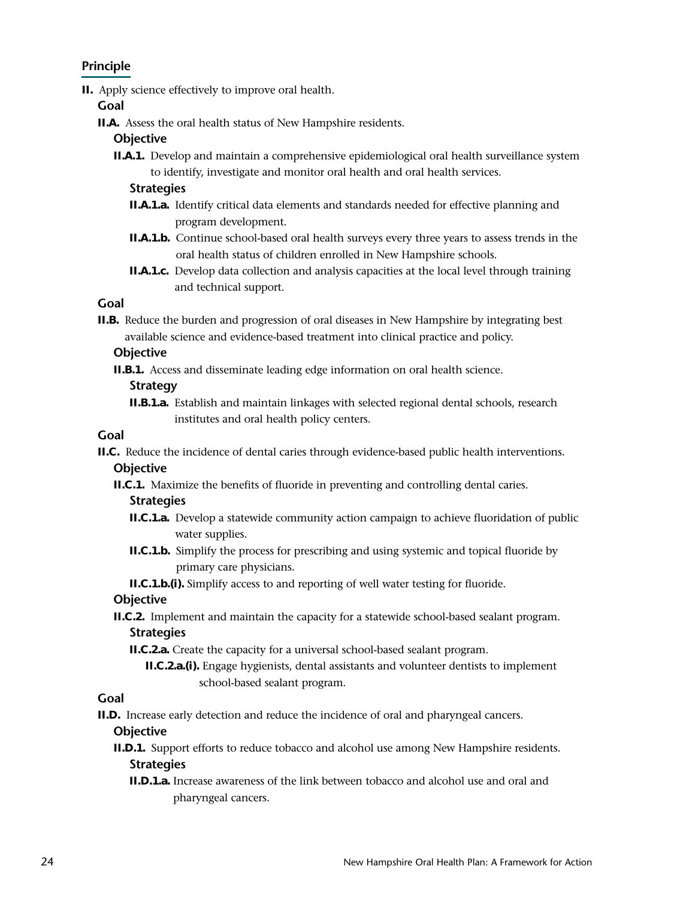## Principle

**II.** Apply science effectively to improve oral health.

**Goal**

**II.A.** Assess the oral health status of New Hampshire residents.

**Objective**

**II.A.1.** Develop and maintain a comprehensive epidemiological oral health surveillance system to identify, investigate and monitor oral health and oral health services.

**Strategies**

**II.A.1.a.** Identify critical data elements and standards needed for effective planning and program development.

**II.A.1.b.** Continue school-based oral health surveys every three years to assess trends in the oral health status of children enrolled in New Hampshire schools.

**II.A.1.c.** Develop data collection and analysis capacities at the local level through training and technical support.

**Goal**

**II.B.** Reduce the burden and progression of oral diseases in New Hampshire by integrating best available science and evidence-based treatment into clinical practice and policy.

**Objective**

**II.B.1.** Access and disseminate leading edge information on oral health science.

**Strategy**

**II.B.1.a.** Establish and maintain linkages with selected regional dental schools, research institutes and oral health policy centers.

**Goal**

**II.C.** Reduce the incidence of dental caries through evidence-based public health interventions.

**Objective**

**II.C.1.** Maximize the benefits of fluoride in preventing and controlling dental caries.

**Strategies**

**II.C.1.a.** Develop a statewide community action campaign to achieve fluoridation of public water supplies.

**II.C.1.b.** Simplify the process for prescribing and using systemic and topical fluoride by primary care physicians.

**II.C.1.b.(i).** Simplify access to and reporting of well water testing for fluoride.

**Objective**

**II.C.2.** Implement and maintain the capacity for a statewide school-based sealant program.

**Strategies**

**II.C.2.a.** Create the capacity for a universal school-based sealant program.

**II.C.2.a.(i).** Engage hygienists, dental assistants and volunteer dentists to implement school-based sealant program.

**Goal**

**II.D.** Increase early detection and reduce the incidence of oral and pharyngeal cancers.

**Objective**

**II.D.1.** Support efforts to reduce tobacco and alcohol use among New Hampshire residents.

**Strategies**

**II.D.1.a.** Increase awareness of the link between tobacco and alcohol use and oral and pharyngeal cancers.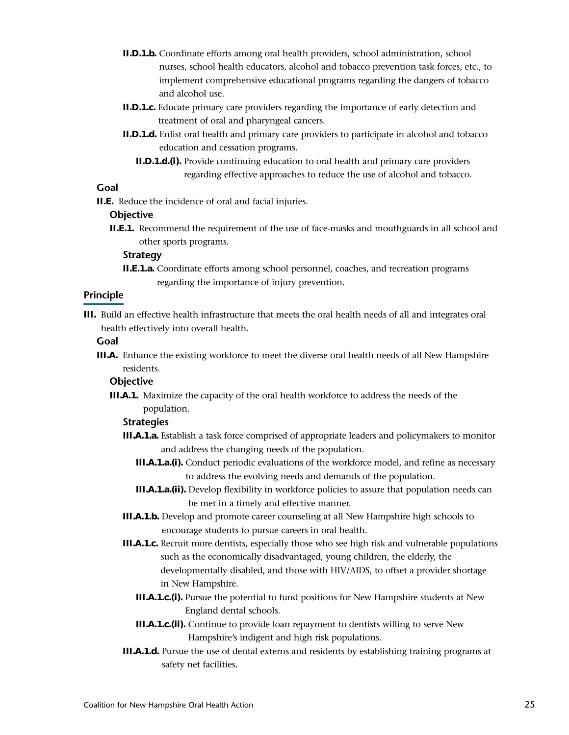**II.D.1.b.** Coordinate efforts among oral health providers, school administration, school nurses, school health educators, alcohol and tobacco prevention task forces, etc., to implement comprehensive educational programs regarding the dangers of tobacco and alcohol use.

**II.D.1.c.** Educate primary care providers regarding the importance of early detection and treatment of oral and pharyngeal cancers.

**II.D.1.d.** Enlist oral health and primary care providers to participate in alcohol and tobacco education and cessation programs.

**II.D.1.d.(i).** Provide continuing education to oral health and primary care providers regarding effective approaches to reduce the use of alcohol and tobacco.

**Goal**

**II.E.** Reduce the incidence of oral and facial injuries.

**Objective**

**II.E.1.** Recommend the requirement of the use of face-masks and mouthguards in all school and other sports programs.

**Strategy**

**II.E.1.a.** Coordinate efforts among school personnel, coaches, and recreation programs regarding the importance of injury prevention.

## Principle

**III.** Build an effective health infrastructure that meets the oral health needs of all and integrates oral health effectively into overall health.

**Goal**

**III.A.** Enhance the existing workforce to meet the diverse oral health needs of all New Hampshire residents.

**Objective**

**III.A.1.** Maximize the capacity of the oral health workforce to address the needs of the population.

**Strategies**

**III.A.1.a.** Establish a task force comprised of appropriate leaders and policymakers to monitor and address the changing needs of the population.

**III.A.1.a.(i).** Conduct periodic evaluations of the workforce model, and refine as necessary to address the evolving needs and demands of the population.

**III.A.1.a.(ii).** Develop flexibility in workforce policies to assure that population needs can be met in a timely and effective manner.

**III.A.1.b.** Develop and promote career counseling at all New Hampshire high schools to encourage students to pursue careers in oral health.

**III.A.1.c.** Recruit more dentists, especially those who see high risk and vulnerable populations such as the economically disadvantaged, young children, the elderly, the developmentally disabled, and those with HIV/AIDS, to offset a provider shortage in New Hampshire.

**III.A.1.c.(i).** Pursue the potential to fund positions for New Hampshire students at New England dental schools.

**III.A.1.c.(ii).** Continue to provide loan repayment to dentists willing to serve New Hampshire's indigent and high risk populations.

**III.A.1.d.** Pursue the use of dental externs and residents by establishing training programs at safety net facilities.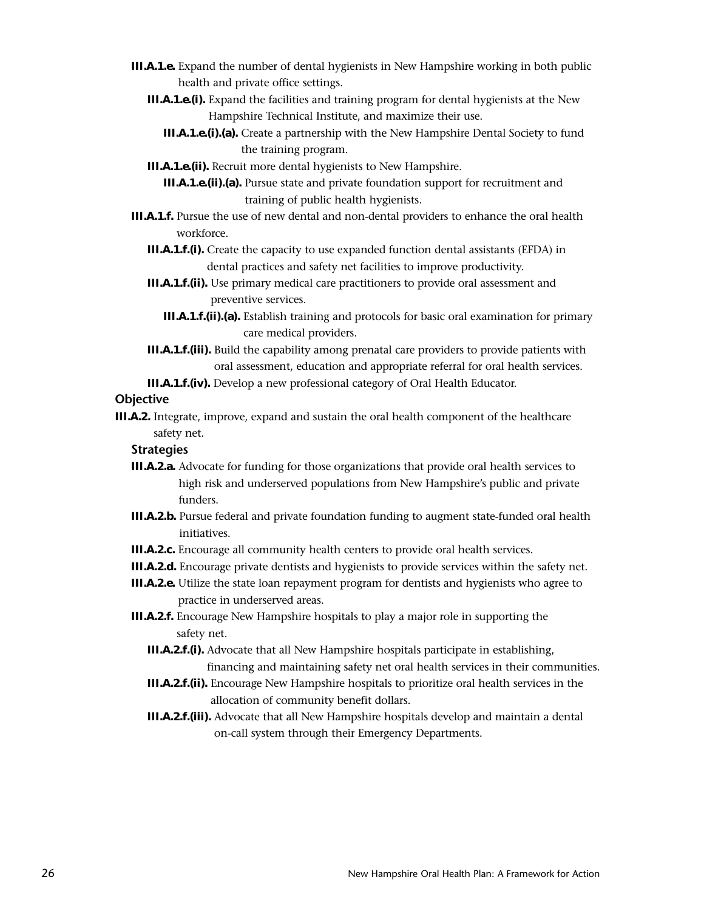**III.A.1.e.** Expand the number of dental hygienists in New Hampshire working in both public health and private office settings.

**III.A.1.e.(i).** Expand the facilities and training program for dental hygienists at the New Hampshire Technical Institute, and maximize their use.

**III.A.1.e.(i).(a).** Create a partnership with the New Hampshire Dental Society to fund the training program.

**III.A.1.e.(ii).** Recruit more dental hygienists to New Hampshire.

**III.A.1.e.(ii).(a).** Pursue state and private foundation support for recruitment and training of public health hygienists.

**III.A.1.f.** Pursue the use of new dental and non-dental providers to enhance the oral health workforce.

**III.A.1.f.(i).** Create the capacity to use expanded function dental assistants (EFDA) in dental practices and safety net facilities to improve productivity.

**III.A.1.f.(ii).** Use primary medical care practitioners to provide oral assessment and preventive services.

**III.A.1.f.(ii).(a).** Establish training and protocols for basic oral examination for primary care medical providers.

**III.A.1.f.(iii).** Build the capability among prenatal care providers to provide patients with oral assessment, education and appropriate referral for oral health services.

**III.A.1.f.(iv).** Develop a new professional category of Oral Health Educator.

### Objective

**III.A.2.** Integrate, improve, expand and sustain the oral health component of the healthcare safety net.

#### Strategies

**III.A.2.a.** Advocate for funding for those organizations that provide oral health services to high risk and underserved populations from New Hampshire's public and private funders.

**III.A.2.b.** Pursue federal and private foundation funding to augment state-funded oral health initiatives.

**III.A.2.c.** Encourage all community health centers to provide oral health services.

**III.A.2.d.** Encourage private dentists and hygienists to provide services within the safety net.

**III.A.2.e.** Utilize the state loan repayment program for dentists and hygienists who agree to practice in underserved areas.

**III.A.2.f.** Encourage New Hampshire hospitals to play a major role in supporting the safety net.

**III.A.2.f.(i).** Advocate that all New Hampshire hospitals participate in establishing, financing and maintaining safety net oral health services in their communities.

**III.A.2.f.(ii).** Encourage New Hampshire hospitals to prioritize oral health services in the allocation of community benefit dollars.

**III.A.2.f.(iii).** Advocate that all New Hampshire hospitals develop and maintain a dental on-call system through their Emergency Departments.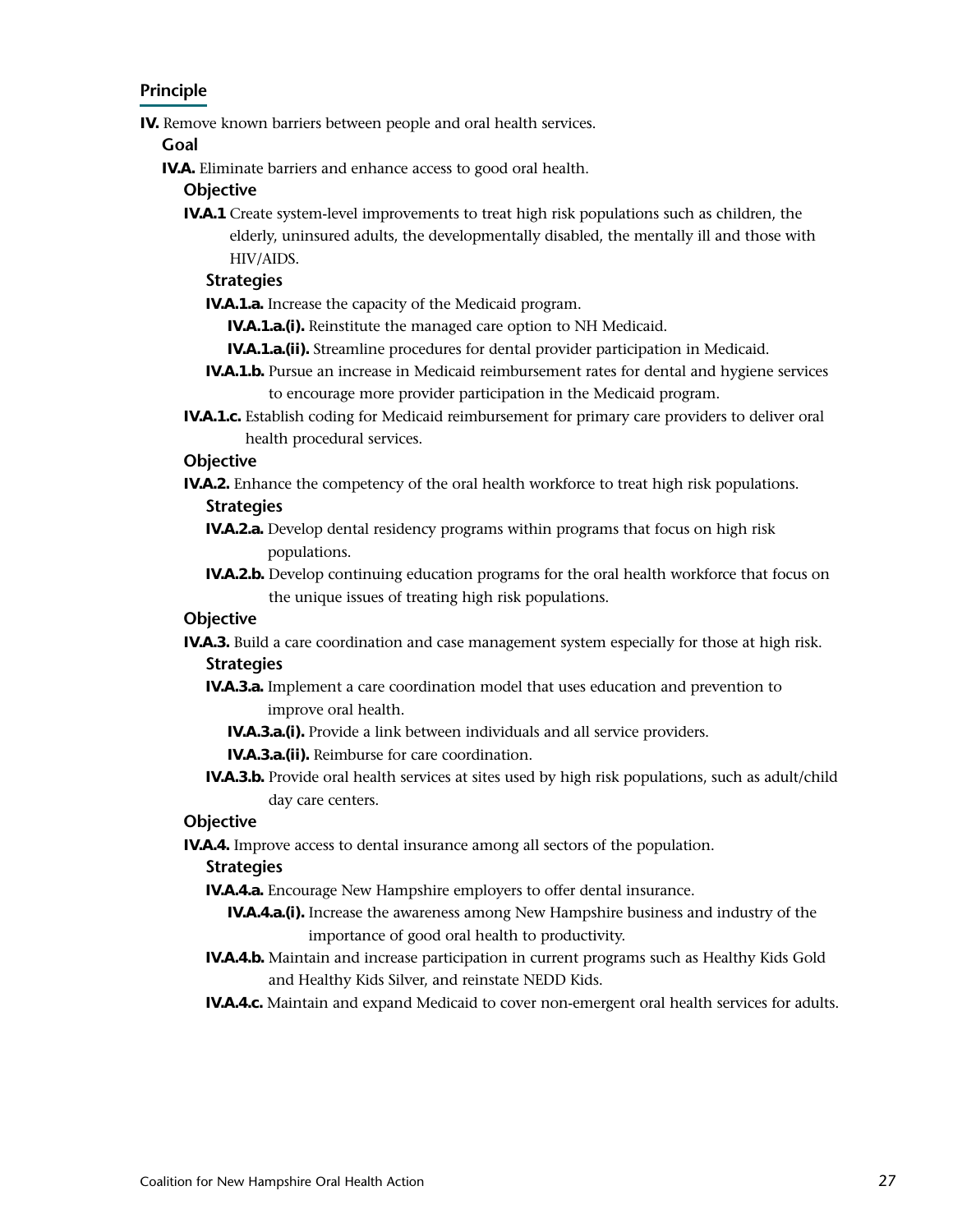#### Principle

**IV.** Remove known barriers between people and oral health services.

**Goal**

**IV.A.** Eliminate barriers and enhance access to good oral health.

**Objective**

**IV.A.1** Create system-level improvements to treat high risk populations such as children, the elderly, uninsured adults, the developmentally disabled, the mentally ill and those with HIV/AIDS.

**Strategies**

**IV.A.1.a.** Increase the capacity of the Medicaid program.

**IV.A.1.a.(i).** Reinstitute the managed care option to NH Medicaid.

**IV.A.1.a.(ii).** Streamline procedures for dental provider participation in Medicaid.

**IV.A.1.b.** Pursue an increase in Medicaid reimbursement rates for dental and hygiene services to encourage more provider participation in the Medicaid program.

**IV.A.1.c.** Establish coding for Medicaid reimbursement for primary care providers to deliver oral health procedural services.

**Objective**

**IV.A.2.** Enhance the competency of the oral health workforce to treat high risk populations.

**Strategies**

**IV.A.2.a.** Develop dental residency programs within programs that focus on high risk populations.

**IV.A.2.b.** Develop continuing education programs for the oral health workforce that focus on the unique issues of treating high risk populations.

**Objective**

**IV.A.3.** Build a care coordination and case management system especially for those at high risk.

**Strategies**

**IV.A.3.a.** Implement a care coordination model that uses education and prevention to improve oral health.

**IV.A.3.a.(i).** Provide a link between individuals and all service providers.

**IV.A.3.a.(ii).** Reimburse for care coordination.

**IV.A.3.b.** Provide oral health services at sites used by high risk populations, such as adult/child day care centers.

**Objective**

**IV.A.4.** Improve access to dental insurance among all sectors of the population.

**Strategies**

**IV.A.4.a.** Encourage New Hampshire employers to offer dental insurance.

**IV.A.4.a.(i).** Increase the awareness among New Hampshire business and industry of the importance of good oral health to productivity.

**IV.A.4.b.** Maintain and increase participation in current programs such as Healthy Kids Gold and Healthy Kids Silver, and reinstate NEDD Kids.

**IV.A.4.c.** Maintain and expand Medicaid to cover non-emergent oral health services for adults.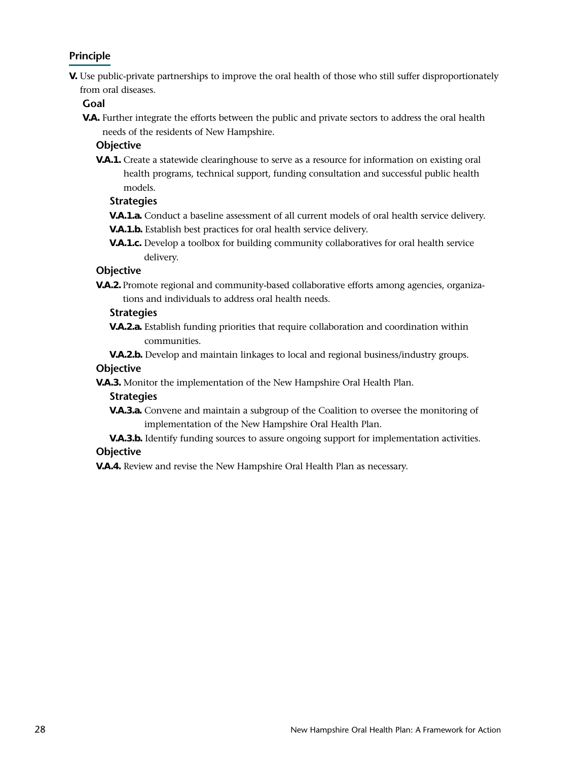## Principle

**V.** Use public-private partnerships to improve the oral health of those who still suffer disproportionately from oral diseases.

### Goal

**V.A.** Further integrate the efforts between the public and private sectors to address the oral health needs of the residents of New Hampshire.

#### Objective

**V.A.1.** Create a statewide clearinghouse to serve as a resource for information on existing oral health programs, technical support, funding consultation and successful public health models.

##### Strategies

**V.A.1.a.** Conduct a baseline assessment of all current models of oral health service delivery.

**V.A.1.b.** Establish best practices for oral health service delivery.

**V.A.1.c.** Develop a toolbox for building community collaboratives for oral health service delivery.

#### Objective

**V.A.2.** Promote regional and community-based collaborative efforts among agencies, organizations and individuals to address oral health needs.

##### Strategies

**V.A.2.a.** Establish funding priorities that require collaboration and coordination within communities.

**V.A.2.b.** Develop and maintain linkages to local and regional business/industry groups.

#### Objective

**V.A.3.** Monitor the implementation of the New Hampshire Oral Health Plan.

##### Strategies

**V.A.3.a.** Convene and maintain a subgroup of the Coalition to oversee the monitoring of implementation of the New Hampshire Oral Health Plan.

**V.A.3.b.** Identify funding sources to assure ongoing support for implementation activities.

#### Objective

**V.A.4.** Review and revise the New Hampshire Oral Health Plan as necessary.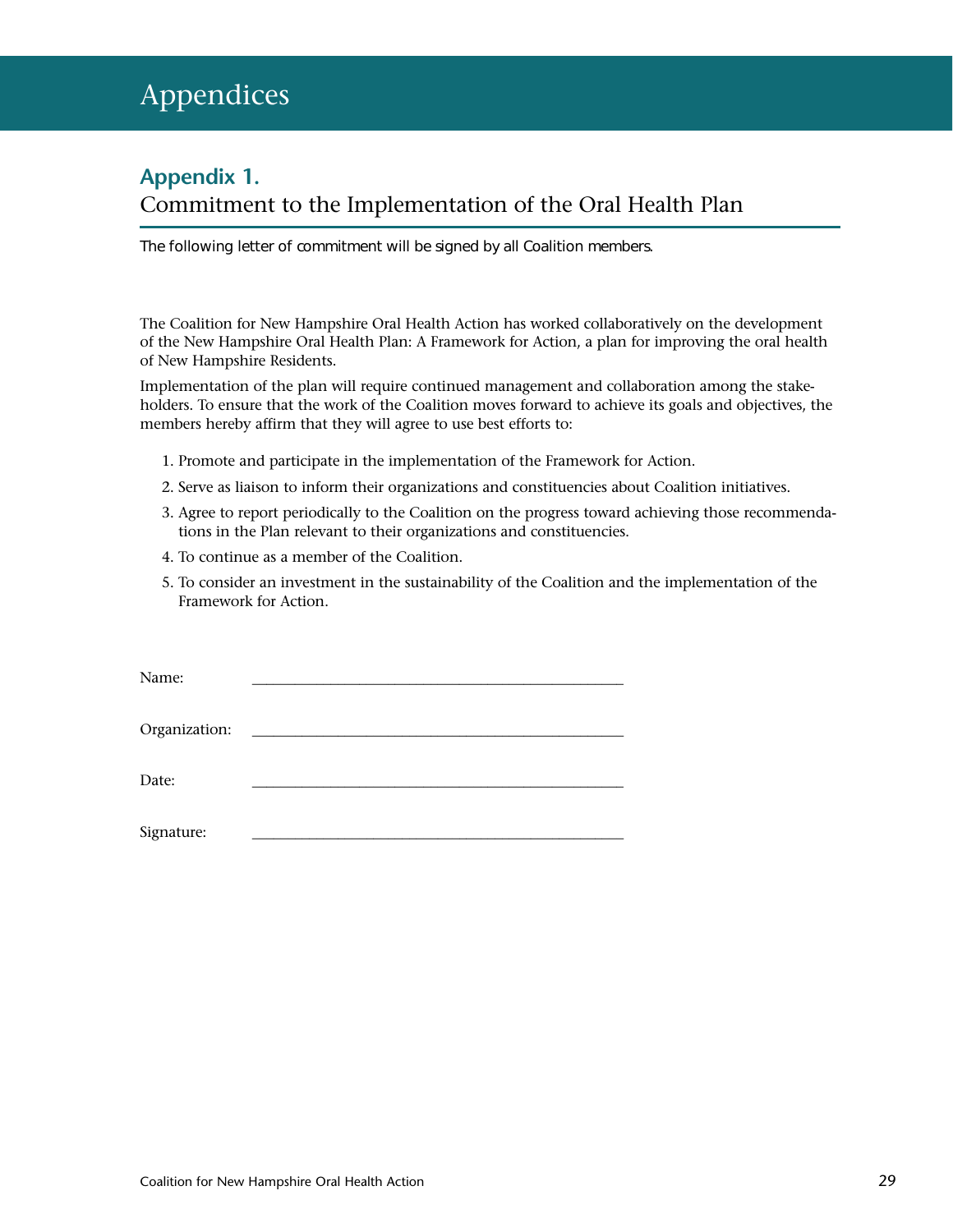# Appendices

## Appendix 1.

### Commitment to the Implementation of the Oral Health Plan

The following letter of commitment will be signed by all Coalition members.

The Coalition for New Hampshire Oral Health Action has worked collaboratively on the development of the New Hampshire Oral Health Plan: A Framework for Action, a plan for improving the oral health of New Hampshire Residents.

Implementation of the plan will require continued management and collaboration among the stakeholders. To ensure that the work of the Coalition moves forward to achieve its goals and objectives, the members hereby affirm that they will agree to use best efforts to:

1. Promote and participate in the implementation of the Framework for Action.
2. Serve as liaison to inform their organizations and constituencies about Coalition initiatives.
3. Agree to report periodically to the Coalition on the progress toward achieving those recommendations in the Plan relevant to their organizations and constituencies.
4. To continue as a member of the Coalition.
5. To consider an investment in the sustainability of the Coalition and the implementation of the Framework for Action.

Name: ________________________________________________

Organization: ________________________________________________

Date: ________________________________________________

Signature: ________________________________________________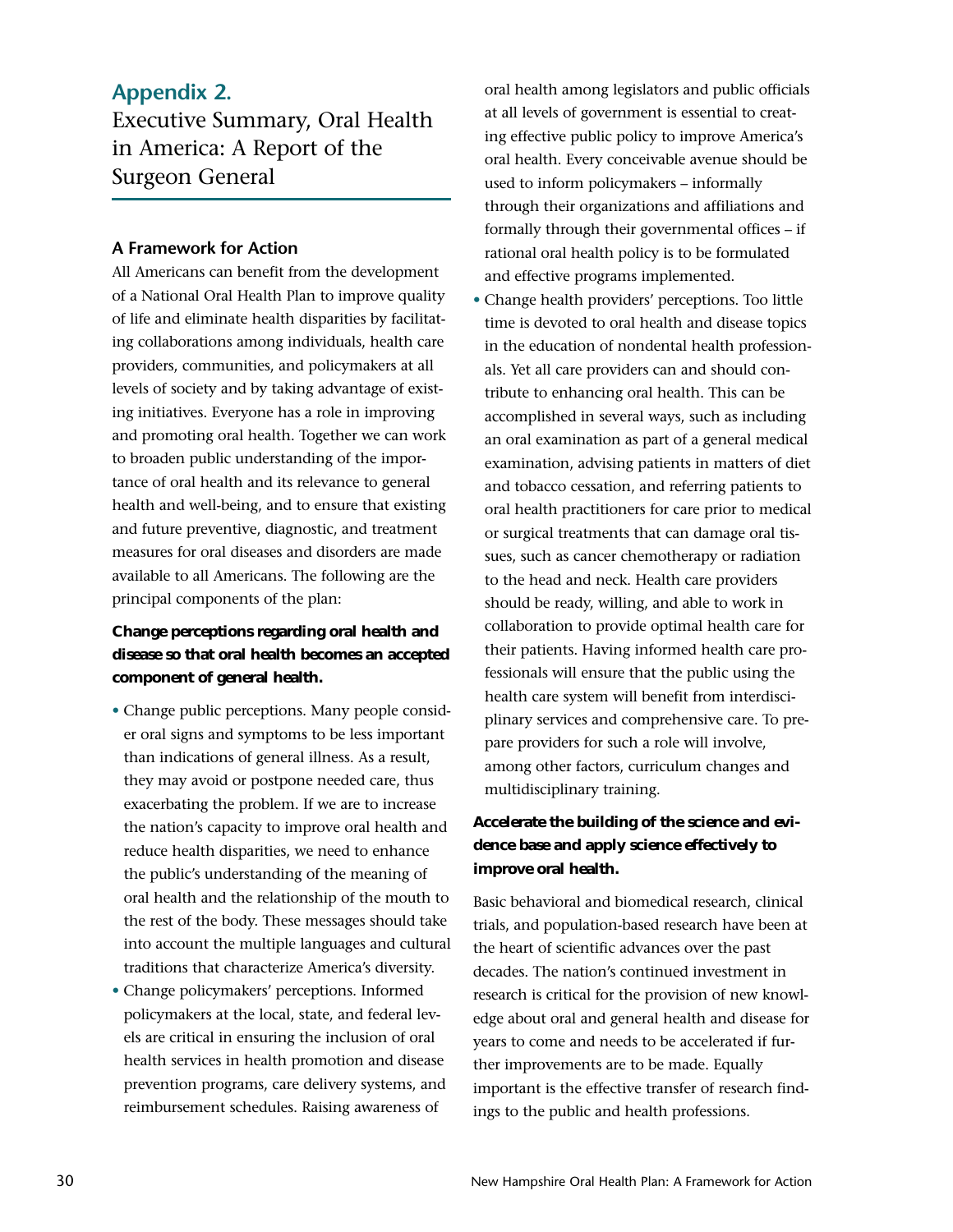## Appendix 2.

# Executive Summary, Oral Health in America: A Report of the Surgeon General

### A Framework for Action

All Americans can benefit from the development of a National Oral Health Plan to improve quality of life and eliminate health disparities by facilitating collaborations among individuals, health care providers, communities, and policymakers at all levels of society and by taking advantage of existing initiatives. Everyone has a role in improving and promoting oral health. Together we can work to broaden public understanding of the importance of oral health and its relevance to general health and well-being, and to ensure that existing and future preventive, diagnostic, and treatment measures for oral diseases and disorders are made available to all Americans. The following are the principal components of the plan:

**Change perceptions regarding oral health and disease so that oral health becomes an accepted component of general health.**

- Change public perceptions. Many people consider oral signs and symptoms to be less important than indications of general illness. As a result, they may avoid or postpone needed care, thus exacerbating the problem. If we are to increase the nation's capacity to improve oral health and reduce health disparities, we need to enhance the public's understanding of the meaning of oral health and the relationship of the mouth to the rest of the body. These messages should take into account the multiple languages and cultural traditions that characterize America's diversity.
- Change policymakers' perceptions. Informed policymakers at the local, state, and federal levels are critical in ensuring the inclusion of oral health services in health promotion and disease prevention programs, care delivery systems, and reimbursement schedules. Raising awareness of oral health among legislators and public officials at all levels of government is essential to creating effective public policy to improve America's oral health. Every conceivable avenue should be used to inform policymakers – informally through their organizations and affiliations and formally through their governmental offices – if rational oral health policy is to be formulated and effective programs implemented.
- Change health providers' perceptions. Too little time is devoted to oral health and disease topics in the education of nondental health professionals. Yet all care providers can and should contribute to enhancing oral health. This can be accomplished in several ways, such as including an oral examination as part of a general medical examination, advising patients in matters of diet and tobacco cessation, and referring patients to oral health practitioners for care prior to medical or surgical treatments that can damage oral tissues, such as cancer chemotherapy or radiation to the head and neck. Health care providers should be ready, willing, and able to work in collaboration to provide optimal health care for their patients. Having informed health care professionals will ensure that the public using the health care system will benefit from interdisciplinary services and comprehensive care. To prepare providers for such a role will involve, among other factors, curriculum changes and multidisciplinary training.

**Accelerate the building of the science and evidence base and apply science effectively to improve oral health.**

Basic behavioral and biomedical research, clinical trials, and population-based research have been at the heart of scientific advances over the past decades. The nation's continued investment in research is critical for the provision of new knowledge about oral and general health and disease for years to come and needs to be accelerated if further improvements are to be made. Equally important is the effective transfer of research findings to the public and health professions.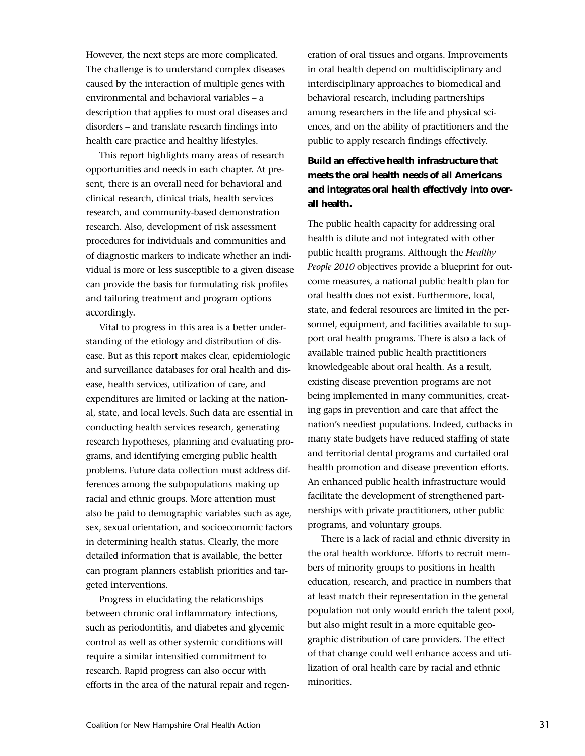However, the next steps are more complicated. The challenge is to understand complex diseases caused by the interaction of multiple genes with environmental and behavioral variables – a description that applies to most oral diseases and disorders – and translate research findings into health care practice and healthy lifestyles.

This report highlights many areas of research opportunities and needs in each chapter. At present, there is an overall need for behavioral and clinical research, clinical trials, health services research, and community-based demonstration research. Also, development of risk assessment procedures for individuals and communities and of diagnostic markers to indicate whether an individual is more or less susceptible to a given disease can provide the basis for formulating risk profiles and tailoring treatment and program options accordingly.

Vital to progress in this area is a better understanding of the etiology and distribution of disease. But as this report makes clear, epidemiologic and surveillance databases for oral health and disease, health services, utilization of care, and expenditures are limited or lacking at the national, state, and local levels. Such data are essential in conducting health services research, generating research hypotheses, planning and evaluating programs, and identifying emerging public health problems. Future data collection must address differences among the subpopulations making up racial and ethnic groups. More attention must also be paid to demographic variables such as age, sex, sexual orientation, and socioeconomic factors in determining health status. Clearly, the more detailed information that is available, the better can program planners establish priorities and targeted interventions.

Progress in elucidating the relationships between chronic oral inflammatory infections, such as periodontitis, and diabetes and glycemic control as well as other systemic conditions will require a similar intensified commitment to research. Rapid progress can also occur with efforts in the area of the natural repair and regeneration of oral tissues and organs. Improvements in oral health depend on multidisciplinary and interdisciplinary approaches to biomedical and behavioral research, including partnerships among researchers in the life and physical sciences, and on the ability of practitioners and the public to apply research findings effectively.

**Build an effective health infrastructure that meets the oral health needs of all Americans and integrates oral health effectively into overall health.**

The public health capacity for addressing oral health is dilute and not integrated with other public health programs. Although the *Healthy People 2010* objectives provide a blueprint for outcome measures, a national public health plan for oral health does not exist. Furthermore, local, state, and federal resources are limited in the personnel, equipment, and facilities available to support oral health programs. There is also a lack of available trained public health practitioners knowledgeable about oral health. As a result, existing disease prevention programs are not being implemented in many communities, creating gaps in prevention and care that affect the nation's neediest populations. Indeed, cutbacks in many state budgets have reduced staffing of state and territorial dental programs and curtailed oral health promotion and disease prevention efforts. An enhanced public health infrastructure would facilitate the development of strengthened partnerships with private practitioners, other public programs, and voluntary groups.

There is a lack of racial and ethnic diversity in the oral health workforce. Efforts to recruit members of minority groups to positions in health education, research, and practice in numbers that at least match their representation in the general population not only would enrich the talent pool, but also might result in a more equitable geographic distribution of care providers. The effect of that change could well enhance access and utilization of oral health care by racial and ethnic minorities.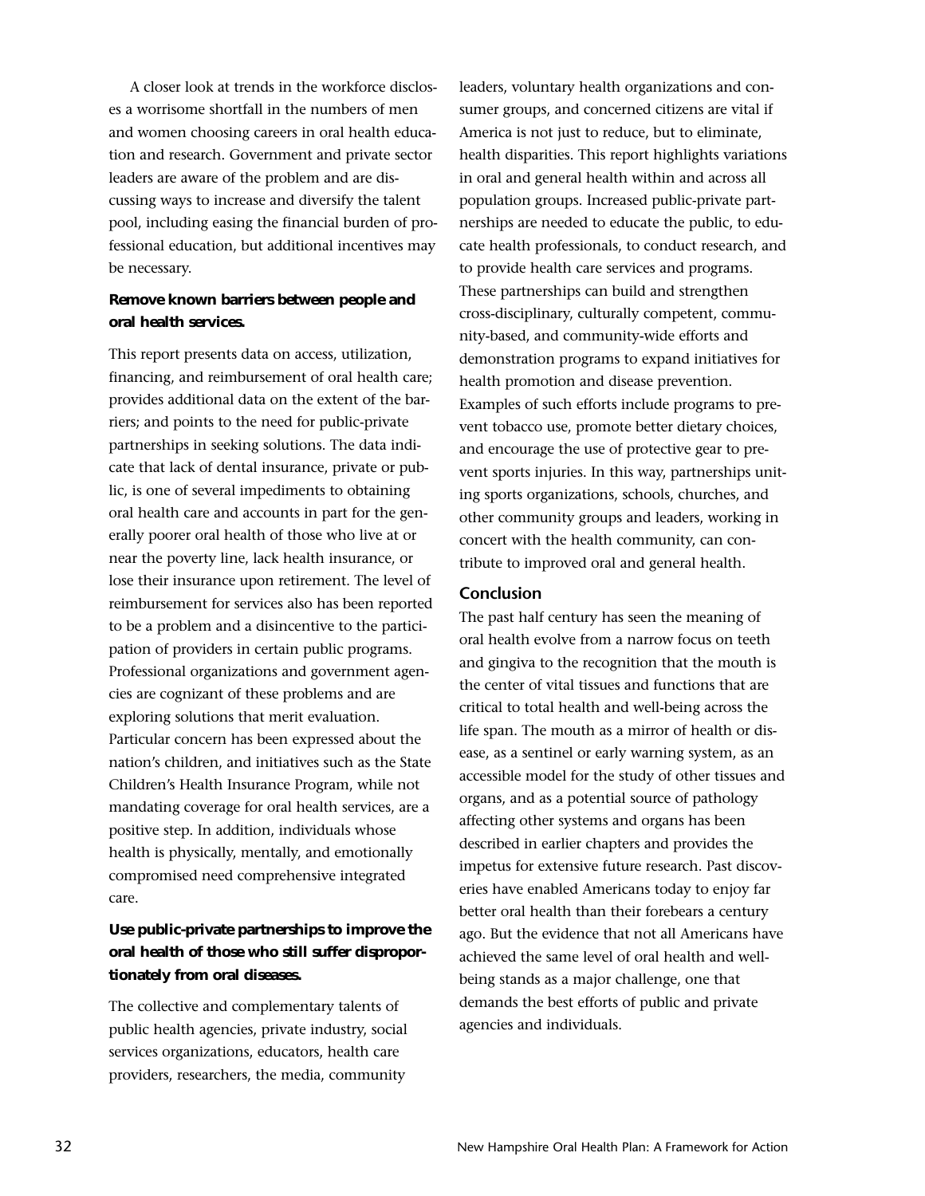A closer look at trends in the workforce discloses a worrisome shortfall in the numbers of men and women choosing careers in oral health education and research. Government and private sector leaders are aware of the problem and are discussing ways to increase and diversify the talent pool, including easing the financial burden of professional education, but additional incentives may be necessary.

**Remove known barriers between people and oral health services.**

This report presents data on access, utilization, financing, and reimbursement of oral health care; provides additional data on the extent of the barriers; and points to the need for public-private partnerships in seeking solutions. The data indicate that lack of dental insurance, private or public, is one of several impediments to obtaining oral health care and accounts in part for the generally poorer oral health of those who live at or near the poverty line, lack health insurance, or lose their insurance upon retirement. The level of reimbursement for services also has been reported to be a problem and a disincentive to the participation of providers in certain public programs. Professional organizations and government agencies are cognizant of these problems and are exploring solutions that merit evaluation. Particular concern has been expressed about the nation's children, and initiatives such as the State Children's Health Insurance Program, while not mandating coverage for oral health services, are a positive step. In addition, individuals whose health is physically, mentally, and emotionally compromised need comprehensive integrated care.

**Use public-private partnerships to improve the oral health of those who still suffer disproportionately from oral diseases.**

The collective and complementary talents of public health agencies, private industry, social services organizations, educators, health care providers, researchers, the media, community leaders, voluntary health organizations and consumer groups, and concerned citizens are vital if America is not just to reduce, but to eliminate, health disparities. This report highlights variations in oral and general health within and across all population groups. Increased public-private partnerships are needed to educate the public, to educate health professionals, to conduct research, and to provide health care services and programs. These partnerships can build and strengthen cross-disciplinary, culturally competent, community-based, and community-wide efforts and demonstration programs to expand initiatives for health promotion and disease prevention. Examples of such efforts include programs to prevent tobacco use, promote better dietary choices, and encourage the use of protective gear to prevent sports injuries. In this way, partnerships uniting sports organizations, schools, churches, and other community groups and leaders, working in concert with the health community, can contribute to improved oral and general health.

## Conclusion

The past half century has seen the meaning of oral health evolve from a narrow focus on teeth and gingiva to the recognition that the mouth is the center of vital tissues and functions that are critical to total health and well-being across the life span. The mouth as a mirror of health or disease, as a sentinel or early warning system, as an accessible model for the study of other tissues and organs, and as a potential source of pathology affecting other systems and organs has been described in earlier chapters and provides the impetus for extensive future research. Past discoveries have enabled Americans today to enjoy far better oral health than their forebears a century ago. But the evidence that not all Americans have achieved the same level of oral health and well-being stands as a major challenge, one that demands the best efforts of public and private agencies and individuals.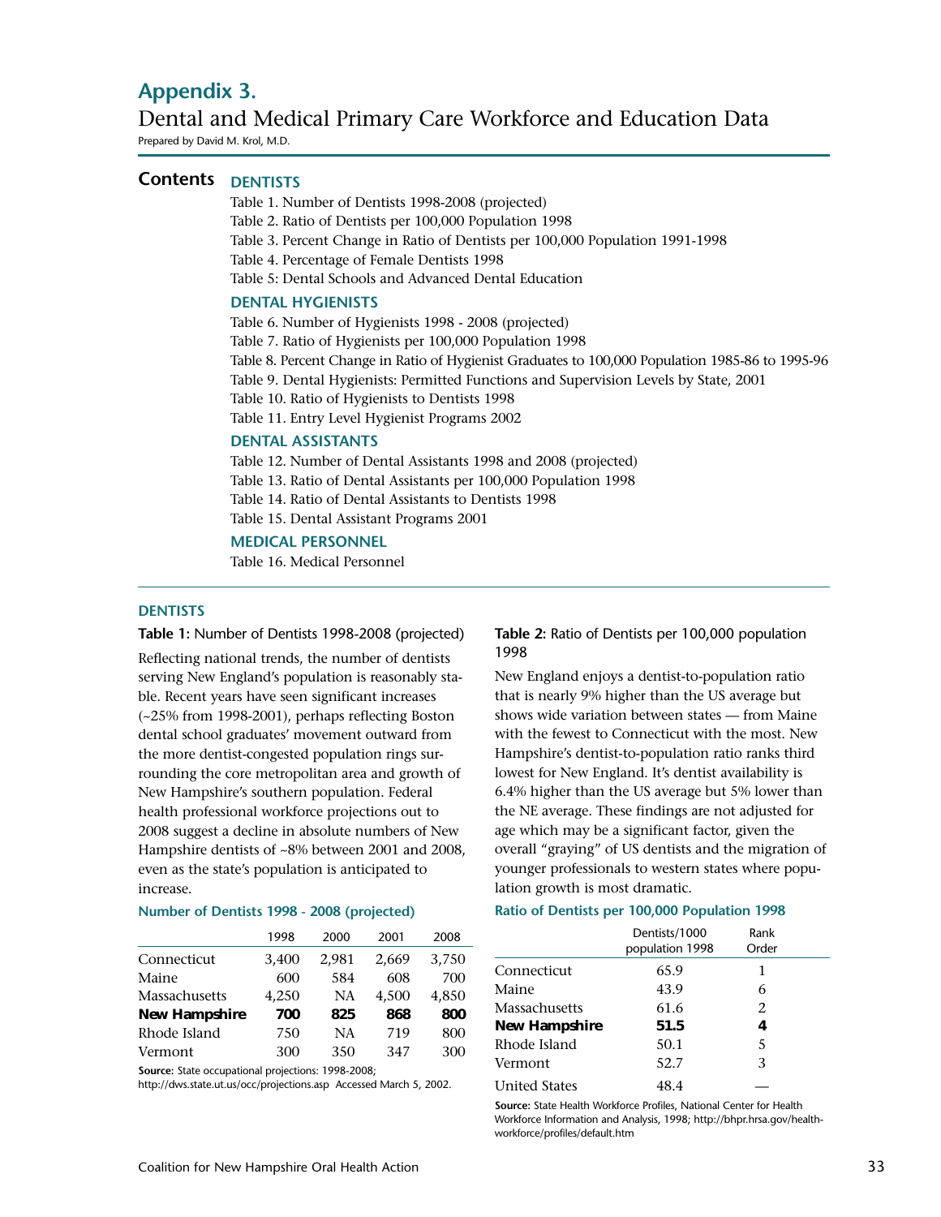# Appendix 3.

## Dental and Medical Primary Care Workforce and Education Data

Prepared by David M. Krol, M.D.

**Contents**

**DENTISTS**

- Table 1. Number of Dentists 1998-2008 (projected)
- Table 2. Ratio of Dentists per 100,000 Population 1998
- Table 3. Percent Change in Ratio of Dentists per 100,000 Population 1991-1998
- Table 4. Percentage of Female Dentists 1998
- Table 5: Dental Schools and Advanced Dental Education

**DENTAL HYGIENISTS**

- Table 6. Number of Hygienists 1998 - 2008 (projected)
- Table 7. Ratio of Hygienists per 100,000 Population 1998
- Table 8. Percent Change in Ratio of Hygienist Graduates to 100,000 Population 1985-86 to 1995-96
- Table 9. Dental Hygienists: Permitted Functions and Supervision Levels by State, 2001
- Table 10. Ratio of Hygienists to Dentists 1998
- Table 11. Entry Level Hygienist Programs 2002

**DENTAL ASSISTANTS**

- Table 12. Number of Dental Assistants 1998 and 2008 (projected)
- Table 13. Ratio of Dental Assistants per 100,000 Population 1998
- Table 14. Ratio of Dental Assistants to Dentists 1998
- Table 15. Dental Assistant Programs 2001

**MEDICAL PERSONNEL**

- Table 16. Medical Personnel

### DENTISTS

**Table 1:** Number of Dentists 1998-2008 (projected)

Reflecting national trends, the number of dentists serving New England's population is reasonably stable. Recent years have seen significant increases (~25% from 1998-2001), perhaps reflecting Boston dental school graduates' movement outward from the more dentist-congested population rings surrounding the core metropolitan area and growth of New Hampshire's southern population. Federal health professional workforce projections out to 2008 suggest a decline in absolute numbers of New Hampshire dentists of ~8% between 2001 and 2008, even as the state's population is anticipated to increase.

**Number of Dentists 1998 - 2008 (projected)**

| | 1998 | 2000 | 2001 | 2008 |
|---|---|---|---|---|
| Connecticut | 3,400 | 2,981 | 2,669 | 3,750 |
| Maine | 600 | 584 | 608 | 700 |
| Massachusetts | 4,250 | NA | 4,500 | 4,850 |
| **New Hampshire** | **700** | **825** | **868** | **800** |
| Rhode Island | 750 | NA | 719 | 800 |
| Vermont | 300 | 350 | 347 | 300 |

**Source:** State occupational projections: 1998-2008; http://dws.state.ut.us/occ/projections.asp Accessed March 5, 2002.

**Table 2:** Ratio of Dentists per 100,000 population 1998

New England enjoys a dentist-to-population ratio that is nearly 9% higher than the US average but shows wide variation between states — from Maine with the fewest to Connecticut with the most. New Hampshire's dentist-to-population ratio ranks third lowest for New England. It's dentist availability is 6.4% higher than the US average but 5% lower than the NE average. These findings are not adjusted for age which may be a significant factor, given the overall "graying" of US dentists and the migration of younger professionals to western states where population growth is most dramatic.

**Ratio of Dentists per 100,000 Population 1998**

| | Dentists/1000 population 1998 | Rank Order |
|---|---|---|
| Connecticut | 65.9 | 1 |
| Maine | 43.9 | 6 |
| Massachusetts | 61.6 | 2 |
| **New Hampshire** | **51.5** | **4** |
| Rhode Island | 50.1 | 5 |
| Vermont | 52.7 | 3 |
| United States | 48.4 | — |

**Source:** State Health Workforce Profiles, National Center for Health Workforce Information and Analysis, 1998; http://bhpr.hrsa.gov/healthworkforce/profiles/default.htm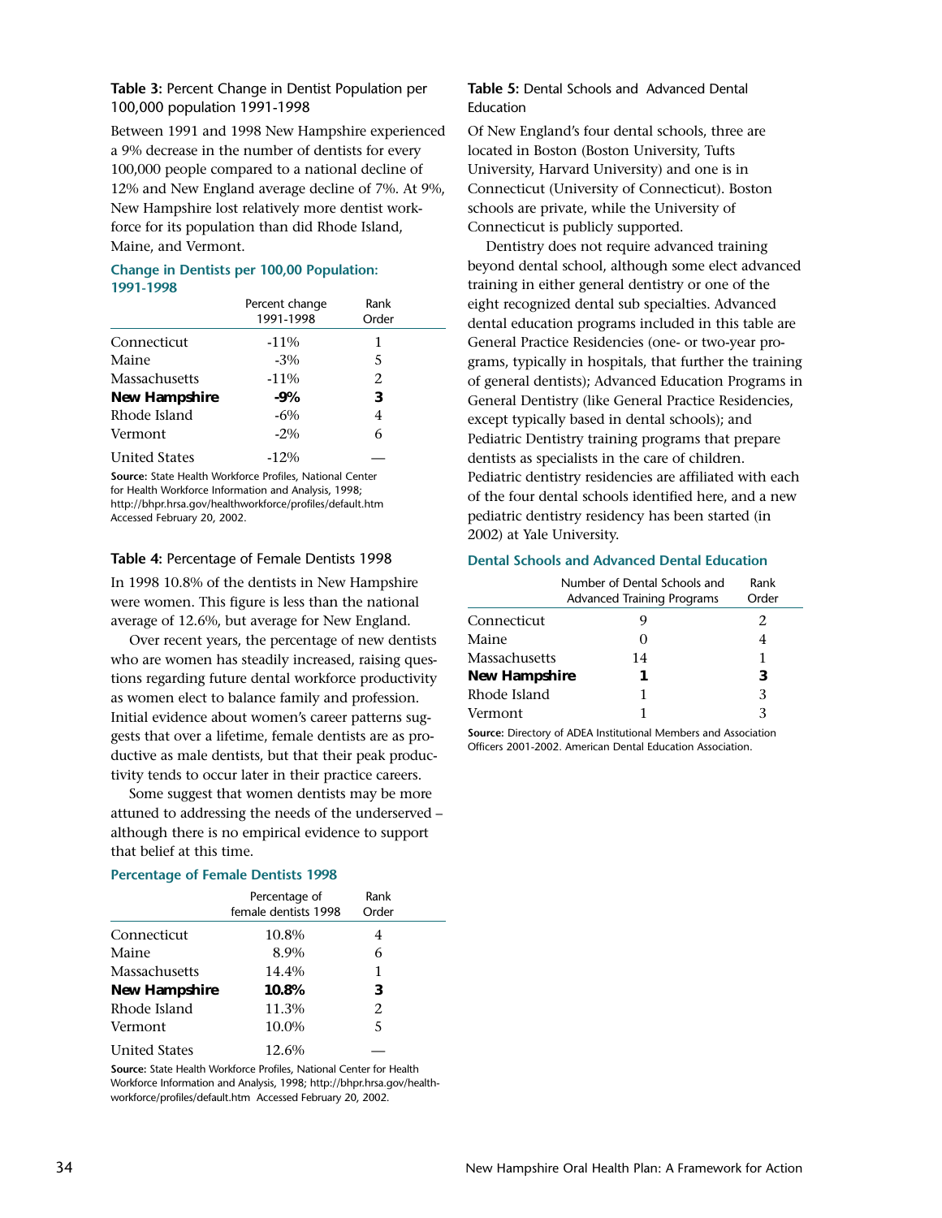### **Table 3:** Percent Change in Dentist Population per 100,000 population 1991-1998

Between 1991 and 1998 New Hampshire experienced a 9% decrease in the number of dentists for every 100,000 people compared to a national decline of 12% and New England average decline of 7%. At 9%, New Hampshire lost relatively more dentist workforce for its population than did Rhode Island, Maine, and Vermont.

**Change in Dentists per 100,00 Population: 1991-1998**

| | Percent change 1991-1998 | Rank Order |
|---|---|---|
| Connecticut | -11% | 1 |
| Maine | -3% | 5 |
| Massachusetts | -11% | 2 |
| **New Hampshire** | **-9%** | **3** |
| Rhode Island | -6% | 4 |
| Vermont | -2% | 6 |
| United States | -12% | — |

**Source:** State Health Workforce Profiles, National Center for Health Workforce Information and Analysis, 1998; http://bhpr.hrsa.gov/healthworkforce/profiles/default.htm Accessed February 20, 2002.

### **Table 4:** Percentage of Female Dentists 1998

In 1998 10.8% of the dentists in New Hampshire were women. This figure is less than the national average of 12.6%, but average for New England.

Over recent years, the percentage of new dentists who are women has steadily increased, raising questions regarding future dental workforce productivity as women elect to balance family and profession. Initial evidence about women's career patterns suggests that over a lifetime, female dentists are as productive as male dentists, but that their peak productivity tends to occur later in their practice careers.

Some suggest that women dentists may be more attuned to addressing the needs of the underserved – although there is no empirical evidence to support that belief at this time.

**Percentage of Female Dentists 1998**

| | Percentage of female dentists 1998 | Rank Order |
|---|---|---|
| Connecticut | 10.8% | 4 |
| Maine | 8.9% | 6 |
| Massachusetts | 14.4% | 1 |
| **New Hampshire** | **10.8%** | **3** |
| Rhode Island | 11.3% | 2 |
| Vermont | 10.0% | 5 |
| United States | 12.6% | — |

**Source:** State Health Workforce Profiles, National Center for Health Workforce Information and Analysis, 1998; http://bhpr.hrsa.gov/healthworkforce/profiles/default.htm Accessed February 20, 2002.

### **Table 5:** Dental Schools and Advanced Dental Education

Of New England's four dental schools, three are located in Boston (Boston University, Tufts University, Harvard University) and one is in Connecticut (University of Connecticut). Boston schools are private, while the University of Connecticut is publicly supported.

Dentistry does not require advanced training beyond dental school, although some elect advanced training in either general dentistry or one of the eight recognized dental sub specialties. Advanced dental education programs included in this table are General Practice Residencies (one- or two-year programs, typically in hospitals, that further the training of general dentists); Advanced Education Programs in General Dentistry (like General Practice Residencies, except typically based in dental schools); and Pediatric Dentistry training programs that prepare dentists as specialists in the care of children. Pediatric dentistry residencies are affiliated with each of the four dental schools identified here, and a new pediatric dentistry residency has been started (in 2002) at Yale University.

**Dental Schools and Advanced Dental Education**

| | Number of Dental Schools and Advanced Training Programs | Rank Order |
|---|---|---|
| Connecticut | 9 | 2 |
| Maine | 0 | 4 |
| Massachusetts | 14 | 1 |
| **New Hampshire** | **1** | **3** |
| Rhode Island | 1 | 3 |
| Vermont | 1 | 3 |

**Source:** Directory of ADEA Institutional Members and Association Officers 2001-2002. American Dental Education Association.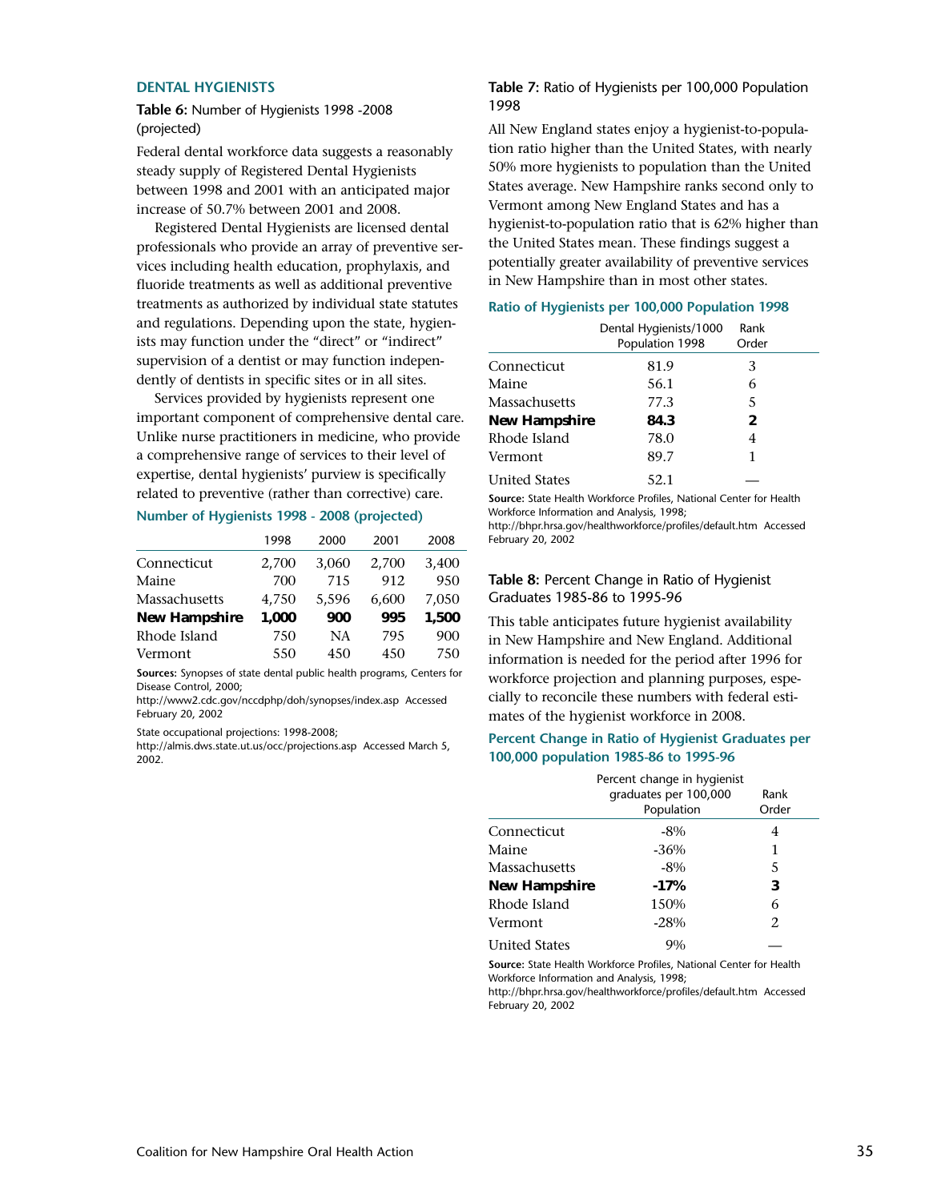## DENTAL HYGIENISTS

**Table 6:** Number of Hygienists 1998 -2008 (projected)

Federal dental workforce data suggests a reasonably steady supply of Registered Dental Hygienists between 1998 and 2001 with an anticipated major increase of 50.7% between 2001 and 2008.

Registered Dental Hygienists are licensed dental professionals who provide an array of preventive services including health education, prophylaxis, and fluoride treatments as well as additional preventive treatments as authorized by individual state statutes and regulations. Depending upon the state, hygienists may function under the "direct" or "indirect" supervision of a dentist or may function independently of dentists in specific sites or in all sites.

Services provided by hygienists represent one important component of comprehensive dental care. Unlike nurse practitioners in medicine, who provide a comprehensive range of services to their level of expertise, dental hygienists' purview is specifically related to preventive (rather than corrective) care.

### Number of Hygienists 1998 - 2008 (projected)

| | 1998 | 2000 | 2001 | 2008 |
|---|---|---|---|---|
| Connecticut | 2,700 | 3,060 | 2,700 | 3,400 |
| Maine | 700 | 715 | 912 | 950 |
| Massachusetts | 4,750 | 5,596 | 6,600 | 7,050 |
| **New Hampshire** | **1,000** | **900** | **995** | **1,500** |
| Rhode Island | 750 | NA | 795 | 900 |
| Vermont | 550 | 450 | 450 | 750 |

**Sources:** Synopses of state dental public health programs, Centers for Disease Control, 2000; http://www2.cdc.gov/nccdphp/doh/synopses/index.asp Accessed February 20, 2002

State occupational projections: 1998-2008; http://almis.dws.state.ut.us/occ/projections.asp Accessed March 5, 2002.

**Table 7:** Ratio of Hygienists per 100,000 Population 1998

All New England states enjoy a hygienist-to-population ratio higher than the United States, with nearly 50% more hygienists to population than the United States average. New Hampshire ranks second only to Vermont among New England States and has a hygienist-to-population ratio that is 62% higher than the United States mean. These findings suggest a potentially greater availability of preventive services in New Hampshire than in most other states.

### Ratio of Hygienists per 100,000 Population 1998

| | Dental Hygienists/1000 Population 1998 | Rank Order |
|---|---|---|
| Connecticut | 81.9 | 3 |
| Maine | 56.1 | 6 |
| Massachusetts | 77.3 | 5 |
| **New Hampshire** | **84.3** | **2** |
| Rhode Island | 78.0 | 4 |
| Vermont | 89.7 | 1 |
| United States | 52.1 | — |

**Source:** State Health Workforce Profiles, National Center for Health Workforce Information and Analysis, 1998; http://bhpr.hrsa.gov/healthworkforce/profiles/default.htm Accessed February 20, 2002

**Table 8:** Percent Change in Ratio of Hygienist Graduates 1985-86 to 1995-96

This table anticipates future hygienist availability in New Hampshire and New England. Additional information is needed for the period after 1996 for workforce projection and planning purposes, especially to reconcile these numbers with federal estimates of the hygienist workforce in 2008.

### Percent Change in Ratio of Hygienist Graduates per 100,000 population 1985-86 to 1995-96

| | Percent change in hygienist graduates per 100,000 Population | Rank Order |
|---|---|---|
| Connecticut | -8% | 4 |
| Maine | -36% | 1 |
| Massachusetts | -8% | 5 |
| **New Hampshire** | **-17%** | **3** |
| Rhode Island | 150% | 6 |
| Vermont | -28% | 2 |
| United States | 9% | — |

**Source:** State Health Workforce Profiles, National Center for Health Workforce Information and Analysis, 1998; http://bhpr.hrsa.gov/healthworkforce/profiles/default.htm Accessed February 20, 2002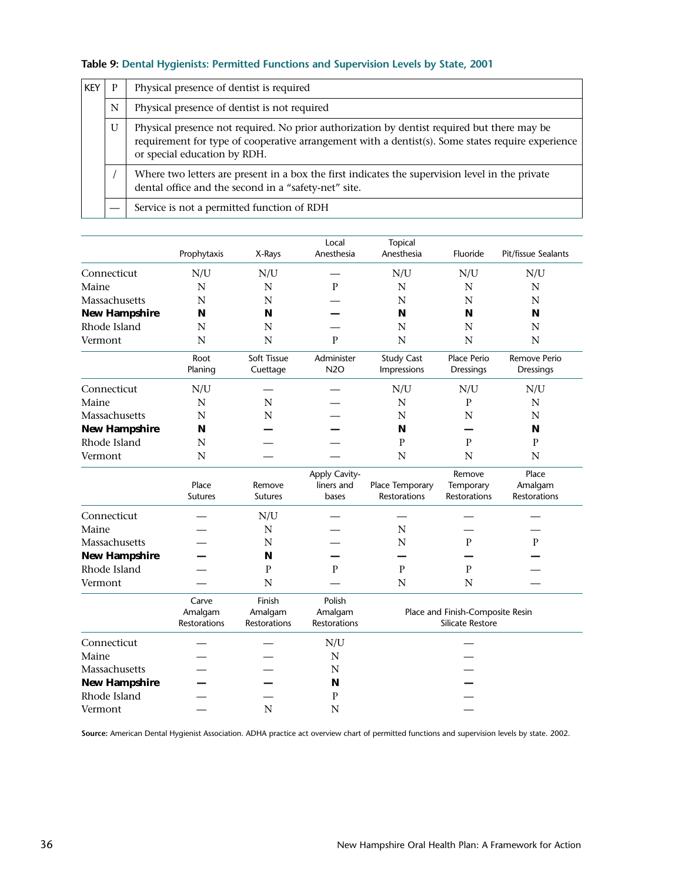**Table 9: Dental Hygienists: Permitted Functions and Supervision Levels by State, 2001**

| KEY | | |
|---|---|---|
| | P | Physical presence of dentist is required |
| | N | Physical presence of dentist is not required |
| | U | Physical presence not required. No prior authorization by dentist required but there may be requirement for type of cooperative arrangement with a dentist(s). Some states require experience or special education by RDH. |
| | / | Where two letters are present in a box the first indicates the supervision level in the private dental office and the second in a "safety-net" site. |
| | — | Service is not a permitted function of RDH |

| | Prophytaxis | X-Rays | Local Anesthesia | Topical Anesthesia | Fluoride | Pit/fissue Sealants |
|---|---|---|---|---|---|---|
| Connecticut | N/U | N/U | — | N/U | N/U | N/U |
| Maine | N | N | P | N | N | N |
| Massachusetts | N | N | — | N | N | N |
| **New Hampshire** | **N** | **N** | **—** | **N** | **N** | **N** |
| Rhode Island | N | N | — | N | N | N |
| Vermont | N | N | P | N | N | N |
| | **Root Planing** | **Soft Tissue Cuettage** | **Administer N2O** | **Study Cast Impressions** | **Place Perio Dressings** | **Remove Perio Dressings** |
| Connecticut | N/U | — | — | N/U | N/U | N/U |
| Maine | N | N | — | N | P | N |
| Massachusetts | N | N | — | N | N | N |
| **New Hampshire** | **N** | **—** | **—** | **N** | **—** | **N** |
| Rhode Island | N | — | — | P | P | P |
| Vermont | N | — | — | N | N | N |
| | **Place Sutures** | **Remove Sutures** | **Apply Cavity-liners and bases** | **Place Temporary Restorations** | **Remove Temporary Restorations** | **Place Amalgam Restorations** |
| Connecticut | — | N/U | — | — | — | — |
| Maine | — | N | — | N | — | — |
| Massachusetts | — | N | — | N | P | P |
| **New Hampshire** | **—** | **N** | **—** | **—** | **—** | **—** |
| Rhode Island | — | P | P | P | P | — |
| Vermont | — | N | — | N | N | — |
| | **Carve Amalgam Restorations** | **Finish Amalgam Restorations** | **Polish Amalgam Restorations** | **Place and Finish-Composite Resin Silicate Restore** | | |
| Connecticut | — | — | N/U | — | | |
| Maine | — | — | N | — | | |
| Massachusetts | — | — | N | — | | |
| **New Hampshire** | **—** | **—** | **N** | **—** | | |
| Rhode Island | — | — | P | — | | |
| Vermont | — | N | N | — | | |

**Source:** American Dental Hygienist Association. ADHA practice act overview chart of permitted functions and supervision levels by state. 2002.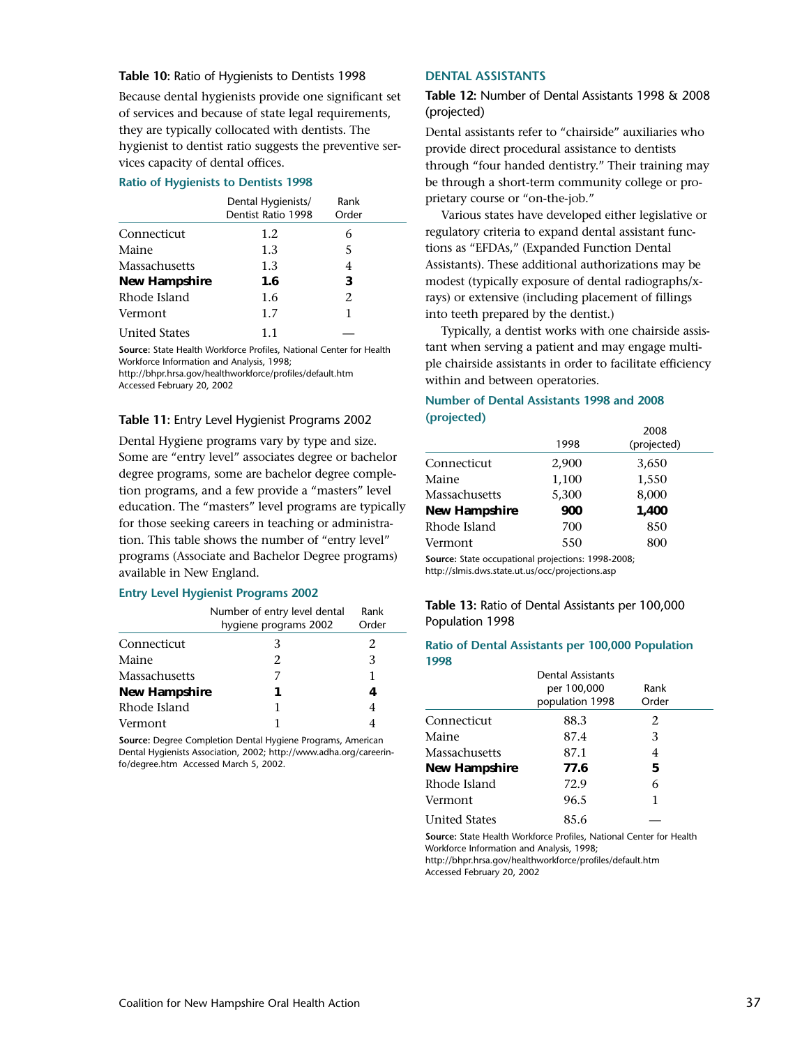**Table 10:** Ratio of Hygienists to Dentists 1998

Because dental hygienists provide one significant set of services and because of state legal requirements, they are typically collocated with dentists. The hygienist to dentist ratio suggests the preventive services capacity of dental offices.

### Ratio of Hygienists to Dentists 1998

| | Dental Hygienists/ Dentist Ratio 1998 | Rank Order |
|---|---|---|
| Connecticut | 1.2 | 6 |
| Maine | 1.3 | 5 |
| Massachusetts | 1.3 | 4 |
| **New Hampshire** | **1.6** | **3** |
| Rhode Island | 1.6 | 2 |
| Vermont | 1.7 | 1 |
| United States | 1.1 | — |

**Source:** State Health Workforce Profiles, National Center for Health Workforce Information and Analysis, 1998; http://bhpr.hrsa.gov/healthworkforce/profiles/default.htm Accessed February 20, 2002

**Table 11:** Entry Level Hygienist Programs 2002

Dental Hygiene programs vary by type and size. Some are "entry level" associates degree or bachelor degree programs, some are bachelor degree completion programs, and a few provide a "masters" level education. The "masters" level programs are typically for those seeking careers in teaching or administration. This table shows the number of "entry level" programs (Associate and Bachelor Degree programs) available in New England.

### Entry Level Hygienist Programs 2002

| | Number of entry level dental hygiene programs 2002 | Rank Order |
|---|---|---|
| Connecticut | 3 | 2 |
| Maine | 2 | 3 |
| Massachusetts | 7 | 1 |
| **New Hampshire** | **1** | **4** |
| Rhode Island | 1 | 4 |
| Vermont | 1 | 4 |

**Source:** Degree Completion Dental Hygiene Programs, American Dental Hygienists Association, 2002; http://www.adha.org/careerinfo/degree.htm Accessed March 5, 2002.

## DENTAL ASSISTANTS

**Table 12:** Number of Dental Assistants 1998 & 2008 (projected)

Dental assistants refer to "chairside" auxiliaries who provide direct procedural assistance to dentists through "four handed dentistry." Their training may be through a short-term community college or proprietary course or "on-the-job."

Various states have developed either legislative or regulatory criteria to expand dental assistant functions as "EFDAs," (Expanded Function Dental Assistants). These additional authorizations may be modest (typically exposure of dental radiographs/x-rays) or extensive (including placement of fillings into teeth prepared by the dentist.)

Typically, a dentist works with one chairside assistant when serving a patient and may engage multiple chairside assistants in order to facilitate efficiency within and between operatories.

### Number of Dental Assistants 1998 and 2008 (projected)

| | 1998 | 2008 (projected) |
|---|---|---|
| Connecticut | 2,900 | 3,650 |
| Maine | 1,100 | 1,550 |
| Massachusetts | 5,300 | 8,000 |
| **New Hampshire** | **900** | **1,400** |
| Rhode Island | 700 | 850 |
| Vermont | 550 | 800 |

**Source:** State occupational projections: 1998-2008; http://slmis.dws.state.ut.us/occ/projections.asp

**Table 13:** Ratio of Dental Assistants per 100,000 Population 1998

### Ratio of Dental Assistants per 100,000 Population 1998

| | Dental Assistants per 100,000 population 1998 | Rank Order |
|---|---|---|
| Connecticut | 88.3 | 2 |
| Maine | 87.4 | 3 |
| Massachusetts | 87.1 | 4 |
| **New Hampshire** | **77.6** | **5** |
| Rhode Island | 72.9 | 6 |
| Vermont | 96.5 | 1 |
| United States | 85.6 | — |

**Source:** State Health Workforce Profiles, National Center for Health Workforce Information and Analysis, 1998; http://bhpr.hrsa.gov/healthworkforce/profiles/default.htm Accessed February 20, 2002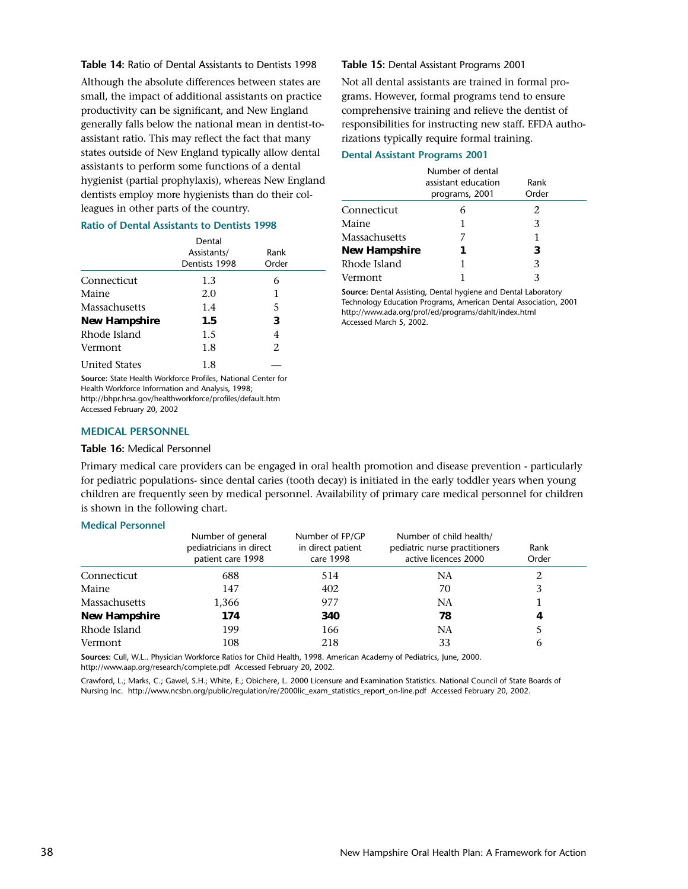**Table 14:** Ratio of Dental Assistants to Dentists 1998

Although the absolute differences between states are small, the impact of additional assistants on practice productivity can be significant, and New England generally falls below the national mean in dentist-to-assistant ratio. This may reflect the fact that many states outside of New England typically allow dental assistants to perform some functions of a dental hygienist (partial prophylaxis), whereas New England dentists employ more hygienists than do their colleagues in other parts of the country.

### Ratio of Dental Assistants to Dentists 1998

| | Dental Assistants/ Dentists 1998 | Rank Order |
|---|---|---|
| Connecticut | 1.3 | 6 |
| Maine | 2.0 | 1 |
| Massachusetts | 1.4 | 5 |
| **New Hampshire** | **1.5** | **3** |
| Rhode Island | 1.5 | 4 |
| Vermont | 1.8 | 2 |
| United States | 1.8 | — |

**Source:** State Health Workforce Profiles, National Center for Health Workforce Information and Analysis, 1998; http://bhpr.hrsa.gov/healthworkforce/profiles/default.htm Accessed February 20, 2002

**Table 15:** Dental Assistant Programs 2001

Not all dental assistants are trained in formal programs. However, formal programs tend to ensure comprehensive training and relieve the dentist of responsibilities for instructing new staff. EFDA authorizations typically require formal training.

### Dental Assistant Programs 2001

| | Number of dental assistant education programs, 2001 | Rank Order |
|---|---|---|
| Connecticut | 6 | 2 |
| Maine | 1 | 3 |
| Massachusetts | 7 | 1 |
| **New Hampshire** | **1** | **3** |
| Rhode Island | 1 | 3 |
| Vermont | 1 | 3 |

**Source:** Dental Assisting, Dental hygiene and Dental Laboratory Technology Education Programs, American Dental Association, 2001 http://www.ada.org/prof/ed/programs/dahlt/index.html Accessed March 5, 2002.

## MEDICAL PERSONNEL

**Table 16:** Medical Personnel

Primary medical care providers can be engaged in oral health promotion and disease prevention - particularly for pediatric populations- since dental caries (tooth decay) is initiated in the early toddler years when young children are frequently seen by medical personnel. Availability of primary care medical personnel for children is shown in the following chart.

### Medical Personnel

| | Number of general pediatricians in direct patient care 1998 | Number of FP/GP in direct patient care 1998 | Number of child health/ pediatric nurse practitioners active licences 2000 | Rank Order |
|---|---|---|---|---|
| Connecticut | 688 | 514 | NA | 2 |
| Maine | 147 | 402 | 70 | 3 |
| Massachusetts | 1,366 | 977 | NA | 1 |
| **New Hampshire** | **174** | **340** | **78** | **4** |
| Rhode Island | 199 | 166 | NA | 5 |
| Vermont | 108 | 218 | 33 | 6 |

**Sources:** Cull, W.L.. Physician Workforce Ratios for Child Health, 1998. American Academy of Pediatrics, June, 2000. http://www.aap.org/research/complete.pdf Accessed February 20, 2002.

Crawford, L.; Marks, C.; Gawel, S.H.; White, E.; Obichere, L. 2000 Licensure and Examination Statistics. National Council of State Boards of Nursing Inc. http://www.ncsbn.org/public/regulation/re/2000lic_exam_statistics_report_on-line.pdf Accessed February 20, 2002.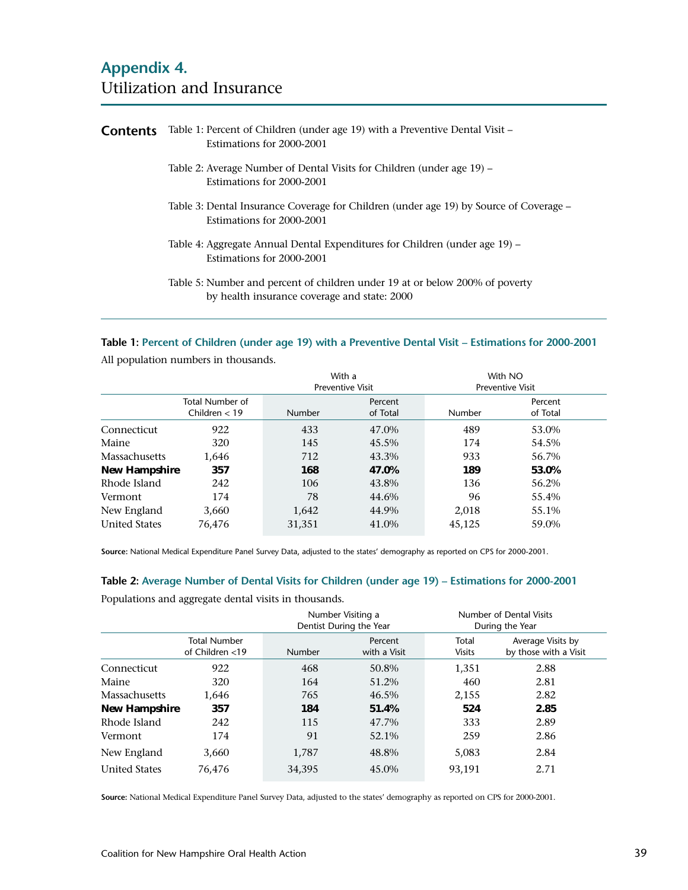# Appendix 4.
## Utilization and Insurance

**Contents**

Table 1: Percent of Children (under age 19) with a Preventive Dental Visit – Estimations for 2000-2001

Table 2: Average Number of Dental Visits for Children (under age 19) – Estimations for 2000-2001

Table 3: Dental Insurance Coverage for Children (under age 19) by Source of Coverage – Estimations for 2000-2001

Table 4: Aggregate Annual Dental Expenditures for Children (under age 19) – Estimations for 2000-2001

Table 5: Number and percent of children under 19 at or below 200% of poverty by health insurance coverage and state: 2000

### Table 1: Percent of Children (under age 19) with a Preventive Dental Visit – Estimations for 2000-2001

All population numbers in thousands.

| | | With a Preventive Visit | | With NO Preventive Visit | |
|---|---|---|---|---|---|
| | Total Number of Children < 19 | Number | Percent of Total | Number | Percent of Total |
| Connecticut | 922 | 433 | 47.0% | 489 | 53.0% |
| Maine | 320 | 145 | 45.5% | 174 | 54.5% |
| Massachusetts | 1,646 | 712 | 43.3% | 933 | 56.7% |
| **New Hampshire** | **357** | **168** | **47.0%** | **189** | **53.0%** |
| Rhode Island | 242 | 106 | 43.8% | 136 | 56.2% |
| Vermont | 174 | 78 | 44.6% | 96 | 55.4% |
| New England | 3,660 | 1,642 | 44.9% | 2,018 | 55.1% |
| United States | 76,476 | 31,351 | 41.0% | 45,125 | 59.0% |

**Source:** National Medical Expenditure Panel Survey Data, adjusted to the states' demography as reported on CPS for 2000-2001.

### Table 2: Average Number of Dental Visits for Children (under age 19) – Estimations for 2000-2001

Populations and aggregate dental visits in thousands.

| | | Number Visiting a Dentist During the Year | | Number of Dental Visits During the Year | |
|---|---|---|---|---|---|
| | Total Number of Children <19 | Number | Percent with a Visit | Total Visits | Average Visits by by those with a Visit |
| Connecticut | 922 | 468 | 50.8% | 1,351 | 2.88 |
| Maine | 320 | 164 | 51.2% | 460 | 2.81 |
| Massachusetts | 1,646 | 765 | 46.5% | 2,155 | 2.82 |
| **New Hampshire** | **357** | **184** | **51.4%** | **524** | **2.85** |
| Rhode Island | 242 | 115 | 47.7% | 333 | 2.89 |
| Vermont | 174 | 91 | 52.1% | 259 | 2.86 |
| New England | 3,660 | 1,787 | 48.8% | 5,083 | 2.84 |
| United States | 76,476 | 34,395 | 45.0% | 93,191 | 2.71 |

**Source:** National Medical Expenditure Panel Survey Data, adjusted to the states' demography as reported on CPS for 2000-2001.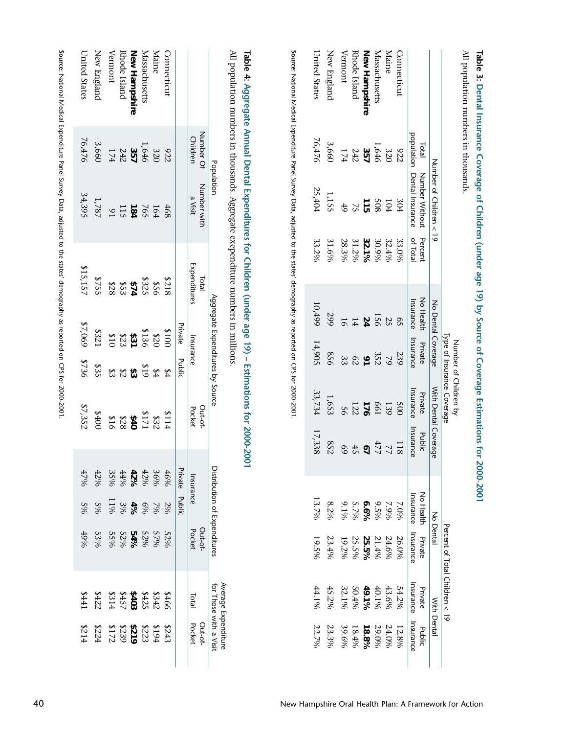## Table 3: Dental Insurance Coverage of Children (under age 19) by Source of Coverage Estimations for 2000-2001

All population numbers in thousands.

| | Number of Children < 19 | | | Number of Children by Type of Insurance Coverage | | | | | Percent of Total Children < 19 | | | | |
|---|---|---|---|---|---|---|---|---|---|---|---|---|---|
| | | | | No Dental Coverage | | With Dental Coverage | | | No Dental | | With Dental | | |
| | Total population | Number Without Dental Insurance | Percent of Total | No Health Insurance | Private Insurance | Private Insurance | Public Insurance | | No Health Insurance | Private Insurance | Private Insurance | Public Insurance | |
| Connecticut | 922 | 304 | 33.0% | 65 | 239 | 500 | 118 | | 7.0% | 26.0% | 54.2% | 12.8% | |
| Maine | 320 | 104 | 32.4% | 25 | 79 | 139 | 77 | | 7.9% | 24.6% | 43.6% | 24.0% | |
| Massachusetts | 1,646 | 508 | 30.9% | 156 | 352 | 661 | 477 | | 9.5% | 21.4% | 40.1% | 29.0% | |
| **New Hampshire** | **357** | **115** | **32.1%** | **24** | **91** | **176** | **67** | | **6.6%** | **25.5%** | **49.1%** | **18.8%** | |
| Rhode Island | 242 | 75 | 31.2% | 14 | 62 | 122 | 45 | | 5.7% | 25.5% | 50.4% | 18.4% | |
| Vermont | 174 | 49 | 28.3% | 16 | 33 | 56 | 69 | | 9.1% | 19.2% | 32.1% | 39.6% | |
| New England | 3,660 | 1,155 | 31.6% | 299 | 856 | 1,653 | 852 | | 8.2% | 23.4% | 45.2% | 23.3% | |
| United States | 76,476 | 25,404 | 33.2% | 10,499 | 14,905 | 33,734 | 17,338 | | 13.7% | 19.5% | 44.1% | 22.7% | |

**Source:** National Medical Expenditure Panel Survey Data, adjusted to the states' demography as reported on CPS for 2000-2001.

## Table 4: Aggregate Annual Dental Expenditures for Children (under age 19) – Estimations for 2000-2001

All population numbers in thousands. Aggregate expenditure numbers in millions.

| | Population | | Aggregate Expenditures by Source | | | | Distribution of Expenditures | | | Average Expenditure for Those with a Visit | |
|---|---|---|---|---|---|---|---|---|---|---|---|
| | Number Of Children | Number with a Visit | Total Expenditures | Insurance | | Out-of-Pocket | Insurance | | Out-of-Pocket | Total | Out-of-Pocket |
| | | | | Private | Public | | Private | Public | | | |
| Connecticut | 922 | 468 | $218 | $100 | $4 | $114 | 46% | 2% | 52% | $466 | $243 |
| Maine | 320 | 164 | $56 | $20 | $4 | $32 | 36% | 7% | 57% | $342 | $194 |
| Massachusetts | 1,646 | 765 | $325 | $136 | $19 | $171 | 42% | 6% | 52% | $425 | $223 |
| **New Hampshire** | **357** | **184** | **$74** | **$31** | **$3** | **$40** | **42%** | **4%** | **54%** | **$403** | **$219** |
| Rhode Island | 242 | 115 | $53 | $23 | $2 | $28 | 44% | 3% | 52% | $457 | $239 |
| Vermont | 174 | 91 | $28 | $10 | $3 | $16 | 35% | 11% | 55% | $314 | $172 |
| New England | 3,660 | 1,787 | $755 | $321 | $35 | $400 | 42% | 5% | 53% | $422 | $224 |
| United States | 76,476 | 34,395 | $15,157 | $7,069 | $736 | $7,352 | 47% | 5% | 49% | $441 | $214 |

**Source:** National Medical Expenditure Panel Survey Data, adjusted to the states' demography as reported on CPS for 2000-2001.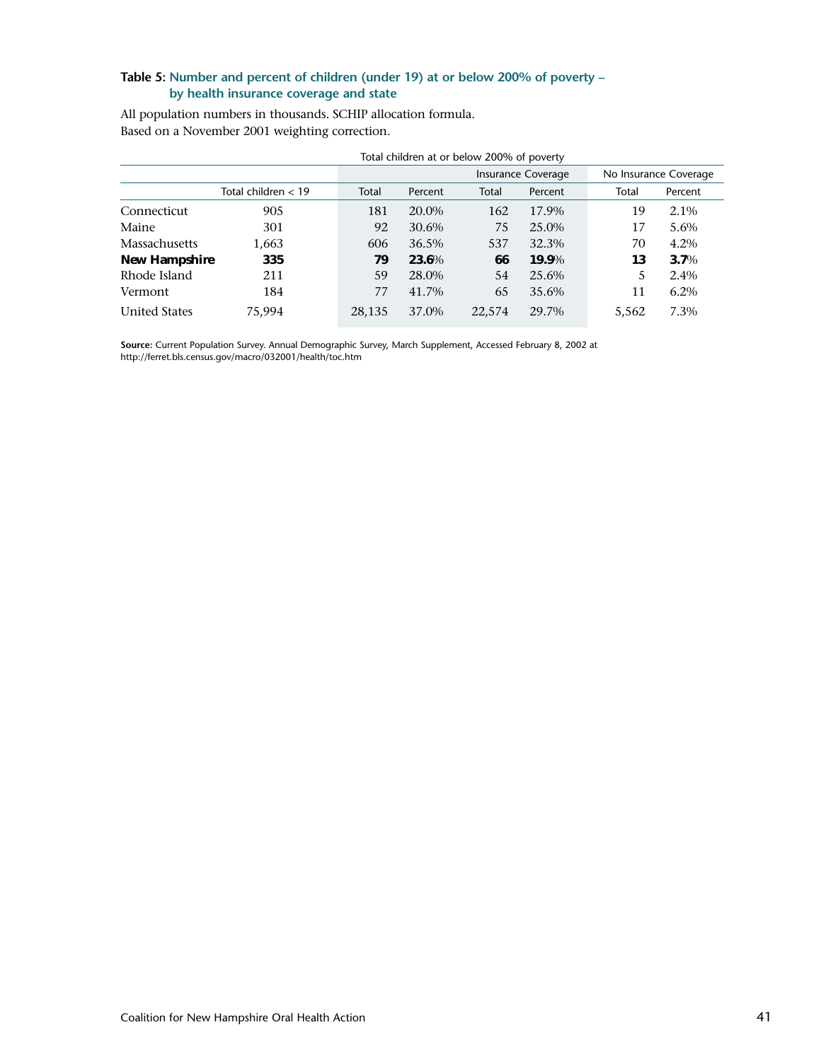**Table 5: Number and percent of children (under 19) at or below 200% of poverty – by health insurance coverage and state**

All population numbers in thousands. SCHIP allocation formula.
Based on a November 2001 weighting correction.

| | | Total children at or below 200% of poverty | | | | | |
|---|---|---|---|---|---|---|---|
| | | | | Insurance Coverage | | No Insurance Coverage | |
| | Total children < 19 | Total | Percent | Total | Percent | Total | Percent |
| Connecticut | 905 | 181 | 20.0% | 162 | 17.9% | 19 | 2.1% |
| Maine | 301 | 92 | 30.6% | 75 | 25.0% | 17 | 5.6% |
| Massachusetts | 1,663 | 606 | 36.5% | 537 | 32.3% | 70 | 4.2% |
| **New Hampshire** | **335** | **79** | **23.6%** | **66** | **19.9%** | **13** | **3.7%** |
| Rhode Island | 211 | 59 | 28.0% | 54 | 25.6% | 5 | 2.4% |
| Vermont | 184 | 77 | 41.7% | 65 | 35.6% | 11 | 6.2% |
| United States | 75,994 | 28,135 | 37.0% | 22,574 | 29.7% | 5,562 | 7.3% |

**Source:** Current Population Survey. Annual Demographic Survey, March Supplement, Accessed February 8, 2002 at http://ferret.bls.census.gov/macro/032001/health/toc.htm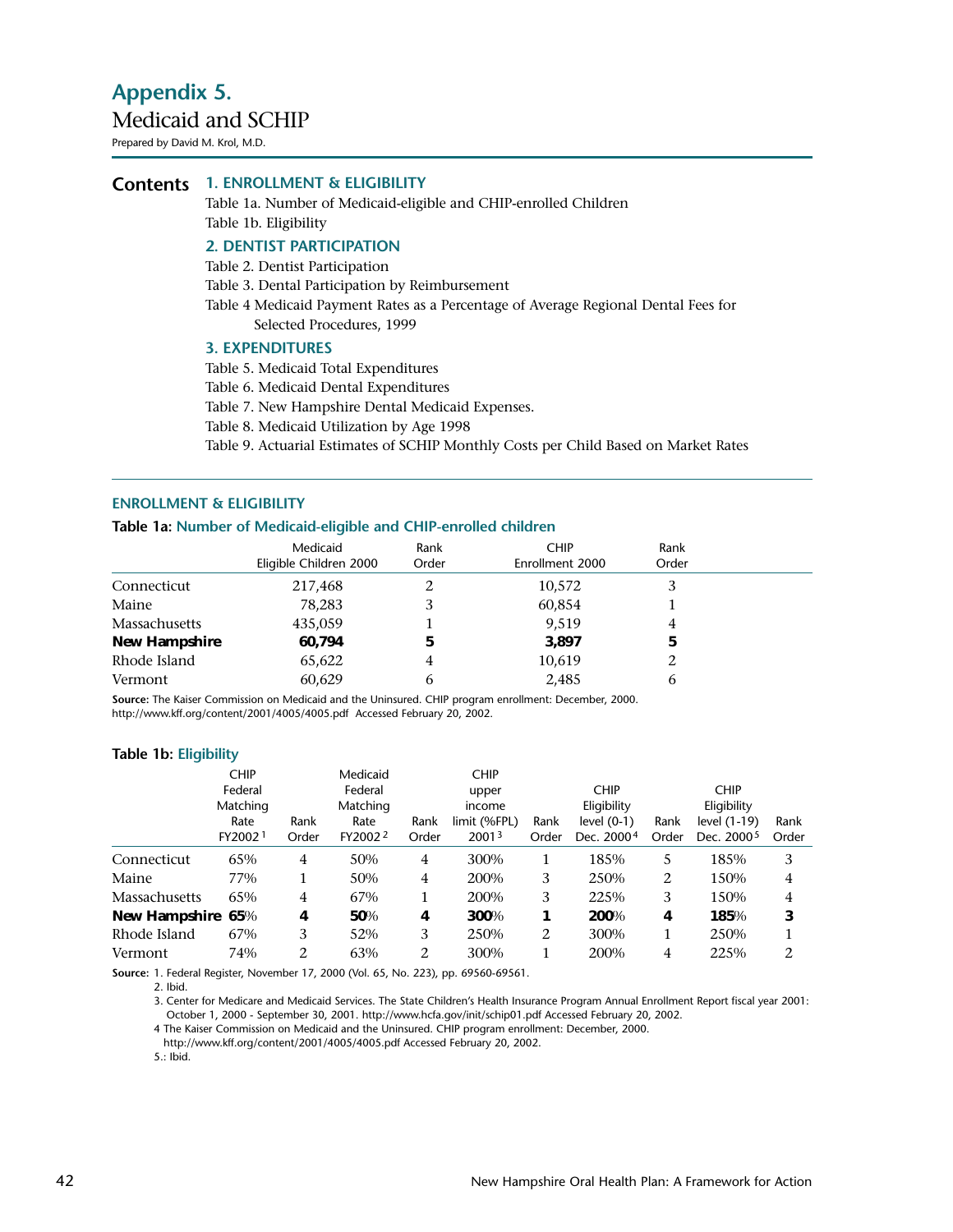# Appendix 5.

## Medicaid and SCHIP

Prepared by David M. Krol, M.D.

**Contents**

**1. ENROLLMENT & ELIGIBILITY**

Table 1a. Number of Medicaid-eligible and CHIP-enrolled Children

Table 1b. Eligibility

**2. DENTIST PARTICIPATION**

Table 2. Dentist Participation

Table 3. Dental Participation by Reimbursement

Table 4 Medicaid Payment Rates as a Percentage of Average Regional Dental Fees for Selected Procedures, 1999

**3. EXPENDITURES**

Table 5. Medicaid Total Expenditures

Table 6. Medicaid Dental Expenditures

Table 7. New Hampshire Dental Medicaid Expenses.

Table 8. Medicaid Utilization by Age 1998

Table 9. Actuarial Estimates of SCHIP Monthly Costs per Child Based on Market Rates

---

### ENROLLMENT & ELIGIBILITY

**Table 1a: Number of Medicaid-eligible and CHIP-enrolled children**

| | Medicaid Eligible Children 2000 | Rank Order | CHIP Enrollment 2000 | Rank Order |
|---|---|---|---|---|
| Connecticut | 217,468 | 2 | 10,572 | 3 |
| Maine | 78,283 | 3 | 60,854 | 1 |
| Massachusetts | 435,059 | 1 | 9,519 | 4 |
| **New Hampshire** | **60,794** | **5** | **3,897** | **5** |
| Rhode Island | 65,622 | 4 | 10,619 | 2 |
| Vermont | 60,629 | 6 | 2,485 | 6 |

**Source:** The Kaiser Commission on Medicaid and the Uninsured. CHIP program enrollment: December, 2000. http://www.kff.org/content/2001/4005/4005.pdf Accessed February 20, 2002.

**Table 1b: Eligibility**

| | CHIP Federal Matching Rate FY2002[1] | Rank Order | Medicaid Federal Matching Rate FY2002[2] | Rank Order | CHIP upper income limit (%FPL) 2001[3] | Rank Order | CHIP Eligibility level (0-1) Dec. 2000[4] | Rank Order | CHIP Eligibility level (1-19) Dec. 2000[5] | Rank Order |
|---|---|---|---|---|---|---|---|---|---|---|
| Connecticut | 65% | 4 | 50% | 4 | 300% | 1 | 185% | 5 | 185% | 3 |
| Maine | 77% | 1 | 50% | 4 | 200% | 3 | 250% | 2 | 150% | 4 |
| Massachusetts | 65% | 4 | 67% | 1 | 200% | 3 | 225% | 3 | 150% | 4 |
| **New Hampshire** | **65%** | **4** | **50%** | **4** | **300%** | **1** | **200%** | **4** | **185%** | **3** |
| Rhode Island | 67% | 3 | 52% | 3 | 250% | 2 | 300% | 1 | 250% | 1 |
| Vermont | 74% | 2 | 63% | 2 | 300% | 1 | 200% | 4 | 225% | 2 |

**Source:** 1. Federal Register, November 17, 2000 (Vol. 65, No. 223), pp. 69560-69561.

2. Ibid.

3. Center for Medicare and Medicaid Services. The State Children's Health Insurance Program Annual Enrollment Report fiscal year 2001: October 1, 2000 - September 30, 2001. http://www.hcfa.gov/init/schip01.pdf Accessed February 20, 2002.

4 The Kaiser Commission on Medicaid and the Uninsured. CHIP program enrollment: December, 2000. http://www.kff.org/content/2001/4005/4005.pdf Accessed February 20, 2002.

5.: Ibid.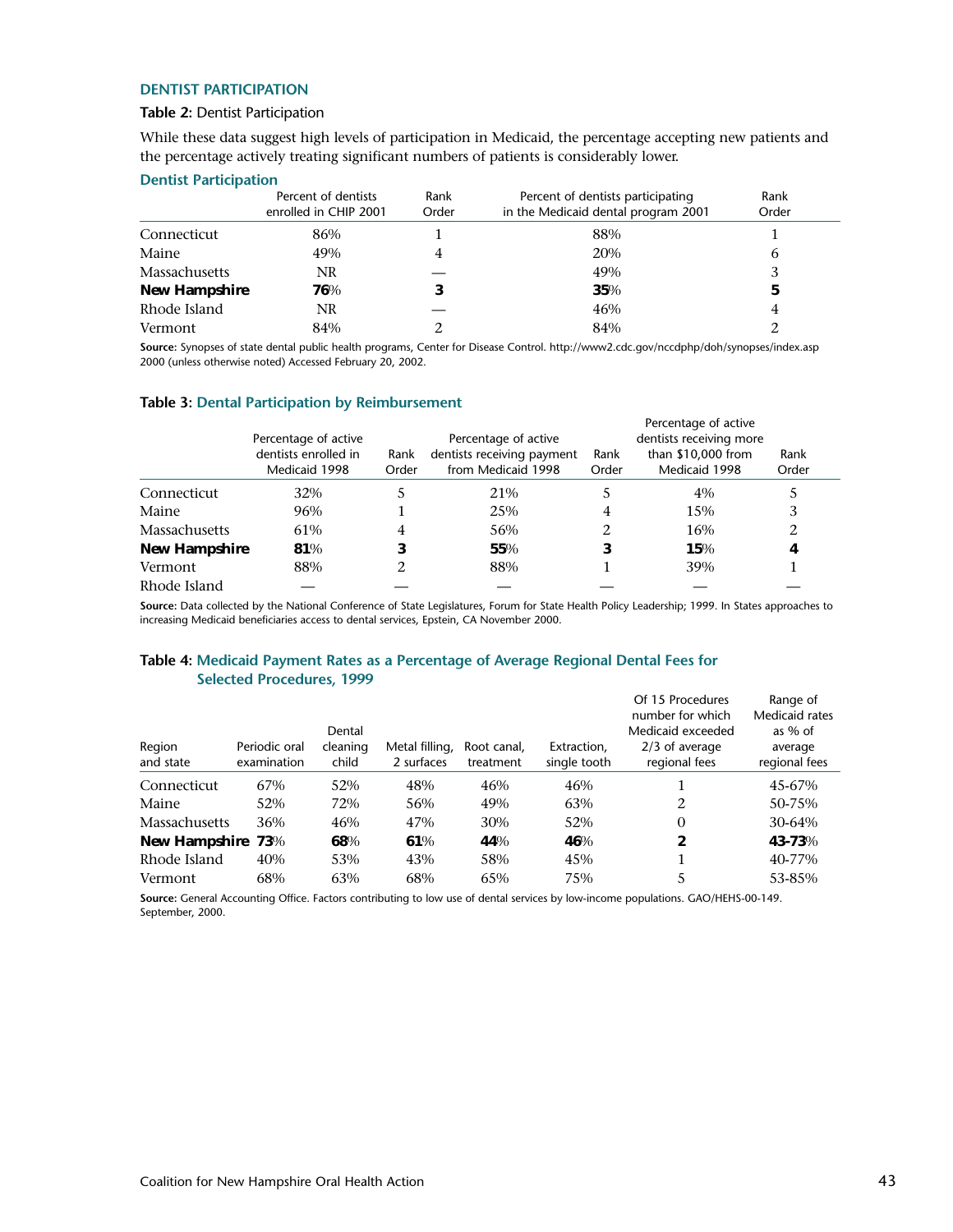## DENTIST PARTICIPATION

**Table 2:** Dentist Participation

While these data suggest high levels of participation in Medicaid, the percentage accepting new patients and the percentage actively treating significant numbers of patients is considerably lower.

### Dentist Participation

| | Percent of dentists enrolled in CHIP 2001 | Rank Order | Percent of dentists participating in the Medicaid dental program 2001 | Rank Order |
|---|---|---|---|---|
| Connecticut | 86% | 1 | 88% | 1 |
| Maine | 49% | 4 | 20% | 6 |
| Massachusetts | NR | — | 49% | 3 |
| **New Hampshire** | **76**% | **3** | **35**% | **5** |
| Rhode Island | NR | — | 46% | 4 |
| Vermont | 84% | 2 | 84% | 2 |

**Source:** Synopses of state dental public health programs, Center for Disease Control. http://www2.cdc.gov/nccdphp/doh/synopses/index.asp 2000 (unless otherwise noted) Accessed February 20, 2002.

**Table 3:** Dental Participation by Reimbursement

| | Percentage of active dentists enrolled in Medicaid 1998 | Rank Order | Percentage of active dentists receiving payment from Medicaid 1998 | Rank Order | Percentage of active dentists receiving more than $10,000 from Medicaid 1998 | Rank Order |
|---|---|---|---|---|---|---|
| Connecticut | 32% | 5 | 21% | 5 | 4% | 5 |
| Maine | 96% | 1 | 25% | 4 | 15% | 3 |
| Massachusetts | 61% | 4 | 56% | 2 | 16% | 2 |
| **New Hampshire** | **81**% | **3** | **55**% | **3** | **15**% | **4** |
| Vermont | 88% | 2 | 88% | 1 | 39% | 1 |
| Rhode Island | — | — | — | — | — | — |

**Source:** Data collected by the National Conference of State Legislatures, Forum for State Health Policy Leadership; 1999. In States approaches to increasing Medicaid beneficiaries access to dental services, Epstein, CA November 2000.

**Table 4:** Medicaid Payment Rates as a Percentage of Average Regional Dental Fees for Selected Procedures, 1999

| Region and state | Periodic oral examination | Dental cleaning child | Metal filling, 2 surfaces | Root canal, treatment | Extraction, single tooth | Of 15 Procedures number for which Medicaid exceeded 2/3 of average regional fees | Range of Medicaid rates as % of average regional fees |
|---|---|---|---|---|---|---|---|
| Connecticut | 67% | 52% | 48% | 46% | 46% | 1 | 45-67% |
| Maine | 52% | 72% | 56% | 49% | 63% | 2 | 50-75% |
| Massachusetts | 36% | 46% | 47% | 30% | 52% | 0 | 30-64% |
| **New Hampshire** | **73**% | **68**% | **61**% | **44**% | **46**% | **2** | **43-73**% |
| Rhode Island | 40% | 53% | 43% | 58% | 45% | 1 | 40-77% |
| Vermont | 68% | 63% | 68% | 65% | 75% | 5 | 53-85% |

**Source:** General Accounting Office. Factors contributing to low use of dental services by low-income populations. GAO/HEHS-00-149. September, 2000.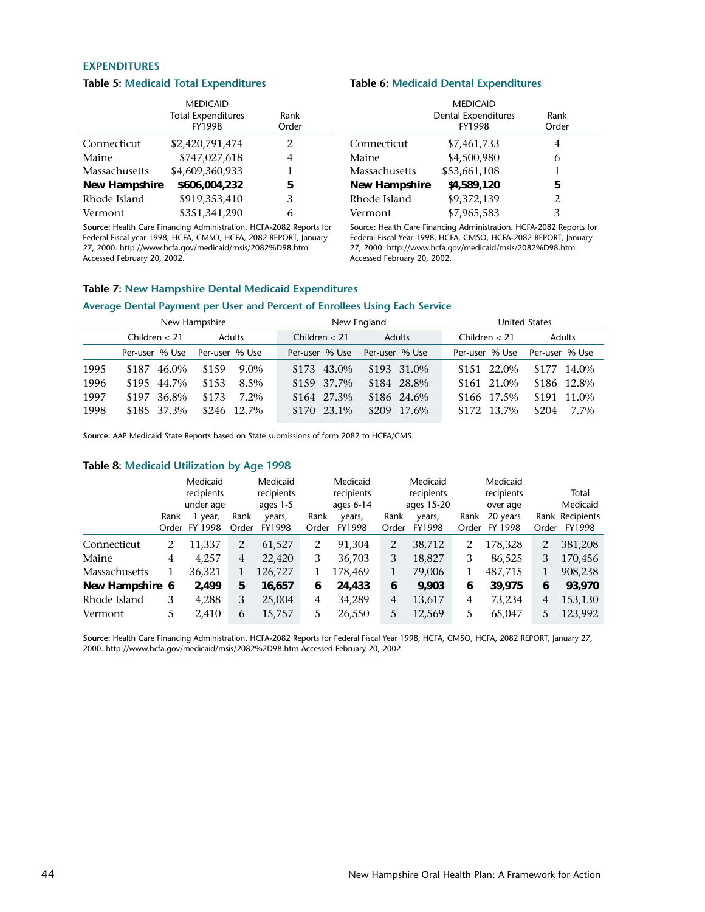## EXPENDITURES

### Table 5: Medicaid Total Expenditures

| | MEDICAID Total Expenditures FY1998 | Rank Order |
|---|---|---|
| Connecticut | $2,420,791,474 | 2 |
| Maine | $747,027,618 | 4 |
| Massachusetts | $4,609,360,933 | 1 |
| **New Hampshire** | **$606,004,232** | **5** |
| Rhode Island | $919,353,410 | 3 |
| Vermont | $351,341,290 | 6 |

**Source:** Health Care Financing Administration. HCFA-2082 Reports for Federal Fiscal year 1998, HCFA, CMSO, HCFA, 2082 REPORT, January 27, 2000. http://www.hcfa.gov/medicaid/msis/2082%D98.htm Accessed February 20, 2002.

### Table 6: Medicaid Dental Expenditures

| | MEDICAID Dental Expenditures FY1998 | Rank Order |
|---|---|---|
| Connecticut | $7,461,733 | 4 |
| Maine | $4,500,980 | 6 |
| Massachusetts | $53,661,108 | 1 |
| **New Hampshire** | **$4,589,120** | **5** |
| Rhode Island | $9,372,139 | 2 |
| Vermont | $7,965,583 | 3 |

Source: Health Care Financing Administration. HCFA-2082 Reports for Federal Fiscal Year 1998, HCFA, CMSO, HCFA-2082 REPORT, January 27, 2000. http://www.hcfa.gov/medicaid/msis/2082%D98.htm Accessed February 20, 2002.

### Table 7: New Hampshire Dental Medicaid Expenditures

#### Average Dental Payment per User and Percent of Enrollees Using Each Service

| | New Hampshire | | | | New England | | | | United States | | | |
|---|---|---|---|---|---|---|---|---|---|---|---|---|
| | Children < 21 | | Adults | | Children < 21 | | Adults | | Children < 21 | | Adults | |
| | Per-user | % Use | Per-user | % Use | Per-user | % Use | Per-user | % Use | Per-user | % Use | Per-user | % Use |
| 1995 | $187 | 46.0% | $159 | 9.0% | $173 | 43.0% | $193 | 31.0% | $151 | 22.0% | $177 | 14.0% |
| 1996 | $195 | 44.7% | $153 | 8.5% | $159 | 37.7% | $184 | 28.8% | $161 | 21.0% | $186 | 12.8% |
| 1997 | $197 | 36.8% | $173 | 7.2% | $164 | 27.3% | $186 | 24.6% | $166 | 17.5% | $191 | 11.0% |
| 1998 | $185 | 37.3% | $246 | 12.7% | $170 | 23.1% | $209 | 17.6% | $172 | 13.7% | $204 | 7.7% |

**Source:** AAP Medicaid State Reports based on State submissions of form 2082 to HCFA/CMS.

### Table 8: Medicaid Utilization by Age 1998

| | Rank Order | Medicaid recipients under age 1 year, FY 1998 | Rank Order | Medicaid recipients ages 1-5 years, FY1998 | Rank Order | Medicaid recipients ages 6-14 years, FY1998 | Rank Order | Medicaid recipients ages 15-20 years, FY1998 | Rank Order | Medicaid recipients over age 20 years FY 1998 | Rank Order | Total Medicaid Recipients FY1998 |
|---|---|---|---|---|---|---|---|---|---|---|---|---|
| Connecticut | 2 | 11,337 | 2 | 61,527 | 2 | 91,304 | 2 | 38,712 | 2 | 178,328 | 2 | 381,208 |
| Maine | 4 | 4,257 | 4 | 22,420 | 3 | 36,703 | 3 | 18,827 | 3 | 86,525 | 3 | 170,456 |
| Massachusetts | 1 | 36,321 | 1 | 126,727 | 1 | 178,469 | 1 | 79,006 | 1 | 487,715 | 1 | 908,238 |
| **New Hampshire** | **6** | **2,499** | **5** | **16,657** | **6** | **24,433** | **6** | **9,903** | **6** | **39,975** | **6** | **93,970** |
| Rhode Island | 3 | 4,288 | 3 | 25,004 | 4 | 34,289 | 4 | 13,617 | 4 | 73,234 | 4 | 153,130 |
| Vermont | 5 | 2,410 | 6 | 15,757 | 5 | 26,550 | 5 | 12,569 | 5 | 65,047 | 5 | 123,992 |

**Source:** Health Care Financing Administration. HCFA-2082 Reports for Federal Fiscal Year 1998, HCFA, CMSO, HCFA, 2082 REPORT, January 27, 2000. http://www.hcfa.gov/medicaid/msis/2082%2D98.htm Accessed February 20, 2002.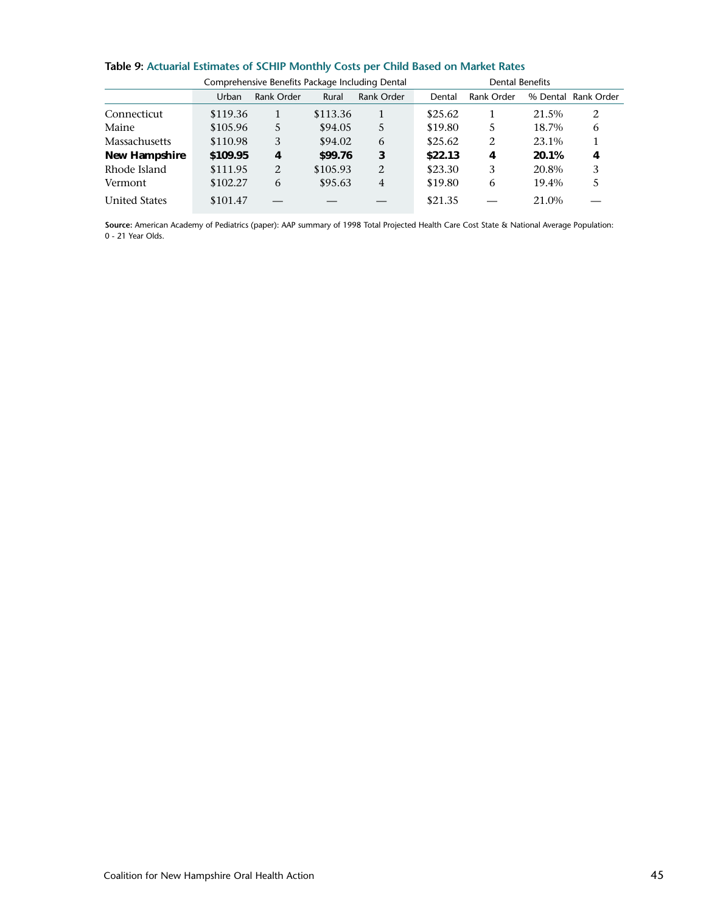**Table 9: Actuarial Estimates of SCHIP Monthly Costs per Child Based on Market Rates**

| | Comprehensive Benefits Package Including Dental | | | | Dental Benefits | | | |
|---|---|---|---|---|---|---|---|---|
| | Urban | Rank Order | Rural | Rank Order | Dental | Rank Order | % Dental | Rank Order |
| Connecticut | $119.36 | 1 | $113.36 | 1 | $25.62 | 1 | 21.5% | 2 |
| Maine | $105.96 | 5 | $94.05 | 5 | $19.80 | 5 | 18.7% | 6 |
| Massachusetts | $110.98 | 3 | $94.02 | 6 | $25.62 | 2 | 23.1% | 1 |
| **New Hampshire** | **$109.95** | **4** | **$99.76** | **3** | **$22.13** | **4** | **20.1%** | **4** |
| Rhode Island | $111.95 | 2 | $105.93 | 2 | $23.30 | 3 | 20.8% | 3 |
| Vermont | $102.27 | 6 | $95.63 | 4 | $19.80 | 6 | 19.4% | 5 |
| United States | $101.47 | — | — | — | $21.35 | — | 21.0% | — |

**Source:** American Academy of Pediatrics (paper): AAP summary of 1998 Total Projected Health Care Cost State & National Average Population: 0 - 21 Year Olds.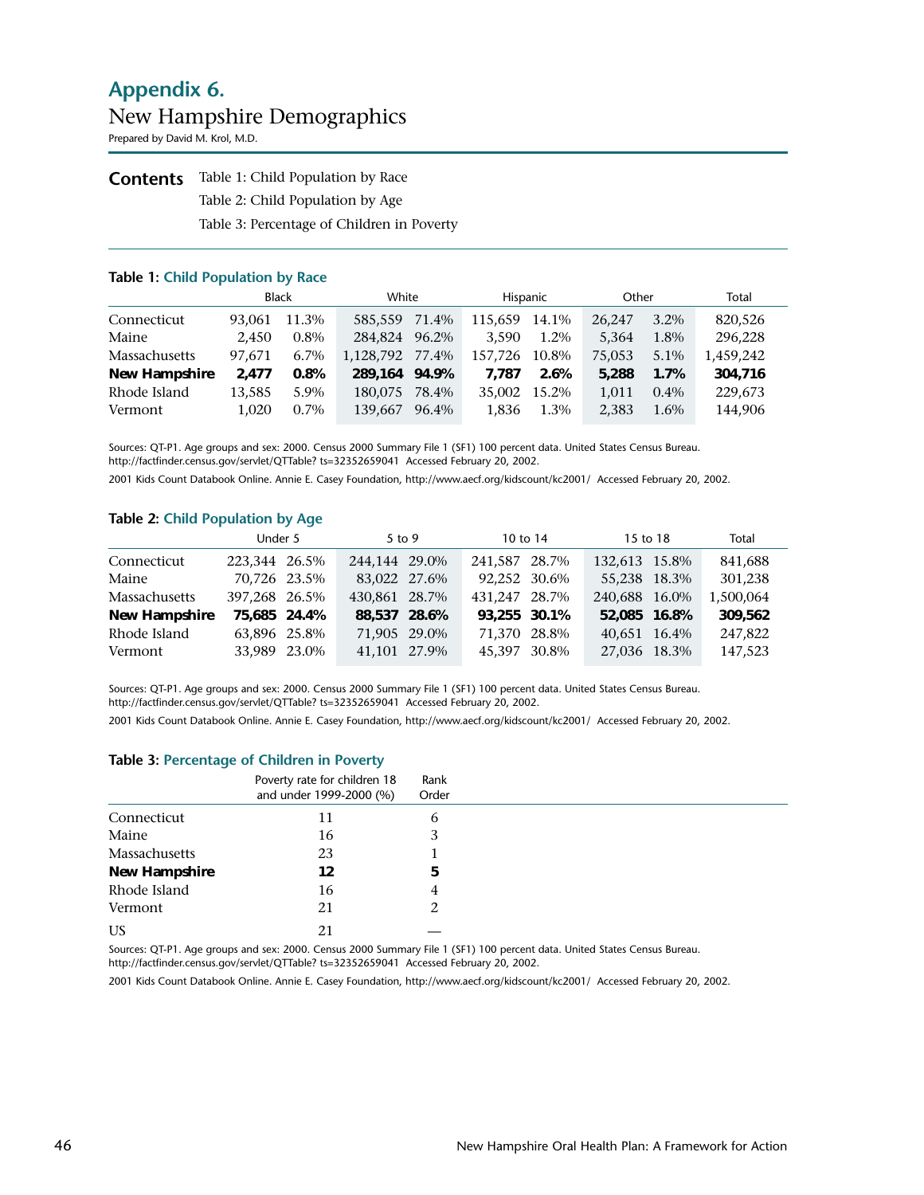# Appendix 6.

## New Hampshire Demographics

Prepared by David M. Krol, M.D.

**Contents**

Table 1: Child Population by Race

Table 2: Child Population by Age

Table 3: Percentage of Children in Poverty

### Table 1: Child Population by Race

| | Black | | White | | Hispanic | | Other | | Total |
|---|---|---|---|---|---|---|---|---|---|
| Connecticut | 93,061 | 11.3% | 585,559 | 71.4% | 115,659 | 14.1% | 26,247 | 3.2% | 820,526 |
| Maine | 2,450 | 0.8% | 284,824 | 96.2% | 3,590 | 1.2% | 5,364 | 1.8% | 296,228 |
| Massachusetts | 97,671 | 6.7% | 1,128,792 | 77.4% | 157,726 | 10.8% | 75,053 | 5.1% | 1,459,242 |
| **New Hampshire** | **2,477** | **0.8%** | **289,164** | **94.9%** | **7,787** | **2.6%** | **5,288** | **1.7%** | **304,716** |
| Rhode Island | 13,585 | 5.9% | 180,075 | 78.4% | 35,002 | 15.2% | 1,011 | 0.4% | 229,673 |
| Vermont | 1,020 | 0.7% | 139,667 | 96.4% | 1,836 | 1.3% | 2,383 | 1.6% | 144,906 |

Sources: QT-P1. Age groups and sex: 2000. Census 2000 Summary File 1 (SF1) 100 percent data. United States Census Bureau. http://factfinder.census.gov/servlet/QTTable? ts=32352659041 Accessed February 20, 2002.

2001 Kids Count Databook Online. Annie E. Casey Foundation, http://www.aecf.org/kidscount/kc2001/ Accessed February 20, 2002.

### Table 2: Child Population by Age

| | Under 5 | | 5 to 9 | | 10 to 14 | | 15 to 18 | | Total |
|---|---|---|---|---|---|---|---|---|---|
| Connecticut | 223,344 | 26.5% | 244,144 | 29.0% | 241,587 | 28.7% | 132,613 | 15.8% | 841,688 |
| Maine | 70,726 | 23.5% | 83,022 | 27.6% | 92,252 | 30.6% | 55,238 | 18.3% | 301,238 |
| Massachusetts | 397,268 | 26.5% | 430,861 | 28.7% | 431,247 | 28.7% | 240,688 | 16.0% | 1,500,064 |
| **New Hampshire** | **75,685** | **24.4%** | **88,537** | **28.6%** | **93,255** | **30.1%** | **52,085** | **16.8%** | **309,562** |
| Rhode Island | 63,896 | 25.8% | 71,905 | 29.0% | 71,370 | 28.8% | 40,651 | 16.4% | 247,822 |
| Vermont | 33,989 | 23.0% | 41,101 | 27.9% | 45,397 | 30.8% | 27,036 | 18.3% | 147,523 |

Sources: QT-P1. Age groups and sex: 2000. Census 2000 Summary File 1 (SF1) 100 percent data. United States Census Bureau. http://factfinder.census.gov/servlet/QTTable? ts=32352659041 Accessed February 20, 2002.

2001 Kids Count Databook Online. Annie E. Casey Foundation, http://www.aecf.org/kidscount/kc2001/ Accessed February 20, 2002.

### Table 3: Percentage of Children in Poverty

| | Poverty rate for children 18 and under 1999-2000 (%) | Rank Order |
|---|---|---|
| Connecticut | 11 | 6 |
| Maine | 16 | 3 |
| Massachusetts | 23 | 1 |
| **New Hampshire** | **12** | **5** |
| Rhode Island | 16 | 4 |
| Vermont | 21 | 2 |
| US | 21 | — |

Sources: QT-P1. Age groups and sex: 2000. Census 2000 Summary File 1 (SF1) 100 percent data. United States Census Bureau. http://factfinder.census.gov/servlet/QTTable? ts=32352659041 Accessed February 20, 2002.

2001 Kids Count Databook Online. Annie E. Casey Foundation, http://www.aecf.org/kidscount/kc2001/ Accessed February 20, 2002.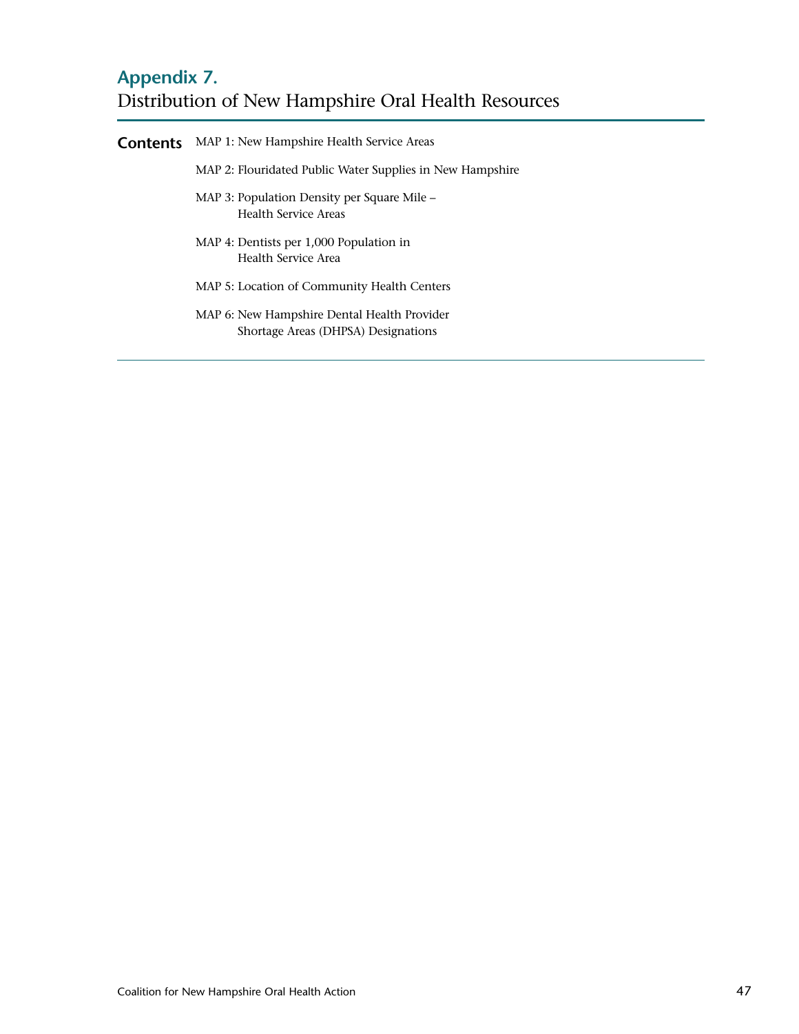# Appendix 7.
## Distribution of New Hampshire Oral Health Resources

**Contents**

- MAP 1: New Hampshire Health Service Areas
- MAP 2: Flouridated Public Water Supplies in New Hampshire
- MAP 3: Population Density per Square Mile – Health Service Areas
- MAP 4: Dentists per 1,000 Population in Health Service Area
- MAP 5: Location of Community Health Centers
- MAP 6: New Hampshire Dental Health Provider Shortage Areas (DHPSA) Designations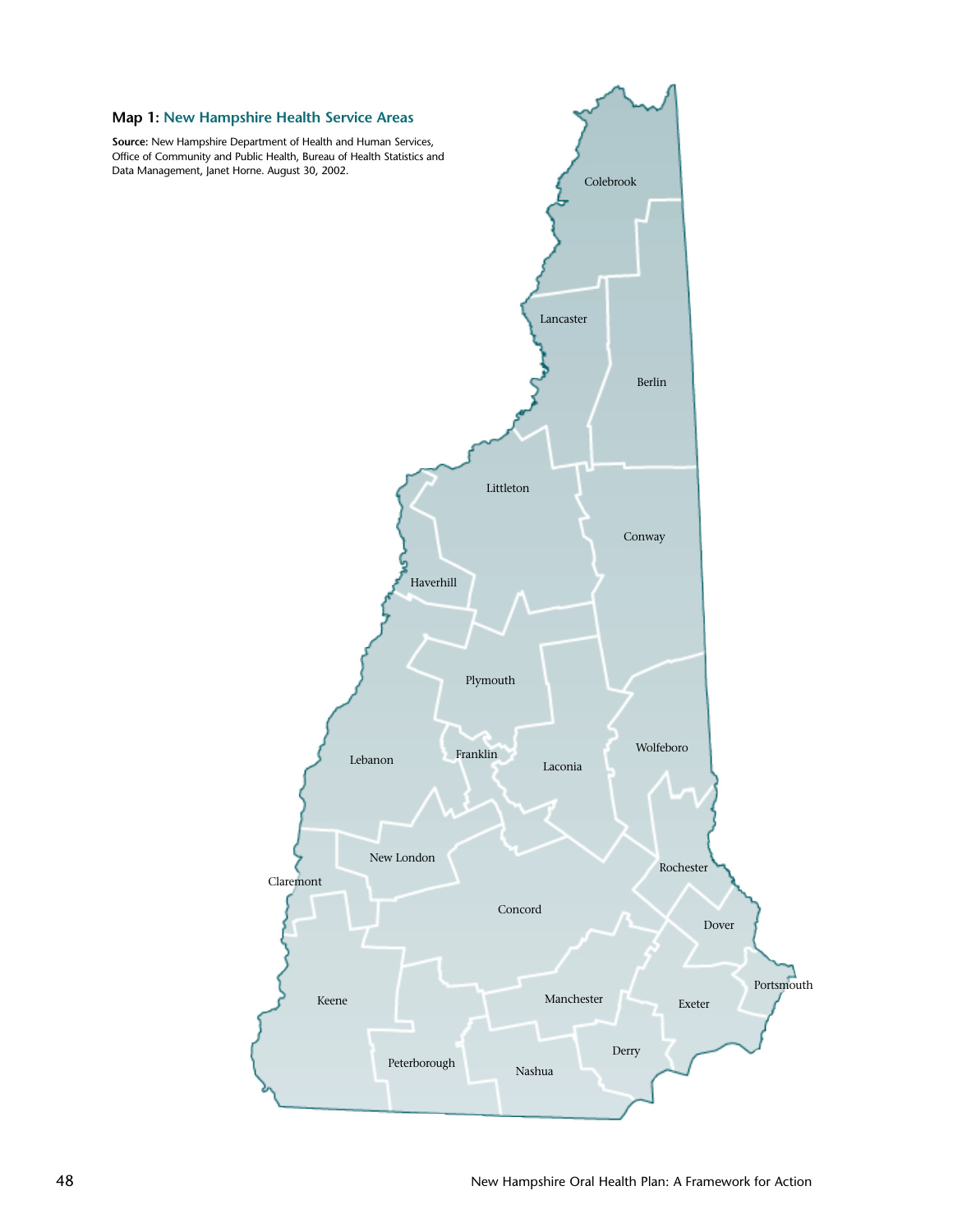**Map 1: New Hampshire Health Service Areas**

**Source:** New Hampshire Department of Health and Human Services, Office of Community and Public Health, Bureau of Health Statistics and Data Management, Janet Horne. August 30, 2002.

Colebrook

Lancaster

Berlin

Littleton

Conway

Haverhill

Plymouth

Wolfeboro

Franklin

Lebanon

Laconia

New London

Rochester

Claremont

Concord

Dover

Portsmouth

Keene

Manchester

Exeter

Derry

Peterborough

Nashua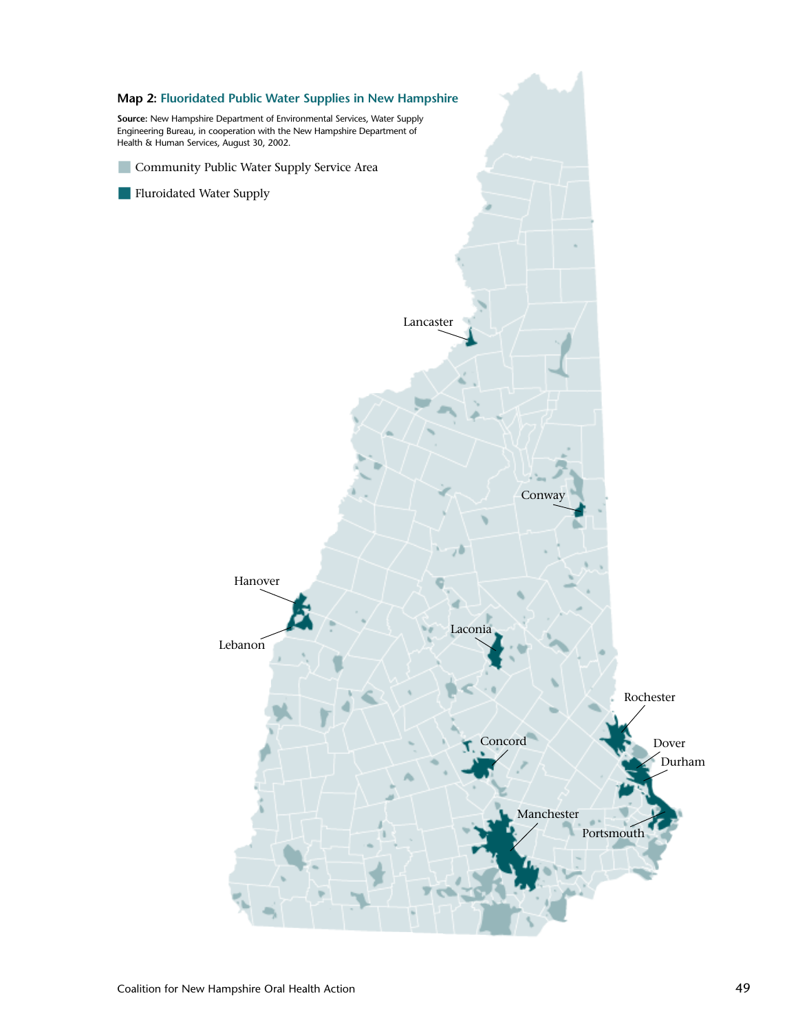**Map 2: Fluoridated Public Water Supplies in New Hampshire**

**Source:** New Hampshire Department of Environmental Services, Water Supply Engineering Bureau, in cooperation with the New Hampshire Department of Health & Human Services, August 30, 2002.

- Community Public Water Supply Service Area
- Fluroidated Water Supply

Lancaster

Conway

Hanover

Lebanon

Laconia

Rochester

Concord

Dover

Durham

Manchester

Portsmouth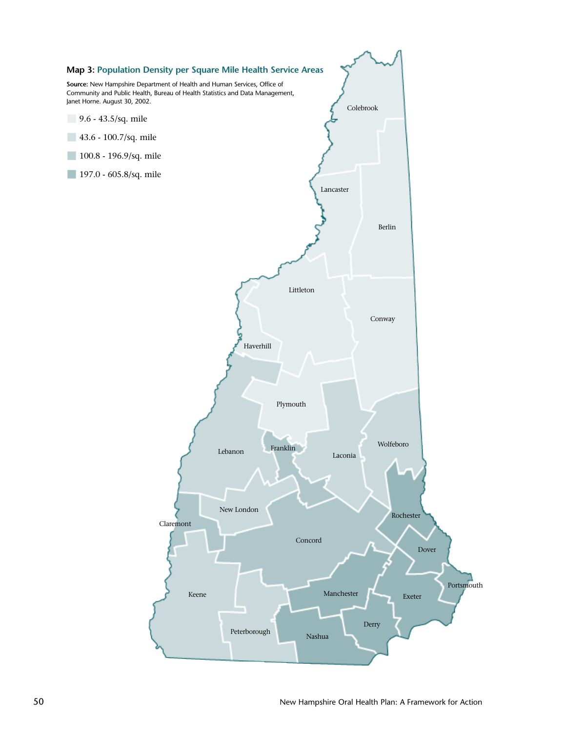**Map 3: Population Density per Square Mile Health Service Areas**

**Source:** New Hampshire Department of Health and Human Services, Office of Community and Public Health, Bureau of Health Statistics and Data Management, Janet Horne. August 30, 2002.

- 9.6 - 43.5/sq. mile
- 43.6 - 100.7/sq. mile
- 100.8 - 196.9/sq. mile
- 197.0 - 605.8/sq. mile

Colebrook, Lancaster, Berlin, Littleton, Conway, Haverhill, Plymouth, Wolfeboro, Franklin, Lebanon, Laconia, New London, Rochester, Claremont, Concord, Dover, Portsmouth, Keene, Manchester, Exeter, Derry, Peterborough, Nashua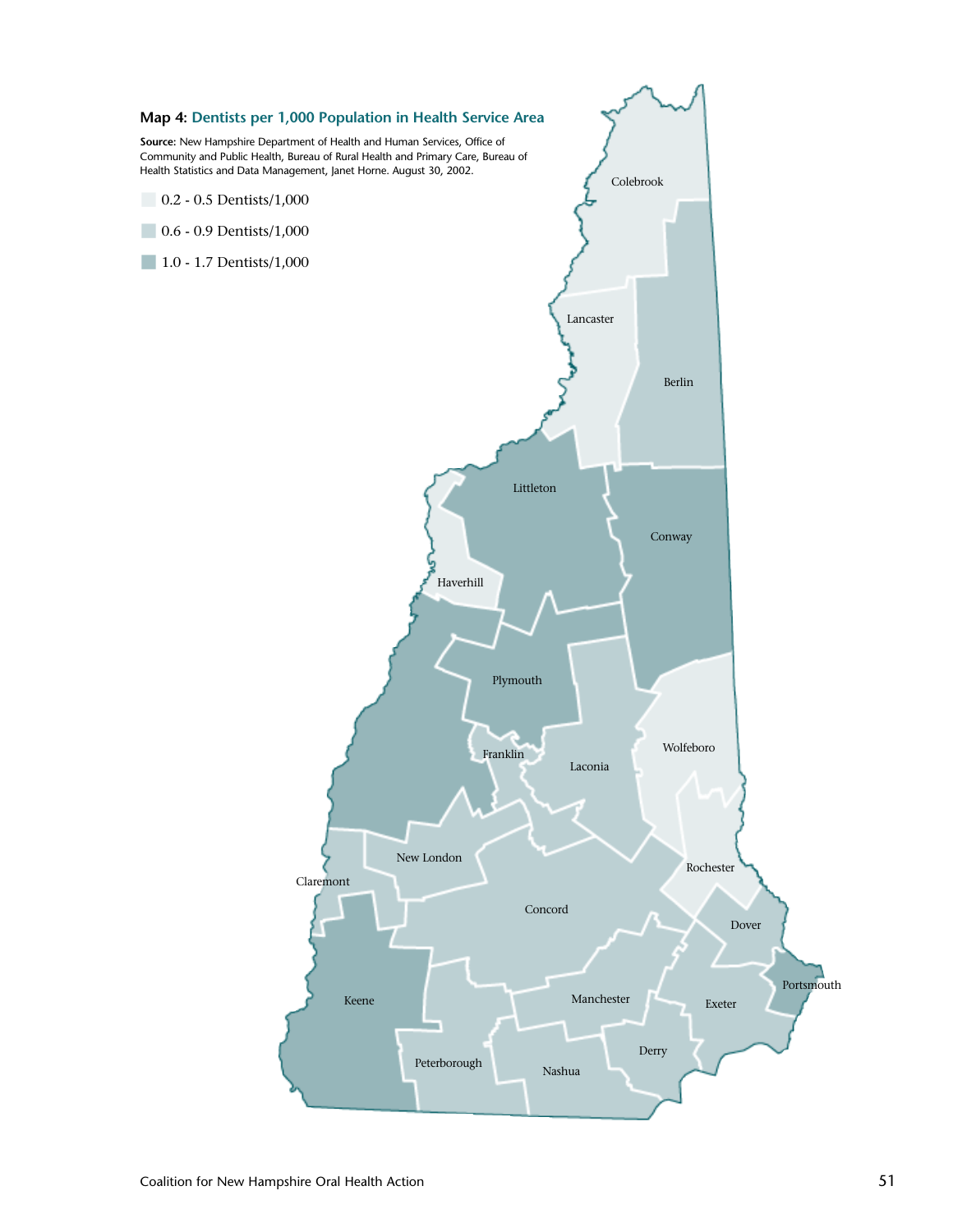**Map 4: Dentists per 1,000 Population in Health Service Area**

**Source:** New Hampshire Department of Health and Human Services, Office of Community and Public Health, Bureau of Rural Health and Primary Care, Bureau of Health Statistics and Data Management, Janet Horne. August 30, 2002.

- 0.2 - 0.5 Dentists/1,000
- 0.6 - 0.9 Dentists/1,000
- 1.0 - 1.7 Dentists/1,000

Colebrook, Lancaster, Berlin, Littleton, Conway, Haverhill, Plymouth, Wolfeboro, Franklin, Laconia, New London, Rochester, Claremont, Concord, Dover, Portsmouth, Keene, Manchester, Exeter, Derry, Peterborough, Nashua

Coalition for New Hampshire Oral Health Action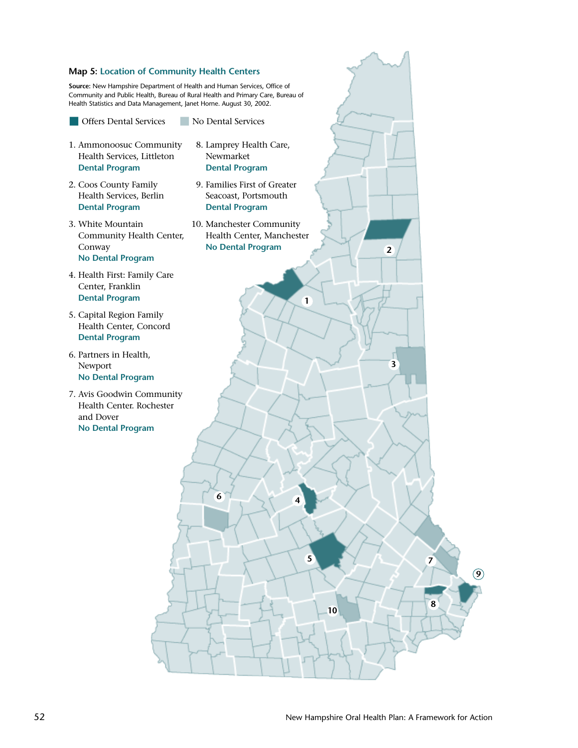**Map 5: Location of Community Health Centers**

**Source:** New Hampshire Department of Health and Human Services, Office of Community and Public Health, Bureau of Rural Health and Primary Care, Bureau of Health Statistics and Data Management, Janet Horne. August 30, 2002.

Offers Dental Services | No Dental Services

1. Ammonoosuc Community Health Services, Littleton
   **Dental Program**
2. Coos County Family Health Services, Berlin
   **Dental Program**
3. White Mountain Community Health Center, Conway
   **No Dental Program**
4. Health First: Family Care Center, Franklin
   **Dental Program**
5. Capital Region Family Health Center, Concord
   **Dental Program**
6. Partners in Health, Newport
   **No Dental Program**
7. Avis Goodwin Community Health Center. Rochester and Dover
   **No Dental Program**
8. Lamprey Health Care, Newmarket
   **Dental Program**
9. Families First of Greater Seacoast, Portsmouth
   **Dental Program**
10. Manchester Community Health Center, Manchester
    **No Dental Program**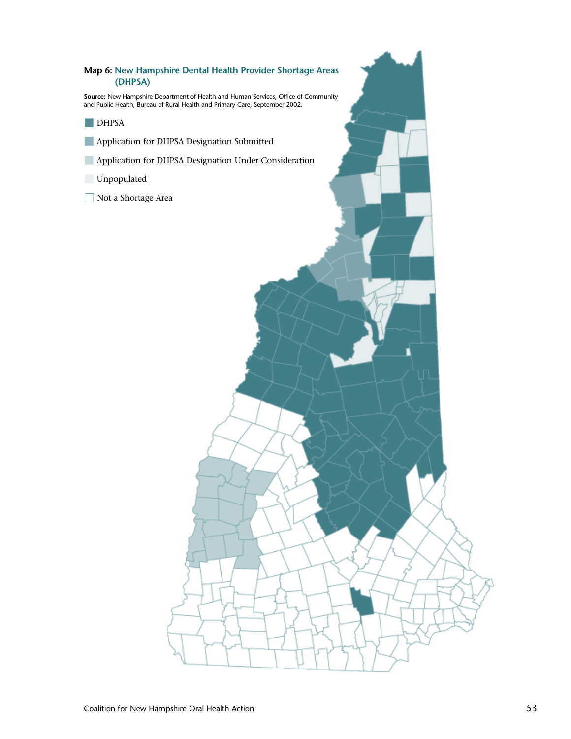**Map 6: New Hampshire Dental Health Provider Shortage Areas (DHPSA)**

**Source:** New Hampshire Department of Health and Human Services, Office of Community and Public Health, Bureau of Rural Health and Primary Care, September 2002.

- DHPSA
- Application for DHPSA Designation Submitted
- Application for DHPSA Designation Under Consideration
- Unpopulated
- Not a Shortage Area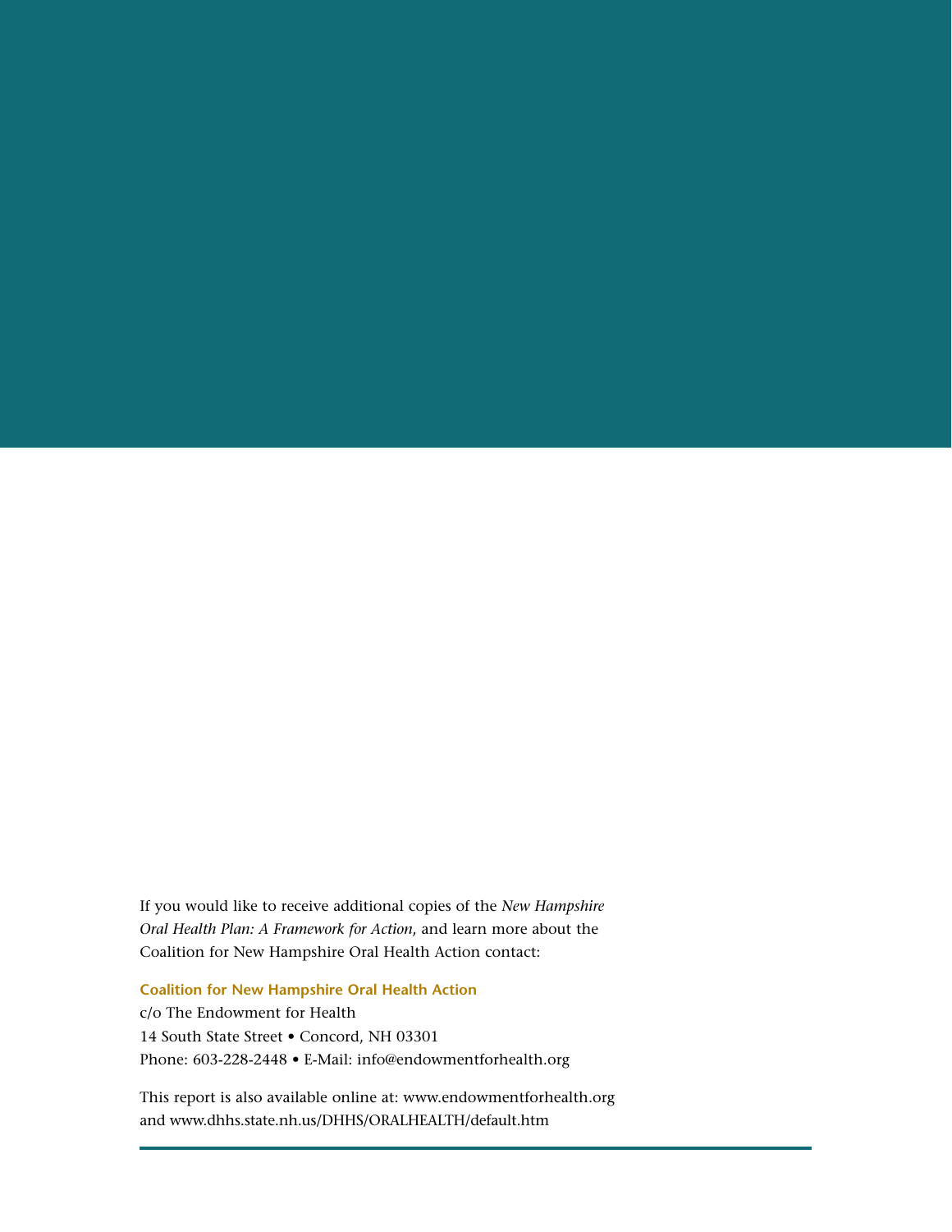If you would like to receive additional copies of the *New Hampshire Oral Health Plan: A Framework for Action*, and learn more about the Coalition for New Hampshire Oral Health Action contact:

**Coalition for New Hampshire Oral Health Action**
c/o The Endowment for Health
14 South State Street • Concord, NH 03301
Phone: 603-228-2448 • E-Mail: info@endowmentforhealth.org

This report is also available online at: www.endowmentforhealth.org and www.dhhs.state.nh.us/DHHS/ORALHEALTH/default.htm